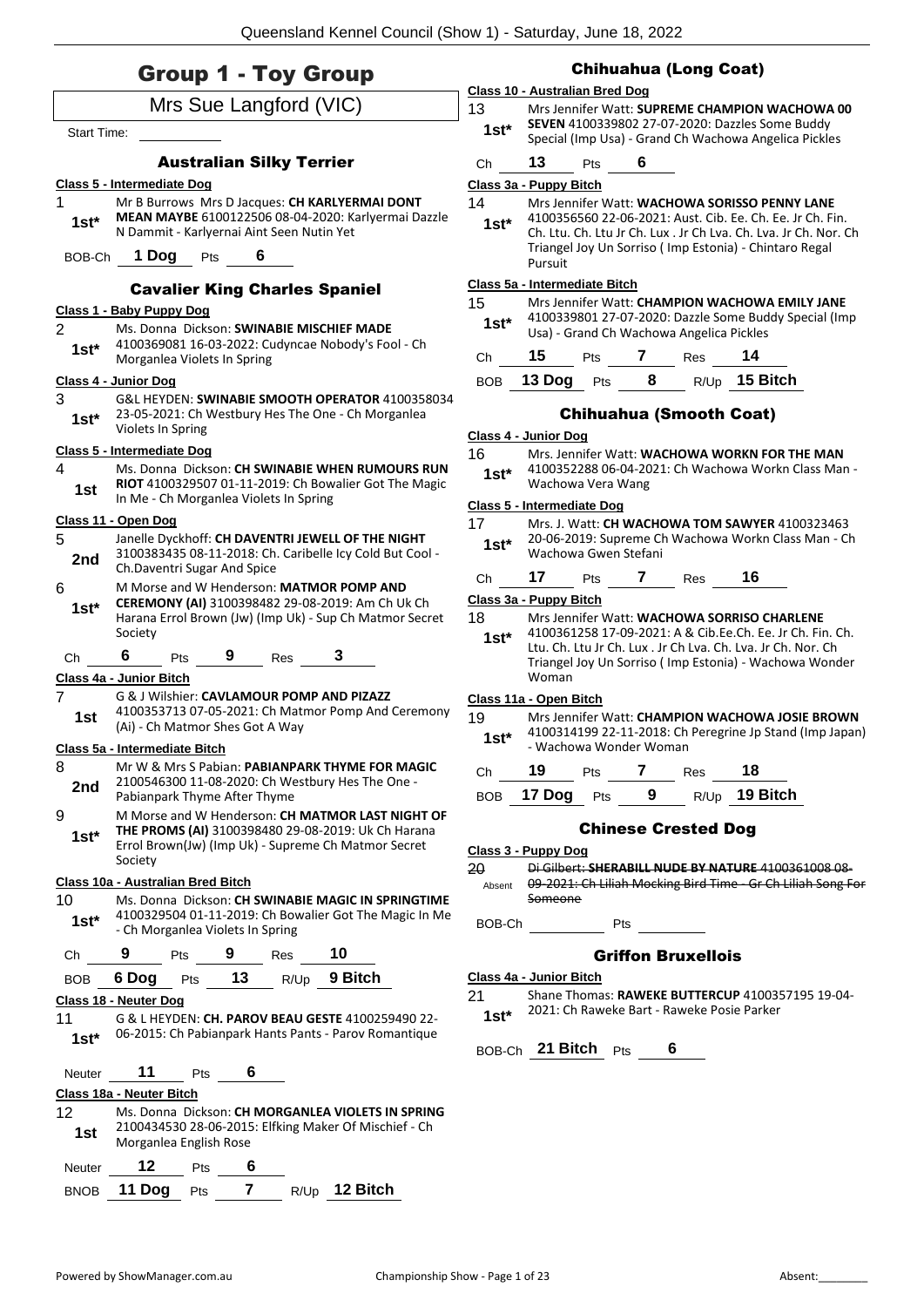# Group 1 - Toy Group

Mrs Sue Langford (VIC)

Start Time:

### Australian Silky Terrier

**Class 5 - Intermediate Dog**

1 — 1st* — Mr B Burrows Mrs D Jacques: **CH KARLYERMAI DONT MEAN MAYBE** 6100122506 08-04-2020: Karlyermai Dazzle N Dammit - Karlyernai Aint Seen Nutin Yet

BOB-Ch **1 Dog** Pts **6**

### Cavalier King Charles Spaniel

**Class 1 - Baby Puppy Dog**

2 — 1st* — Ms. Donna Dickson: **SWINABIE MISCHIEF MADE** 4100369081 16-03-2022: Cudyncae Nobody's Fool - Ch Morganlea Violets In Spring

**Class 4 - Junior Dog**

3 — 1st* — G&L HEYDEN: **SWINABIE SMOOTH OPERATOR** 4100358034 23-05-2021: Ch Westbury Hes The One - Ch Morganlea Violets In Spring

**Class 5 - Intermediate Dog**

4 — 1st — Ms. Donna Dickson: **CH SWINABIE WHEN RUMOURS RUN RIOT** 4100329507 01-11-2019: Ch Bowalier Got The Magic In Me - Ch Morganlea Violets In Spring

**Class 11 - Open Dog**

5 — 2nd — Janelle Dyckhoff: **CH DAVENTRI JEWELL OF THE NIGHT** 3100383435 08-11-2018: Ch. Caribelle Icy Cold But Cool - Ch.Daventri Sugar And Spice

6 — 1st* — M Morse and W Henderson: **MATMOR POMP AND CEREMONY (AI)** 3100398482 29-08-2019: Am Ch Uk Ch Harana Errol Brown (Jw) (Imp Uk) - Sup Ch Matmor Secret Society

Ch **6** Pts **9** Res **3**

**Class 4a - Junior Bitch**

7 — 1st — G & J Wilshier: **CAVLAMOUR POMP AND PIZAZZ** 4100353713 07-05-2021: Ch Matmor Pomp And Ceremony (Ai) - Ch Matmor Shes Got A Way

**Class 5a - Intermediate Bitch**

8 — 2nd — Mr W & Mrs S Pabian: **PABIANPARK THYME FOR MAGIC** 2100546300 11-08-2020: Ch Westbury Hes The One - Pabianpark Thyme After Thyme

9 — 1st* — M Morse and W Henderson: **CH MATMOR LAST NIGHT OF THE PROMS (AI)** 3100398480 29-08-2019: Uk Ch Harana Errol Brown(Jw) (Imp Uk) - Supreme Ch Matmor Secret Society

**Class 10a - Australian Bred Bitch**

10 — 1st* — Ms. Donna Dickson: **CH SWINABIE MAGIC IN SPRINGTIME** 4100329504 01-11-2019: Ch Bowalier Got The Magic In Me - Ch Morganlea Violets In Spring

Ch **9** Pts **9** Res **10**

BOB **6 Dog** Pts **13** R/Up **9 Bitch**

**Class 18 - Neuter Dog**

11 — 1st* — G & L HEYDEN: **CH. PAROV BEAU GESTE** 4100259490 22-06-2015: Ch Pabianpark Hants Pants - Parov Romantique

Neuter **11** Pts **6**

**Class 18a - Neuter Bitch**

12 — 1st — Ms. Donna Dickson: **CH MORGANLEA VIOLETS IN SPRING** 2100434530 28-06-2015: Elfking Maker Of Mischief - Ch Morganlea English Rose

Neuter **12** Pts **6**

BNOB **11 Dog** Pts **7** R/Up **12 Bitch**

### Chihuahua (Long Coat)

**Class 10 - Australian Bred Dog**

13 — 1st* — Mrs Jennifer Watt: **SUPREME CHAMPION WACHOWA 00 SEVEN** 4100339802 27-07-2020: Dazzles Some Buddy Special (Imp Usa) - Grand Ch Wachowa Angelica Pickles

Ch **13** Pts **6**

**Class 3a - Puppy Bitch**

14 — 1st* — Mrs Jennifer Watt: **WACHOWA SORISSO PENNY LANE** 4100356560 22-06-2021: Aust. Cib. Ee. Ch. Ee. Jr Ch. Fin. Ch. Ltu. Ch. Ltu Jr Ch. Lux . Jr Ch Lva. Ch. Lva. Jr Ch. Nor. Ch Triangel Joy Un Sorriso ( Imp Estonia) - Chintaro Regal Pursuit

**Class 5a - Intermediate Bitch**

15 — 1st* — Mrs Jennifer Watt: **CHAMPION WACHOWA EMILY JANE** 4100339801 27-07-2020: Dazzle Some Buddy Special (Imp Usa) - Grand Ch Wachowa Angelica Pickles

Ch **15** Pts **7** Res **14**

BOB **13 Dog** Pts **8** R/Up **15 Bitch**

### Chihuahua (Smooth Coat)

**Class 4 - Junior Dog**

16 — 1st* — Mrs. Jennifer Watt: **WACHOWA WORKN FOR THE MAN** 4100352288 06-04-2021: Ch Wachowa Workn Class Man - Wachowa Vera Wang

**Class 5 - Intermediate Dog**

17 — 1st* — Mrs. J. Watt: **CH WACHOWA TOM SAWYER** 4100323463 20-06-2019: Supreme Ch Wachowa Workn Class Man - Ch Wachowa Gwen Stefani

Ch **17** Pts **7** Res **16**

**Class 3a - Puppy Bitch**

18 — 1st* — Mrs Jennifer Watt: **WACHOWA SORRISO CHARLENE** 4100361258 17-09-2021: A & Cib.Ee.Ch. Ee. Jr Ch. Fin. Ch. Ltu. Ch. Ltu Jr Ch. Lux . Jr Ch Lva. Ch. Lva. Jr Ch. Nor. Ch Triangel Joy Un Sorriso ( Imp Estonia) - Wachowa Wonder Woman

**Class 11a - Open Bitch**

19 — 1st* — Mrs Jennifer Watt: **CHAMPION WACHOWA JOSIE BROWN** 4100314199 22-11-2018: Ch Peregrine Jp Stand (Imp Japan) - Wachowa Wonder Woman

Ch **19** Pts **7** Res **18**

BOB **17 Dog** Pts **9** R/Up **19 Bitch**

### Chinese Crested Dog

**Class 3 - Puppy Dog**

20 — Absent — ~~Di Gilbert: **SHERABILL NUDE BY NATURE** 4100361008 08-09-2021: Ch Liliah Mocking Bird Time - Gr Ch Liliah Song For Someone~~

BOB-Ch Pts

### Griffon Bruxellois

**Class 4a - Junior Bitch**

21 — 1st* — Shane Thomas: **RAWEKE BUTTERCUP** 4100357195 19-04-2021: Ch Raweke Bart - Raweke Posie Parker

BOB-Ch **21 Bitch** Pts **6**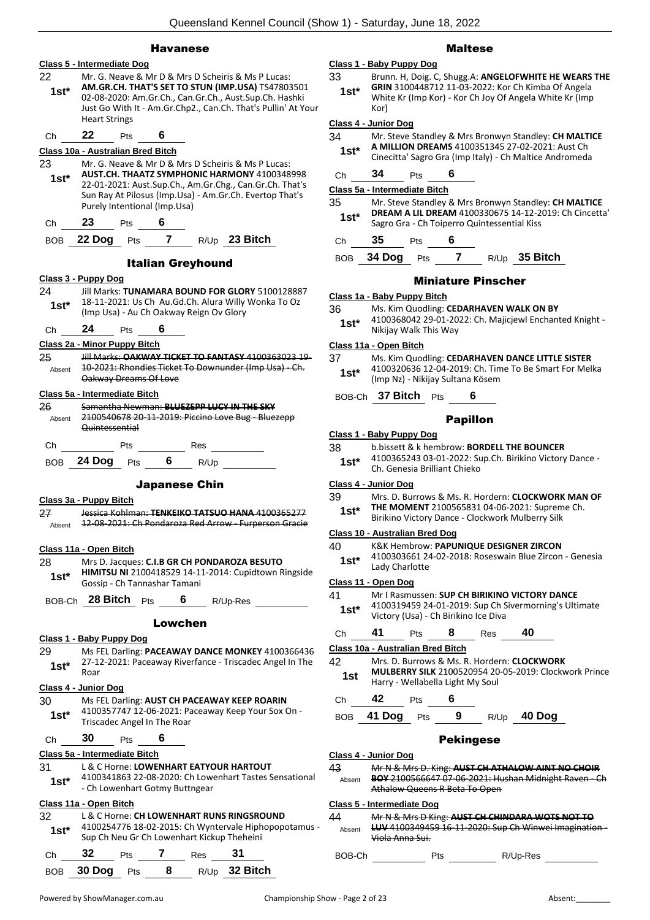## Havanese

**Class 5 - Intermediate Dog**

22 — 1st* — Mr. G. Neave & Mr D & Mrs D Scheiris & Ms P Lucas: **AM.GR.CH. THAT'S SET TO STUN (IMP.USA)** TS47803501 02-08-2020: Am.Gr.Ch., Can.Gr.Ch., Aust.Sup.Ch. Hashki Just Go With It - Am.Gr.Chp2., Can.Ch. That's Pullin' At Your Heart Strings

Ch **22** Pts **6**

**Class 10a - Australian Bred Bitch**

23 — 1st* — Mr. G. Neave & Mr D & Mrs D Scheiris & Ms P Lucas: **AUST.CH. THAATZ SYMPHONIC HARMONY** 4100348998 22-01-2021: Aust.Sup.Ch., Am.Gr.Chg., Can.Gr.Ch. That's Sun Ray At Pilosus (Imp.Usa) - Am.Gr.Ch. Evertop That's Purely Intentional (Imp.Usa)

Ch **23** Pts **6**

BOB **22 Dog** Pts **7** R/Up **23 Bitch**

## Italian Greyhound

**Class 3 - Puppy Dog**

24 — 1st* — Jill Marks: **TUNAMARA BOUND FOR GLORY** 5100128887 18-11-2021: Us Ch Au.Gd.Ch. Alura Willy Wonka To Oz (Imp Usa) - Au Ch Oakway Reign Ov Glory

Ch **24** Pts **6**

**Class 2a - Minor Puppy Bitch**

25 — Absent — ~~Jill Marks: **OAKWAY TICKET TO FANTASY** 4100363023 19-10-2021: Rhondies Ticket To Downunder (Imp Usa) - Ch. Oakway Dreams Of Love~~

**Class 5a - Intermediate Bitch**

26 — Absent — ~~Samantha Newman: **BLUEZEPP LUCY IN THE SKY** 2100540678 20-11-2019: Piccino Love Bug - Bluezepp Quintessential~~

Ch \_\_\_ Pts \_\_\_ Res \_\_\_

BOB **24 Dog** Pts **6** R/Up \_\_\_

## Japanese Chin

**Class 3a - Puppy Bitch**

27 — Absent — ~~Jessica Kohlman: **TENKEIKO TATSUO HANA** 4100365277 12-08-2021: Ch Pondaroza Red Arrow - Furperson Gracie~~

**Class 11a - Open Bitch**

28 — 1st* — Mrs D. Jacques: **C.I.B GR CH PONDAROZA BESUTO HIMITSU NI** 2100418529 14-11-2014: Cupidtown Ringside Gossip - Ch Tannashar Tamani

BOB-Ch **28 Bitch** Pts **6** R/Up-Res \_\_\_

## Lowchen

**Class 1 - Baby Puppy Dog**

29 — 1st* — Ms FEL Darling: **PACEAWAY DANCE MONKEY** 4100366436 27-12-2021: Paceaway Riverfance - Triscadec Angel In The Roar

**Class 4 - Junior Dog**

30 — 1st* — Ms FEL Darling: **AUST CH PACEAWAY KEEP ROARIN** 4100357747 12-06-2021: Paceaway Keep Your Sox On - Triscadec Angel In The Roar

Ch **30** Pts **6**

**Class 5a - Intermediate Bitch**

31 — 1st* — L & C Horne: **LOWENHART EATYOUR HARTOUT** 4100341863 22-08-2020: Ch Lowenhart Tastes Sensational - Ch Lowenhart Gotmy Buttngear

**Class 11a - Open Bitch**

32 — 1st* — L & C Horne: **CH LOWENHART RUNS RINGSROUND** 4100254776 18-02-2015: Ch Wyntervale Hiphopopotamus - Sup Ch Neu Gr Ch Lowenhart Kickup Theheini

Ch **32** Pts **7** Res **31**

BOB **30 Dog** Pts **8** R/Up **32 Bitch**

## Maltese

**Class 1 - Baby Puppy Dog**

33 — 1st* — Brunn. H, Doig. C, Shugg.A: **ANGELOFWHITE HE WEARS THE GRIN** 3100448712 11-03-2022: Kor Ch Kimba Of Angela White Kr (Imp Kor) - Kor Ch Joy Of Angela White Kr (Imp Kor)

**Class 4 - Junior Dog**

34 — 1st* — Mr. Steve Standley & Mrs Bronwyn Standley: **CH MALTICE A MILLION DREAMS** 4100351345 27-02-2021: Aust Ch Cinecitta' Sagro Gra (Imp Italy) - Ch Maltice Andromeda

Ch **34** Pts **6**

**Class 5a - Intermediate Bitch**

35 — 1st* — Mr. Steve Standley & Mrs Bronwyn Standley: **CH MALTICE DREAM A LIL DREAM** 4100330675 14-12-2019: Ch Cincetta' Sagro Gra - Ch Toiperro Quintessential Kiss

Ch **35** Pts **6**

BOB **34 Dog** Pts **7** R/Up **35 Bitch**

## Miniature Pinscher

**Class 1a - Baby Puppy Bitch**

36 — 1st* — Ms. Kim Quodling: **CEDARHAVEN WALK ON BY** 4100368042 29-01-2022: Ch. Majicjewl Enchanted Knight - Nikijay Walk This Way

**Class 11a - Open Bitch**

37 — 1st* — Ms. Kim Quodling: **CEDARHAVEN DANCE LITTLE SISTER** 4100320636 12-04-2019: Ch. Time To Be Smart For Melka (Imp Nz) - Nikijay Sultana Kösem

BOB-Ch **37 Bitch** Pts **6**

## Papillon

**Class 1 - Baby Puppy Dog**

38 — 1st* — b.bissett & k hembrow: **BORDELL THE BOUNCER** 4100365243 03-01-2022: Sup.Ch. Birikino Victory Dance - Ch. Genesia Brilliant Chieko

**Class 4 - Junior Dog**

39 — 1st* — Mrs. D. Burrows & Ms. R. Hordern: **CLOCKWORK MAN OF THE MOMENT** 2100565831 04-06-2021: Supreme Ch. Birikino Victory Dance - Clockwork Mulberry Silk

**Class 10 - Australian Bred Dog**

40 — 1st* — K&K Hembrow: **PAPUNIQUE DESIGNER ZIRCON** 4100303661 24-02-2018: Roseswain Blue Zircon - Genesia Lady Charlotte

**Class 11 - Open Dog**

41 — 1st* — Mr I Rasmussen: **SUP CH BIRIKINO VICTORY DANCE** 4100319459 24-01-2019: Sup Ch Sivermorning's Ultimate Victory (Usa) - Ch Birikino Ice Diva

Ch **41** Pts **8** Res **40**

**Class 10a - Australian Bred Bitch**

42 — 1st — Mrs. D. Burrows & Ms. R. Hordern: **CLOCKWORK MULBERRY SILK** 2100520954 20-05-2019: Clockwork Prince Harry - Wellabella Light My Soul

Ch **42** Pts **6**

BOB **41 Dog** Pts **9** R/Up **40 Dog**

## Pekingese

**Class 4 - Junior Dog**

43 — Absent — ~~Mr N & Mrs D. King: **AUST CH ATHALOW AINT NO CHOIR BOY** 2100566647 07-06-2021: Hushan Midnight Raven - Ch Athalow Queens R Beta To Open~~

**Class 5 - Intermediate Dog**

44 — Absent — ~~Mr N & Mrs D King: **AUST CH CHINDARA WOTS NOT TO LUV** 4100349459 16-11-2020: Sup Ch Winwei Imagination - Viola Anna Sui.~~

BOB-Ch \_\_\_ Pts \_\_\_ R/Up-Res \_\_\_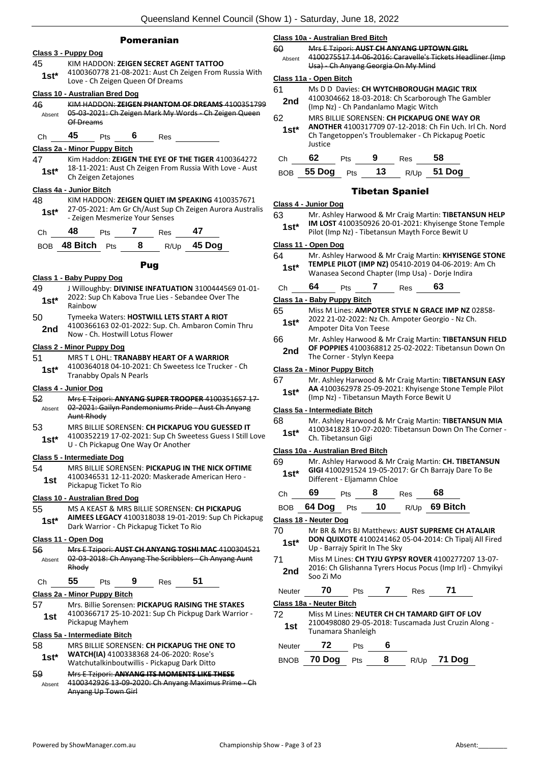## Pomeranian

### Class 3 - Puppy Dog

45 **1st*** KIM HADDON: **ZEIGEN SECRET AGENT TATTOO** 4100360778 21-08-2021: Aust Ch Zeigen From Russia With Love - Ch Zeigen Queen Of Dreams

### Class 10 - Australian Bred Dog

46 Absent ~~KIM HADDON: **ZEIGEN PHANTOM OF DREAMS** 4100351799 05-03-2021: Ch Zeigen Mark My Words - Ch Zeigen Queen Of Dreams~~

Ch **45** Pts **6** Res

### Class 2a - Minor Puppy Bitch

47 **1st*** Kim Haddon: **ZEIGEN THE EYE OF THE TIGER** 4100364272 18-11-2021: Aust Ch Zeigen From Russia With Love - Aust Ch Zeigen Zetajones

### Class 4a - Junior Bitch

48 **1st*** KIM HADDON: **ZEIGEN QUIET IM SPEAKING** 4100357671 27-05-2021: Am Gr Ch/Aust Sup Ch Zeigen Aurora Australis - Zeigen Mesmerize Your Senses

Ch **48** Pts **7** Res **47**

BOB **48 Bitch** Pts **8** R/Up **45 Dog**

## Pug

### Class 1 - Baby Puppy Dog

49 **1st*** J Willoughby: **DIVINISE INFATUATION** 3100444569 01-01-2022: Sup Ch Kabova True Lies - Sebandee Over The Rainbow

50 **2nd** Tymeeka Waters: **HOSTWILL LETS START A RIOT** 4100366163 02-01-2022: Sup. Ch. Ambaron Comin Thru Now - Ch. Hostwill Lotus Flower

### Class 2 - Minor Puppy Dog

51 **1st*** MRS T L OHL: **TRANABBY HEART OF A WARRIOR** 4100364018 04-10-2021: Ch Sweetess Ice Trucker - Ch Tranabby Opals N Pearls

### Class 4 - Junior Dog

52 Absent ~~Mrs E Tzipori: **ANYANG SUPER TROOPER** 4100351657 17-02-2021: Gailyn Pandemoniums Pride - Aust Ch Anyang Aunt Rhody~~

53 **1st*** MRS BILLIE SORENSEN: **CH PICKAPUG YOU GUESSED IT** 4100352219 17-02-2021: Sup Ch Sweetess Guess I Still Love U - Ch Pickapug One Way Or Another

### Class 5 - Intermediate Dog

54 **1st** MRS BILLIE SORENSEN: **PICKAPUG IN THE NICK OFTIME** 4100346531 12-11-2020: Maskerade American Hero - Pickapug Ticket To Rio

### Class 10 - Australian Bred Dog

55 **1st*** MS A KEAST & MRS BILLIE SORENSEN: **CH PICKAPUG AIMEES LEGACY** 4100318038 19-01-2019: Sup Ch Pickapug Dark Warrior - Ch Pickapug Ticket To Rio

### Class 11 - Open Dog

56 Absent ~~Mrs E Tzipori: **AUST CH ANYANG TOSHI MAC** 4100304521 02-03-2018: Ch Anyang The Scribblers - Ch Anyang Aunt Rhody~~

Ch **55** Pts **9** Res **51**

### Class 2a - Minor Puppy Bitch

57 **1st** Mrs. Billie Sorensen: **PICKAPUG RAISING THE STAKES** 4100366717 25-10-2021: Sup Ch Pickpug Dark Warrior - Pickapug Mayhem

### Class 5a - Intermediate Bitch

58 **1st*** MRS BILLIE SORENSEN: **CH PICKAPUG THE ONE TO WATCH(IA)** 4100338368 24-06-2020: Rose's Watchutalkinboutwillis - Pickapug Dark Ditto

59 Absent ~~Mrs E Tzipori: **ANYANG ITS MOMENTS LIKE THESE** 4100342926 13-09-2020: Ch Anyang Maximus Prime - Ch Anyang Up Town Girl~~

### Class 10a - Australian Bred Bitch

60 Absent ~~Mrs E Tzipori: **AUST CH ANYANG UPTOWN GIRL** 4100275517 14-06-2016: Caravelle's Tickets Headliner (Imp Usa) - Ch Anyang Georgia On My Mind~~

### Class 11a - Open Bitch

61 **2nd** Ms D D Davies: **CH WYTCHBOROUGH MAGIC TRIX** 4100304662 18-03-2018: Ch Scarborough The Gambler (Imp Nz) - Ch Pandanlamo Magic Witch

62 **1st*** MRS BILLIE SORENSEN: **CH PICKAPUG ONE WAY OR ANOTHER** 4100317709 07-12-2018: Ch Fin Uch. Irl Ch. Nord Ch Tangetoppen's Troublemaker - Ch Pickapug Poetic Justice

Ch **62** Pts **9** Res **58**

BOB **55 Dog** Pts **13** R/Up **51 Dog**

## Tibetan Spaniel

### Class 4 - Junior Dog

63 **1st*** Mr. Ashley Harwood & Mr Craig Martin: **TIBETANSUN HELP IM LOST** 4100350926 20-01-2021: Khyisenge Stone Temple Pilot (Imp Nz) - Tibetansun Mayth Force Bewit U

### Class 11 - Open Dog

64 **1st*** Mr. Ashley Harwood & Mr Craig Martin: **KHYISENGE STONE TEMPLE PILOT (IMP NZ)** 05410-2019 04-06-2019: Am Ch Wanasea Second Chapter (Imp Usa) - Dorje Indira

Ch **64** Pts **7** Res **63**

### Class 1a - Baby Puppy Bitch

65 **1st*** Miss M Lines: **AMPOTER STYLE N GRACE IMP NZ** 02858-2022 21-02-2022: Nz Ch. Ampoter Georgio - Nz Ch. Ampoter Dita Von Teese

66 **2nd** Mr. Ashley Harwood & Mr Craig Martin: **TIBETANSUN FIELD OF POPPIES** 4100368812 25-02-2022: Tibetansun Down On The Corner - Stylyn Keepa

### Class 2a - Minor Puppy Bitch

67 **1st*** Mr. Ashley Harwood & Mr Craig Martin: **TIBETANSUN EASY AA** 4100362978 25-09-2021: Khyisenge Stone Temple Pilot (Imp Nz) - Tibetansun Mayth Force Bewit U

### Class 5a - Intermediate Bitch

68 **1st*** Mr. Ashley Harwood & Mr Craig Martin: **TIBETANSUN MIA** 4100341828 10-07-2020: Tibetansun Down On The Corner - Ch. Tibetansun Gigi

### Class 10a - Australian Bred Bitch

69 **1st*** Mr. Ashley Harwood & Mr Craig Martin: **CH. TIBETANSUN GIGI** 4100291524 19-05-2017: Gr Ch Barrajy Dare To Be Different - Eljamamn Chloe

Ch **69** Pts **8** Res **68**

BOB **64 Dog** Pts **10** R/Up **69 Bitch**

### Class 18 - Neuter Dog

70 **1st*** Mr BR & Mrs BJ Matthews: **AUST SUPREME CH ATALAIR DON QUIXOTE** 4100241462 05-04-2014: Ch Tipalj All Fired Up - Barrajy Spirit In The Sky

71 **2nd** Miss M Lines: **CH TYJU GYPSY ROVER** 4100277207 13-07-2016: Ch Glishanna Tyrers Hocus Pocus (Imp Irl) - Chmyikyi Soo Zi Mo

Neuter **70** Pts **7** Res **71**

### Class 18a - Neuter Bitch

72 **1st** Miss M Lines: **NEUTER CH CH TAMARD GIFT OF LOV** 2100498080 29-05-2018: Tuscamada Just Cruzin Along - Tunamara Shanleigh

Neuter **72** Pts **6**

BNOB **70 Dog** Pts **8** R/Up **71 Dog**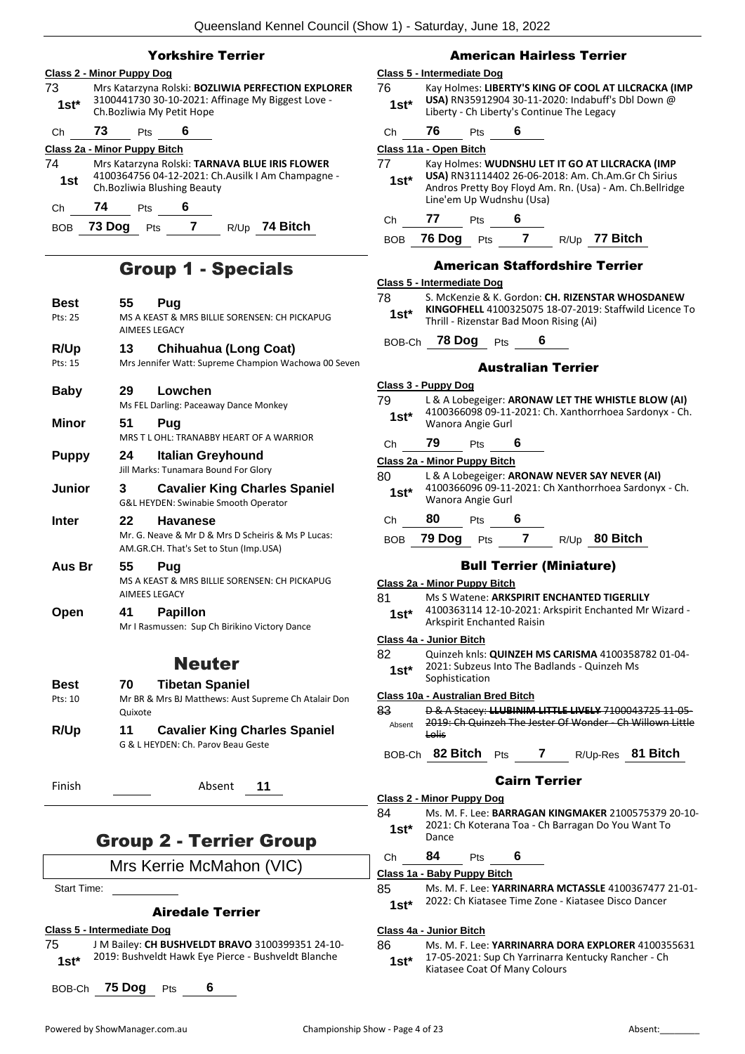## Yorkshire Terrier

**Class 2 - Minor Puppy Dog**

73 — **1st\*** — Mrs Katarzyna Rolski: **BOZLIWIA PERFECTION EXPLORER** 3100441730 30-10-2021: Affinage My Biggest Love - Ch.Bozliwia My Petit Hope

Ch **73** Pts **6**

**Class 2a - Minor Puppy Bitch**

74 — **1st** — Mrs Katarzyna Rolski: **TARNAVA BLUE IRIS FLOWER** 4100364756 04-12-2021: Ch.Ausilk I Am Champagne - Ch.Bozliwia Blushing Beauty

Ch **74** Pts **6**

BOB **73 Dog** Pts **7** R/Up **74 Bitch**

# Group 1 - Specials

| | | |
|---|---|---|
| **Best** (Pts: 25) | 55 | **Pug** — MS A KEAST & MRS BILLIE SORENSEN: CH PICKAPUG AIMEES LEGACY |
| **R/Up** (Pts: 15) | 13 | **Chihuahua (Long Coat)** — Mrs Jennifer Watt: Supreme Champion Wachowa 00 Seven |
| **Baby** | 29 | **Lowchen** — Ms FEL Darling: Paceaway Dance Monkey |
| **Minor** | 51 | **Pug** — MRS T L OHL: TRANABBY HEART OF A WARRIOR |
| **Puppy** | 24 | **Italian Greyhound** — Jill Marks: Tunamara Bound For Glory |
| **Junior** | 3 | **Cavalier King Charles Spaniel** — G&L HEYDEN: Swinabie Smooth Operator |
| **Inter** | 22 | **Havanese** — Mr. G. Neave & Mr D & Mrs D Scheiris & Ms P Lucas: AM.GR.CH. That's Set to Stun (Imp.USA) |
| **Aus Br** | 55 | **Pug** — MS A KEAST & MRS BILLIE SORENSEN: CH PICKAPUG AIMEES LEGACY |
| **Open** | 41 | **Papillon** — Mr I Rasmussen: Sup Ch Birikino Victory Dance |

# Neuter

| | | |
|---|---|---|
| **Best** (Pts: 10) | 70 | **Tibetan Spaniel** — Mr BR & Mrs BJ Matthews: Aust Supreme Ch Atalair Don Quixote |
| **R/Up** | 11 | **Cavalier King Charles Spaniel** — G & L HEYDEN: Ch. Parov Beau Geste |

Finish ______ Absent **11**

# Group 2 - Terrier Group

Mrs Kerrie McMahon (VIC)

Start Time: ______

## Airedale Terrier

**Class 5 - Intermediate Dog**

75 — **1st\*** — J M Bailey: **CH BUSHVELDT BRAVO** 3100399351 24-10-2019: Bushveldt Hawk Eye Pierce - Bushveldt Blanche

BOB-Ch **75 Dog** Pts **6**

## American Hairless Terrier

**Class 5 - Intermediate Dog**

76 — **1st\*** — Kay Holmes: **LIBERTY'S KING OF COOL AT LILCRACKA (IMP USA)** RN35912904 30-11-2020: Indabuff's Dbl Down @ Liberty - Ch Liberty's Continue The Legacy

Ch **76** Pts **6**

**Class 11a - Open Bitch**

77 — **1st\*** — Kay Holmes: **WUDNSHU LET IT GO AT LILCRACKA (IMP USA)** RN31114402 26-06-2018: Am. Ch.Am.Gr Ch Sirius Andros Pretty Boy Floyd Am. Rn. (Usa) - Am. Ch.Bellridge Line'em Up Wudnshu (Usa)

Ch **77** Pts **6**

BOB **76 Dog** Pts **7** R/Up **77 Bitch**

## American Staffordshire Terrier

**Class 5 - Intermediate Dog**

78 — **1st\*** — S. McKenzie & K. Gordon: **CH. RIZENSTAR WHOSDANEW KINGOFHELL** 4100325075 18-07-2019: Staffwild Licence To Thrill - Rizenstar Bad Moon Rising (Ai)

BOB-Ch **78 Dog** Pts **6**

## Australian Terrier

**Class 3 - Puppy Dog**

79 — **1st\*** — L & A Lobegeiger: **ARONAW LET THE WHISTLE BLOW (AI)** 4100366098 09-11-2021: Ch. Xanthorrhoea Sardonyx - Ch. Wanora Angie Gurl

Ch **79** Pts **6**

**Class 2a - Minor Puppy Bitch**

80 — **1st\*** — L & A Lobegeiger: **ARONAW NEVER SAY NEVER (AI)** 4100366096 09-11-2021: Ch Xanthorrhoea Sardonyx - Ch. Wanora Angie Gurl

Ch **80** Pts **6**

BOB **79 Dog** Pts **7** R/Up **80 Bitch**

## Bull Terrier (Miniature)

**Class 2a - Minor Puppy Bitch**

81 — **1st\*** — Ms S Watene: **ARKSPIRIT ENCHANTED TIGERLILY** 4100363114 12-10-2021: Arkspirit Enchanted Mr Wizard - Arkspirit Enchanted Raisin

**Class 4a - Junior Bitch**

82 — **1st\*** — Quinzeh knls: **QUINZEH MS CARISMA** 4100358782 01-04-2021: Subzeus Into The Badlands - Quinzeh Ms Sophistication

**Class 10a - Australian Bred Bitch**

83 — Absent — ~~D & A Stacey: **LLUBINIM LITTLE LIVELY** 7100043725 11-05-2019: Ch Quinzeh The Jester Of Wonder - Ch Willown Little Lolis~~

BOB-Ch **82 Bitch** Pts **7** R/Up-Res **81 Bitch**

## Cairn Terrier

**Class 2 - Minor Puppy Dog**

84 — **1st\*** — Ms. M. F. Lee: **BARRAGAN KINGMAKER** 2100575379 20-10-2021: Ch Koterana Toa - Ch Barragan Do You Want To Dance

Ch **84** Pts **6**

**Class 1a - Baby Puppy Bitch**

85 — **1st\*** — Ms. M. F. Lee: **YARRINARRA MCTASSLE** 4100367477 21-01-2022: Ch Kiatasee Time Zone - Kiatasee Disco Dancer

**Class 4a - Junior Bitch**

86 — **1st\*** — Ms. M. F. Lee: **YARRINARRA DORA EXPLORER** 4100355631 17-05-2021: Sup Ch Yarrinarra Kentucky Rancher - Ch Kiatasee Coat Of Many Colours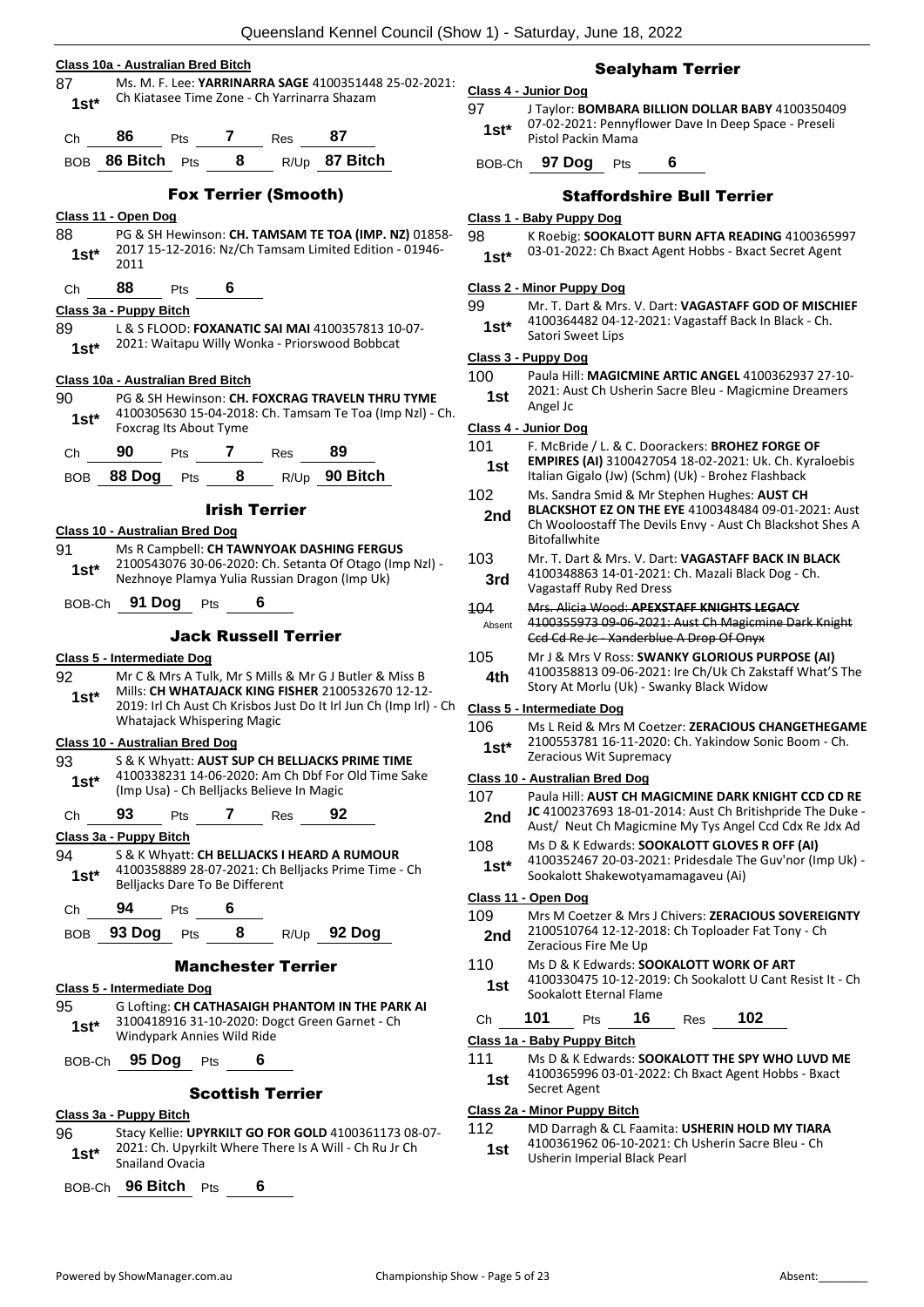**Class 10a - Australian Bred Bitch**

87 Ms. M. F. Lee: **YARRINARRA SAGE** 4100351448 25-02-2021: Ch Kiatasee Time Zone - Ch Yarrinarra Shazam
**1st***

Ch **86** Pts **7** Res **87**

BOB **86 Bitch** Pts **8** R/Up **87 Bitch**

## Fox Terrier (Smooth)

**Class 11 - Open Dog**

88 PG & SH Hewinson: **CH. TAMSAM TE TOA (IMP. NZ)** 01858-2017 15-12-2016: Nz/Ch Tamsam Limited Edition - 01946-2011
**1st***

Ch **88** Pts **6**

**Class 3a - Puppy Bitch**

89 L & S FLOOD: **FOXANATIC SAI MAI** 4100357813 10-07-2021: Waitapu Willy Wonka - Priorswood Bobbcat
**1st***

**Class 10a - Australian Bred Bitch**

90 PG & SH Hewinson: **CH. FOXCRAG TRAVELN THRU TYME** 4100305630 15-04-2018: Ch. Tamsam Te Toa (Imp Nzl) - Ch. Foxcrag Its About Tyme
**1st***

Ch **90** Pts **7** Res **89**

BOB **88 Dog** Pts **8** R/Up **90 Bitch**

## Irish Terrier

**Class 10 - Australian Bred Dog**

91 Ms R Campbell: **CH TAWNYOAK DASHING FERGUS** 2100543076 30-06-2020: Ch. Setanta Of Otago (Imp Nzl) - Nezhnoye Plamya Yulia Russian Dragon (Imp Uk)
**1st***

BOB-Ch **91 Dog** Pts **6**

## Jack Russell Terrier

**Class 5 - Intermediate Dog**

92 Mr C & Mrs A Tulk, Mr S Mills & Mr G J Butler & Miss B Mills: **CH WHATAJACK KING FISHER** 2100532670 12-12-2019: Irl Ch Aust Ch Krisbos Just Do It Irl Jun Ch (Imp Irl) - Ch Whatajack Whispering Magic
**1st***

**Class 10 - Australian Bred Dog**

93 S & K Whyatt: **AUST SUP CH BELLJACKS PRIME TIME** 4100338231 14-06-2020: Am Ch Dbf For Old Time Sake (Imp Usa) - Ch Belljacks Believe In Magic
**1st***

Ch **93** Pts **7** Res **92**

**Class 3a - Puppy Bitch**

94 S & K Whyatt: **CH BELLJACKS I HEARD A RUMOUR** 4100358889 28-07-2021: Ch Belljacks Prime Time - Ch Belljacks Dare To Be Different
**1st***

Ch **94** Pts **6**

BOB **93 Dog** Pts **8** R/Up **92 Dog**

## Manchester Terrier

**Class 5 - Intermediate Dog**

95 G Lofting: **CH CATHASAIGH PHANTOM IN THE PARK AI** 3100418916 31-10-2020: Dogct Green Garnet - Ch Windypark Annies Wild Ride
**1st***

BOB-Ch **95 Dog** Pts **6**

## Scottish Terrier

**Class 3a - Puppy Bitch**

96 Stacy Kellie: **UPYRKILT GO FOR GOLD** 4100361173 08-07-2021: Ch. Upyrkilt Where There Is A Will - Ch Ru Jr Ch Snailand Ovacia
**1st***

BOB-Ch **96 Bitch** Pts **6**

## Sealyham Terrier

**Class 4 - Junior Dog**

97 J Taylor: **BOMBARA BILLION DOLLAR BABY** 4100350409 07-02-2021: Pennyflower Dave In Deep Space - Preseli Pistol Packin Mama
**1st***

BOB-Ch **97 Dog** Pts **6**

## Staffordshire Bull Terrier

**Class 1 - Baby Puppy Dog**

98 K Roebig: **SOOKALOTT BURN AFTA READING** 4100365997 03-01-2022: Ch Bxact Agent Hobbs - Bxact Secret Agent
**1st***

**Class 2 - Minor Puppy Dog**

99 Mr. T. Dart & Mrs. V. Dart: **VAGASTAFF GOD OF MISCHIEF** 4100364482 04-12-2021: Vagastaff Back In Black - Ch. Satori Sweet Lips
**1st***

**Class 3 - Puppy Dog**

100 Paula Hill: **MAGICMINE ARTIC ANGEL** 4100362937 27-10-2021: Aust Ch Usherin Sacre Bleu - Magicmine Dreamers Angel Jc
**1st**

**Class 4 - Junior Dog**

101 F. McBride / L. & C. Doorackers: **BROHEZ FORGE OF EMPIRES (AI)** 3100427054 18-02-2021: Uk. Ch. Kyraloebis Italian Gigalo (Jw) (Schm) (Uk) - Brohez Flashback
**1st**

102 Ms. Sandra Smid & Mr Stephen Hughes: **AUST CH BLACKSHOT EZ ON THE EYE** 4100348484 09-01-2021: Aust Ch Wooloostaff The Devils Envy - Aust Ch Blackshot Shes A Bitofallwhite
**2nd**

103 Mr. T. Dart & Mrs. V. Dart: **VAGASTAFF BACK IN BLACK** 4100348863 14-01-2021: Ch. Mazali Black Dog - Ch. Vagastaff Ruby Red Dress
**3rd**

~~104 Mrs. Alicia Wood: **APEXSTAFF KNIGHTS LEGACY** 4100355973 09-06-2021: Aust Ch Magicmine Dark Knight Ccd Cd Re Jc - Xanderblue A Drop Of Onyx~~
Absent

105 Mr J & Mrs V Ross: **SWANKY GLORIOUS PURPOSE (AI)** 4100358813 09-06-2021: Ire Ch/Uk Ch Zakstaff What'S The Story At Morlu (Uk) - Swanky Black Widow
**4th**

**Class 5 - Intermediate Dog**

106 Ms L Reid & Mrs M Coetzer: **ZERACIOUS CHANGETHEGAME** 2100553781 16-11-2020: Ch. Yakindow Sonic Boom - Ch. Zeracious Wit Supremacy
**1st***

**Class 10 - Australian Bred Dog**

107 Paula Hill: **AUST CH MAGICMINE DARK KNIGHT CCD CD RE JC** 4100237693 18-01-2014: Aust Ch Britishpride The Duke - Aust/ Neut Ch Magicmine My Tys Angel Ccd Cdx Re Jdx Ad
**2nd**

108 Ms D & K Edwards: **SOOKALOTT GLOVES R OFF (AI)** 4100352467 20-03-2021: Pridesdale The Guv'nor (Imp Uk) - Sookalott Shakewotyamamagaveu (Ai)
**1st***

**Class 11 - Open Dog**

109 Mrs M Coetzer & Mrs J Chivers: **ZERACIOUS SOVEREIGNTY** 2100510764 12-12-2018: Ch Toploader Fat Tony - Ch Zeracious Fire Me Up
**2nd**

110 Ms D & K Edwards: **SOOKALOTT WORK OF ART** 4100330475 10-12-2019: Ch Sookalott U Cant Resist It - Ch Sookalott Eternal Flame
**1st**

Ch **101** Pts **16** Res **102**

**Class 1a - Baby Puppy Bitch**

111 Ms D & K Edwards: **SOOKALOTT THE SPY WHO LUVD ME** 4100365996 03-01-2022: Ch Bxact Agent Hobbs - Bxact Secret Agent
**1st**

**Class 2a - Minor Puppy Bitch**

112 MD Darragh & CL Faamita: **USHERIN HOLD MY TIARA** 4100361962 06-10-2021: Ch Usherin Sacre Bleu - Ch Usherin Imperial Black Pearl
**1st**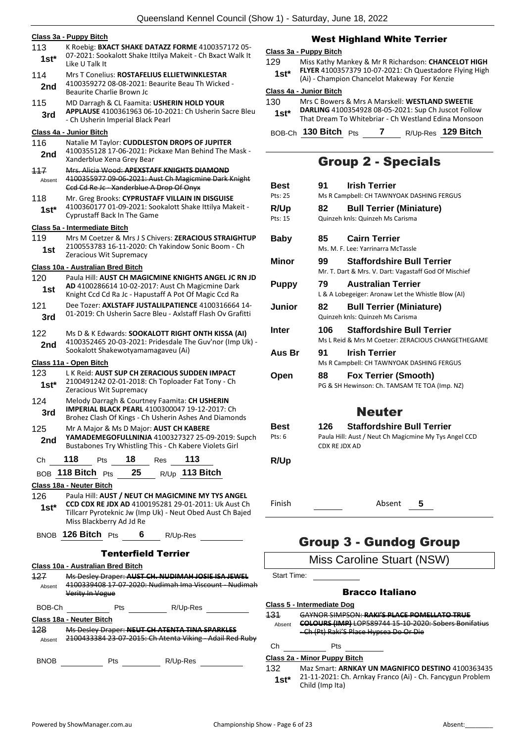#### Class 3a - Puppy Bitch

113 **1st*** — K Roebig: **BXACT SHAKE DATAZZ FORME** 4100357172 05-07-2021: Sookalott Shake Ittilya Makeit - Ch Bxact Walk It Like U Talk It

114 **2nd** — Mrs T Conelius: **ROSTAFELIUS ELLIETWINKLESTAR** 4100359272 08-08-2021: Beaurite Beau Th Wicked - Beaurite Charlie Brown Jc

115 **3rd** — MD Darragh & CL Faamita: **USHERIN HOLD YOUR APPLAUSE** 4100361963 06-10-2021: Ch Usherin Sacre Bleu - Ch Usherin Imperial Black Pearl

#### Class 4a - Junior Bitch

116 **2nd** — Natalie M Taylor: **CUDDLESTON DROPS OF JUPITER** 4100355128 17-06-2021: Pickaxe Man Behind The Mask - Xanderblue Xena Grey Bear

~~117~~ Absent — ~~Mrs. Alicia Wood: **APEXSTAFF KNIGHTS DIAMOND** 4100355977 09-06-2021: Aust Ch Magicmine Dark Knight Ccd Cd Re Jc - Xanderblue A Drop Of Onyx~~

118 **1st*** — Mr. Greg Brooks: **CYPRUSTAFF VILLAIN IN DISGUISE** 4100360177 01-09-2021: Sookalott Shake Ittilya Makeit - Cyprustaff Back In The Game

#### Class 5a - Intermediate Bitch

119 **1st** — Mrs M Coetzer & Mrs J S Chivers: **ZERACIOUS STRAIGHTUP** 2100553783 16-11-2020: Ch Yakindow Sonic Boom - Ch Zeracious Wit Supremacy

#### Class 10a - Australian Bred Bitch

120 **1st** — Paula Hill: **AUST CH MAGICMINE KNIGHTS ANGEL JC RN JD AD** 4100286614 10-02-2017: Aust Ch Magicmine Dark Knight Ccd Cd Ra Jc - Hapustaff A Pot Of Magic Ccd Ra

121 **3rd** — Dee Tozer: **AXLSTAFF JUSTALILPATIENCE** 4100316664 14-01-2019: Ch Usherin Sacre Bleu - Axlstaff Flash Ov Grafitti

122 **2nd** — Ms D & K Edwards: **SOOKALOTT RIGHT ONTH KISSA (AI)** 4100352465 20-03-2021: Pridesdale The Guv'nor (Imp Uk) - Sookalott Shakewotyamamagaveu (Ai)

#### Class 11a - Open Bitch

123 **1st*** — L K Reid: **AUST SUP CH ZERACIOUS SUDDEN IMPACT** 2100491242 02-01-2018: Ch Toploader Fat Tony - Ch Zeracious Wit Supremacy

124 **3rd** — Melody Darragh & Courtney Faamita: **CH USHERIN IMPERIAL BLACK PEARL** 4100300047 19-12-2017: Ch Brohez Clash Of Kings - Ch Usherin Ashes And Diamonds

125 **2nd** — Mr A Major & Ms D Major: **AUST CH KABERE YAMADEMEGOFULLNINJA** 4100327327 25-09-2019: Supch Bustabones Try Whistling This - Ch Kabere Violets Girl

Ch **118** Pts **18** Res **113**

BOB **118 Bitch** Pts **25** R/Up **113 Bitch**

#### Class 18a - Neuter Bitch

126 **1st*** — Paula Hill: **AUST / NEUT CH MAGICMINE MY TYS ANGEL CCD CDX RE JDX AD** 4100195281 29-01-2011: Uk Aust Ch Tillcarr Pyroteknic Jw (Imp Uk) - Neut Obed Aust Ch Bajed Miss Blackberry Ad Jd Re

BNOB **126 Bitch** Pts **6** R/Up-Res

### Tenterfield Terrier

#### Class 10a - Australian Bred Bitch

~~127~~ Absent — ~~Ms Desley Draper: **AUST CH. NUDIMAH JOSIE ISA JEWEL** 4100339408 17-07-2020: Nudimah Ima Viscount - Nudimah Verity In Vogue~~

BOB-Ch Pts R/Up-Res

#### Class 18a - Neuter Bitch

~~128~~ Absent — ~~Ms Desley Draper: **NEUT CH ATENTA TINA SPARKLES** 2100433384 23-07-2015: Ch Atenta Viking - Adail Red Ruby~~

BNOB Pts R/Up-Res

### West Highland White Terrier

#### Class 3a - Puppy Bitch

129 **1st*** — Miss Kathy Mankey & Mr R Richardson: **CHANCELOT HIGH FLYER** 4100357379 10-07-2021: Ch Questadore Flying High (Ai) - Champion Chancelot Makeway For Kenzie

#### Class 4a - Junior Bitch

130 **1st*** — Mrs C Bowers & Mrs A Marskell: **WESTLAND SWEETIE DARLING** 4100354928 08-05-2021: Sup Ch Juscot Follow That Dream To Whitebriar - Ch Westland Edina Monsoon

BOB-Ch **130 Bitch** Pts **7** R/Up-Res **129 Bitch**

## Group 2 - Specials

| | | |
|---|---|---|
| **Best** (Pts: 25) | **91** | **Irish Terrier** — Ms R Campbell: CH TAWNYOAK DASHING FERGUS |
| **R/Up** (Pts: 15) | **82** | **Bull Terrier (Miniature)** — Quinzeh knls: Quinzeh Ms Carisma |
| **Baby** | **85** | **Cairn Terrier** — Ms. M. F. Lee: Yarrinarra McTassle |
| **Minor** | **99** | **Staffordshire Bull Terrier** — Mr. T. Dart & Mrs. V. Dart: Vagastaff God Of Mischief |
| **Puppy** | **79** | **Australian Terrier** — L & A Lobegeiger: Aronaw Let the Whistle Blow (AI) |
| **Junior** | **82** | **Bull Terrier (Miniature)** — Quinzeh knls: Quinzeh Ms Carisma |
| **Inter** | **106** | **Staffordshire Bull Terrier** — Ms L Reid & Mrs M Coetzer: ZERACIOUS CHANGETHEGAME |
| **Aus Br** | **91** | **Irish Terrier** — Ms R Campbell: CH TAWNYOAK DASHING FERGUS |
| **Open** | **88** | **Fox Terrier (Smooth)** — PG & SH Hewinson: Ch. TAMSAM TE TOA (Imp. NZ) |

## Neuter

| | | |
|---|---|---|
| **Best** (Pts: 6) | **126** | **Staffordshire Bull Terrier** — Paula Hill: Aust / Neut Ch Magicmine My Tys Angel CCD CDX RE JDX AD |
| **R/Up** | | |

Finish Absent **5**

## Group 3 - Gundog Group

Miss Caroline Stuart (NSW)

Start Time:

### Bracco Italiano

#### Class 5 - Intermediate Dog

~~131~~ Absent — ~~GAYNOR SIMPSON: **RAKI'S PLACE POMELLATO TRUE COLOURS (IMP)** LOP589744 15-10-2020: Sobers Bonifatius - Ch (Pt) Raki'S Place Hypsea Do Or Die~~

Ch Pts

#### Class 2a - Minor Puppy Bitch

132 **1st*** — Maz Smart: **ARNKAY UN MAGNIFICO DESTINO** 4100363435 21-11-2021: Ch. Arnkay Franco (Ai) - Ch. Fancygun Problem Child (Imp Ita)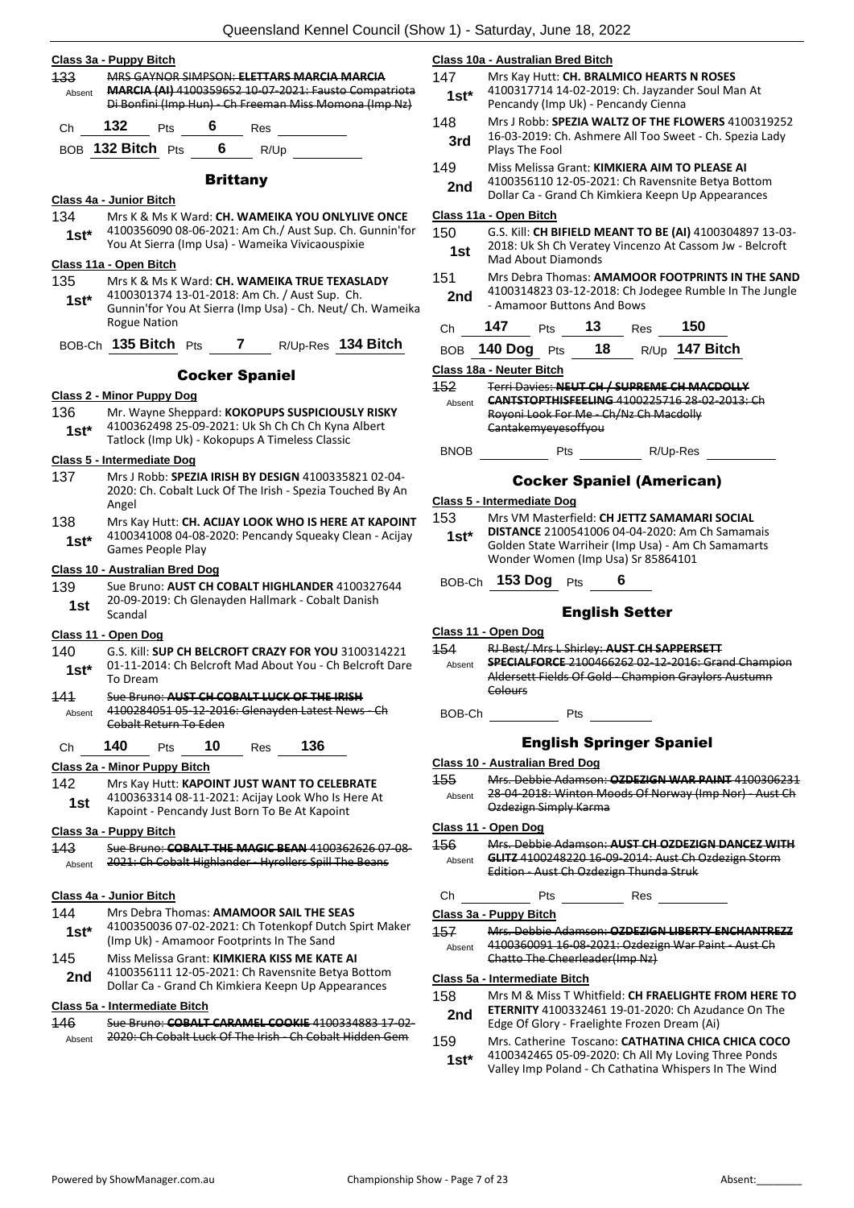### Class 3a - Puppy Bitch

133 Absent — ~~MRS GAYNOR SIMPSON: ELETTARS MARCIA MARCIA MARCIA (AI) 4100359652 10-07-2021: Fausto Compatriota Di Bonfini (Imp Hun) - Ch Freeman Miss Momona (Imp Nz)~~

Ch **132** Pts **6** Res

BOB **132 Bitch** Pts **6** R/Up

## Brittany

### Class 4a - Junior Bitch

134 **1st*** — Mrs K & Ms K Ward: **CH. WAMEIKA YOU ONLYLIVE ONCE** 4100356090 08-06-2021: Am Ch./ Aust Sup. Ch. Gunnin'for You At Sierra (Imp Usa) - Wameika Vivicaouspixie

### Class 11a - Open Bitch

135 **1st*** — Mrs K & Ms K Ward: **CH. WAMEIKA TRUE TEXASLADY** 4100301374 13-01-2018: Am Ch. / Aust Sup. Ch. Gunnin'for You At Sierra (Imp Usa) - Ch. Neut/ Ch. Wameika Rogue Nation

BOB-Ch **135 Bitch** Pts **7** R/Up-Res **134 Bitch**

## Cocker Spaniel

### Class 2 - Minor Puppy Dog

136 **1st*** — Mr. Wayne Sheppard: **KOKOPUPS SUSPICIOUSLY RISKY** 4100362498 25-09-2021: Uk Sh Ch Ch Ch Kyna Albert Tatlock (Imp Uk) - Kokopups A Timeless Classic

### Class 5 - Intermediate Dog

137 — Mrs J Robb: **SPEZIA IRISH BY DESIGN** 4100335821 02-04-2020: Ch. Cobalt Luck Of The Irish - Spezia Touched By An Angel

138 **1st*** — Mrs Kay Hutt: **CH. ACIJAY LOOK WHO IS HERE AT KAPOINT** 4100341008 04-08-2020: Pencandy Squeaky Clean - Acijay Games People Play

### Class 10 - Australian Bred Dog

139 **1st** — Sue Bruno: **AUST CH COBALT HIGHLANDER** 4100327644 20-09-2019: Ch Glenayden Hallmark - Cobalt Danish Scandal

### Class 11 - Open Dog

140 **1st*** — G.S. Kill: **SUP CH BELCROFT CRAZY FOR YOU** 3100314221 01-11-2014: Ch Belcroft Mad About You - Ch Belcroft Dare To Dream

141 Absent — ~~Sue Bruno: AUST CH COBALT LUCK OF THE IRISH 4100284051 05-12-2016: Glenayden Latest News - Ch Cobalt Return To Eden~~

Ch **140** Pts **10** Res **136**

### Class 2a - Minor Puppy Bitch

142 **1st** — Mrs Kay Hutt: **KAPOINT JUST WANT TO CELEBRATE** 4100363314 08-11-2021: Acijay Look Who Is Here At Kapoint - Pencandy Just Born To Be At Kapoint

### Class 3a - Puppy Bitch

143 Absent — ~~Sue Bruno: COBALT THE MAGIC BEAN 4100362626 07-08-2021: Ch Cobalt Highlander - Hyrollers Spill The Beans~~

### Class 4a - Junior Bitch

144 **1st*** — Mrs Debra Thomas: **AMAMOOR SAIL THE SEAS** 4100350036 07-02-2021: Ch Totenkopf Dutch Spirt Maker (Imp Uk) - Amamoor Footprints In The Sand

145 **2nd** — Miss Melissa Grant: **KIMKIERA KISS ME KATE AI** 4100356111 12-05-2021: Ch Ravensnite Betya Bottom Dollar Ca - Grand Ch Kimkiera Keepn Up Appearances

### Class 5a - Intermediate Bitch

146 Absent — ~~Sue Bruno: COBALT CARAMEL COOKIE 4100334883 17-02-2020: Ch Cobalt Luck Of The Irish - Ch Cobalt Hidden Gem~~

### Class 10a - Australian Bred Bitch

147 **1st*** — Mrs Kay Hutt: **CH. BRALMICO HEARTS N ROSES** 4100317714 14-02-2019: Ch. Jayzander Soul Man At Pencandy (Imp Uk) - Pencandy Cienna

148 **3rd** — Mrs J Robb: **SPEZIA WALTZ OF THE FLOWERS** 4100319252 16-03-2019: Ch. Ashmere All Too Sweet - Ch. Spezia Lady Plays The Fool

149 **2nd** — Miss Melissa Grant: **KIMKIERA AIM TO PLEASE AI** 4100356110 12-05-2021: Ch Ravensnite Betya Bottom Dollar Ca - Grand Ch Kimkiera Keepn Up Appearances

### Class 11a - Open Bitch

150 **1st** — G.S. Kill: **CH BIFIELD MEANT TO BE (AI)** 4100304897 13-03-2018: Uk Sh Ch Veratey Vincenzo At Cassom Jw - Belcroft Mad About Diamonds

151 **2nd** — Mrs Debra Thomas: **AMAMOOR FOOTPRINTS IN THE SAND** 4100314823 03-12-2018: Ch Jodegee Rumble In The Jungle - Amamoor Buttons And Bows

Ch **147** Pts **13** Res **150**

BOB **140 Dog** Pts **18** R/Up **147 Bitch**

### Class 18a - Neuter Bitch

152 Absent — ~~Terri Davies: NEUT CH / SUPREME CH MACDOLLY CANTSTOPTHISFEELING 4100225716 28-02-2013: Ch Royoni Look For Me - Ch/Nz Ch Macdolly Cantakemyeyesoffyou~~

BNOB Pts R/Up-Res

## Cocker Spaniel (American)

### Class 5 - Intermediate Dog

153 **1st*** — Mrs VM Masterfield: **CH JETTZ SAMAMARI SOCIAL DISTANCE** 2100541006 04-04-2020: Am Ch Samamais Golden State Warriheir (Imp Usa) - Am Ch Samamarts Wonder Women (Imp Usa) Sr 85864101

BOB-Ch **153 Dog** Pts **6**

## English Setter

### Class 11 - Open Dog

154 Absent — ~~RJ Best/ Mrs L Shirley: AUST CH SAPPERSETT SPECIALFORCE 2100466262 02-12-2016: Grand Champion Aldersett Fields Of Gold - Champion Graylors Austumn Colours~~

BOB-Ch Pts

## English Springer Spaniel

### Class 10 - Australian Bred Dog

155 Absent — ~~Mrs. Debbie Adamson: OZDEZIGN WAR PAINT 4100306231 28-04-2018: Winton Moods Of Norway (Imp Nor) - Aust Ch Ozdezign Simply Karma~~

### Class 11 - Open Dog

156 Absent — ~~Mrs. Debbie Adamson: AUST CH OZDEZIGN DANCEZ WITH GLITZ 4100248220 16-09-2014: Aust Ch Ozdezign Storm Edition - Aust Ch Ozdezign Thunda Struk~~

Ch Pts Res

### Class 3a - Puppy Bitch

157 Absent — ~~Mrs. Debbie Adamson: OZDEZIGN LIBERTY ENCHANTREZZ 4100360091 16-08-2021: Ozdezign War Paint - Aust Ch Chatto The Cheerleader(Imp Nz)~~

### Class 5a - Intermediate Bitch

158 **2nd** — Mrs M & Miss T Whitfield: **CH FRAELIGHTE FROM HERE TO ETERNITY** 4100332461 19-01-2020: Ch Azudance On The Edge Of Glory - Fraelighte Frozen Dream (Ai)

159 **1st*** — Mrs. Catherine Toscano: **CATHATINA CHICA CHICA COCO** 4100342465 05-09-2020: Ch All My Loving Three Ponds Valley Imp Poland - Ch Cathatina Whispers In The Wind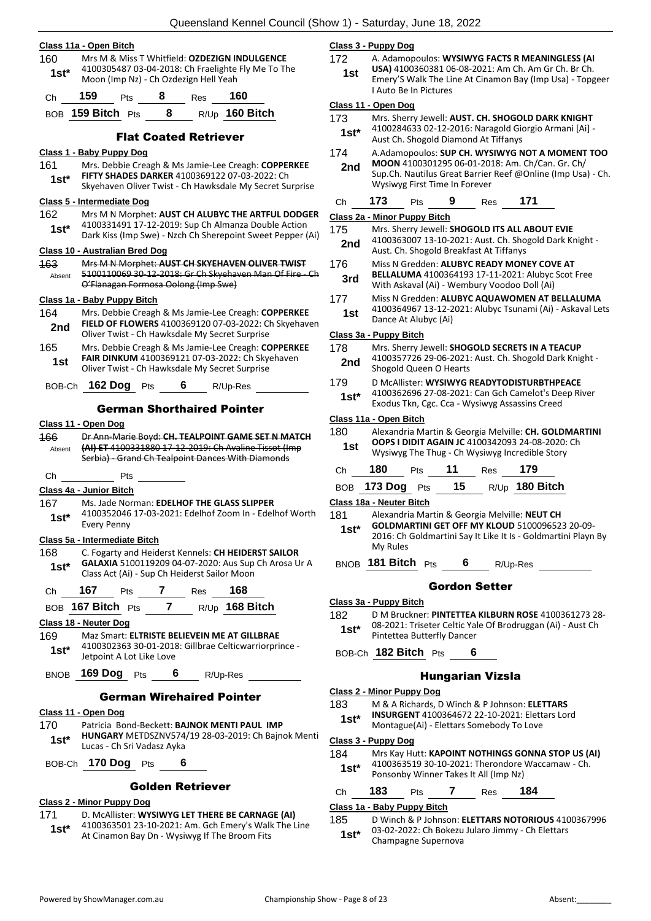#### Class 11a - Open Bitch

160 1st* Mrs M & Miss T Whitfield: **OZDEZIGN INDULGENCE** 4100305487 03-04-2018: Ch Fraelighte Fly Me To The Moon (Imp Nz) - Ch Ozdezign Hell Yeah

Ch 159 Pts 8 Res 160

BOB 159 Bitch Pts 8 R/Up 160 Bitch

### Flat Coated Retriever

#### Class 1 - Baby Puppy Dog

161 1st* Mrs. Debbie Creagh & Ms Jamie-Lee Creagh: **COPPERKEE FIFTY SHADES DARKER** 4100369122 07-03-2022: Ch Skyehaven Oliver Twist - Ch Hawksdale My Secret Surprise

#### Class 5 - Intermediate Dog

162 1st* Mrs M N Morphet: **AUST CH ALUBYC THE ARTFUL DODGER** 4100331491 17-12-2019: Sup Ch Almanza Double Action Dark Kiss (Imp Swe) - Nzch Ch Sherepoint Sweet Pepper (Ai)

#### Class 10 - Australian Bred Dog

163 Absent ~~Mrs M N Morphet: **AUST CH SKYEHAVEN OLIVER TWIST** 5100110069 30-12-2018: Gr Ch Skyehaven Man Of Fire - Ch O'Flanagan Formosa Oolong (Imp Swe)~~

#### Class 1a - Baby Puppy Bitch

164 2nd Mrs. Debbie Creagh & Ms Jamie-Lee Creagh: **COPPERKEE FIELD OF FLOWERS** 4100369120 07-03-2022: Ch Skyehaven Oliver Twist - Ch Hawksdale My Secret Surprise

165 1st Mrs. Debbie Creagh & Ms Jamie-Lee Creagh: **COPPERKEE FAIR DINKUM** 4100369121 07-03-2022: Ch Skyehaven Oliver Twist - Ch Hawksdale My Secret Surprise

BOB-Ch 162 Dog Pts 6 R/Up-Res

### German Shorthaired Pointer

#### Class 11 - Open Dog

166 Absent ~~Dr Ann-Marie Boyd: **CH. TEALPOINT GAME SET N MATCH (AI) ET** 4100331880 17-12-2019: Ch Avaline Tissot (Imp Serbia) - Grand Ch Tealpoint Dances With Diamonds~~

Ch Pts

#### Class 4a - Junior Bitch

167 1st* Ms. Jade Norman: **EDELHOF THE GLASS SLIPPER** 4100352046 17-03-2021: Edelhof Zoom In - Edelhof Worth Every Penny

#### Class 5a - Intermediate Bitch

168 1st* C. Fogarty and Heiderst Kennels: **CH HEIDERST SAILOR GALAXIA** 5100119209 04-07-2020: Aus Sup Ch Arosa Ur A Class Act (Ai) - Sup Ch Heiderst Sailor Moon

Ch 167 Pts 7 Res 168

BOB 167 Bitch Pts 7 R/Up 168 Bitch

#### Class 18 - Neuter Dog

169 1st* Maz Smart: **ELTRISTE BELIEVEIN ME AT GILLBRAE** 4100302363 30-01-2018: Gillbrae Celticwarriorprince - Jetpoint A Lot Like Love

BNOB 169 Dog Pts 6 R/Up-Res

### German Wirehaired Pointer

#### Class 11 - Open Dog

170 1st* Patricia Bond-Beckett: **BAJNOK MENTI PAUL IMP HUNGARY** METDSZNV574/19 28-03-2019: Ch Bajnok Menti Lucas - Ch Sri Vadasz Ayka

BOB-Ch 170 Dog Pts 6

### Golden Retriever

#### Class 2 - Minor Puppy Dog

171 1st* D. McAllister: **WYSIWYG LET THERE BE CARNAGE (AI)** 4100363501 23-10-2021: Am. Gch Emery's Walk The Line At Cinamon Bay Dn - Wysiwyg If The Broom Fits

#### Class 3 - Puppy Dog

172 1st A. Adamopoulos: **WYSIWYG FACTS R MEANINGLESS (AI USA)** 4100360381 06-08-2021: Am Ch. Am Gr Ch. Br Ch. Emery'S Walk The Line At Cinamon Bay (Imp Usa) - Topgeer I Auto Be In Pictures

#### Class 11 - Open Dog

173 1st* Mrs. Sherry Jewell: **AUST. CH. SHOGOLD DARK KNIGHT** 4100284633 02-12-2016: Naragold Giorgio Armani [Ai] - Aust Ch. Shogold Diamond At Tiffanys

174 2nd A.Adamopoulos: **SUP CH. WYSIWYG NOT A MOMENT TOO MOON** 4100301295 06-01-2018: Am. Ch/Can. Gr. Ch/ Sup.Ch. Nautilus Great Barrier Reef @Online (Imp Usa) - Ch. Wysiwyg First Time In Forever

Ch 173 Pts 9 Res 171

#### Class 2a - Minor Puppy Bitch

175 2nd Mrs. Sherry Jewell: **SHOGOLD ITS ALL ABOUT EVIE** 4100363007 13-10-2021: Aust. Ch. Shogold Dark Knight - Aust. Ch. Shogold Breakfast At Tiffanys

176 3rd Miss N Gredden: **ALUBYC READY MONEY COVE AT BELLALUMA** 4100364193 17-11-2021: Alubyc Scot Free With Askaval (Ai) - Wembury Voodoo Doll (Ai)

177 1st Miss N Gredden: **ALUBYC AQUAWOMEN AT BELLALUMA** 4100364967 13-12-2021: Alubyc Tsunami (Ai) - Askaval Lets Dance At Alubyc (Ai)

#### Class 3a - Puppy Bitch

178 2nd Mrs. Sherry Jewell: **SHOGOLD SECRETS IN A TEACUP** 4100357726 29-06-2021: Aust. Ch. Shogold Dark Knight - Shogold Queen O Hearts

179 1st* D McAllister: **WYSIWYG READYTODISTURBTHPEACE** 4100362696 27-08-2021: Can Gch Camelot's Deep River Exodus Tkn, Cgc. Cca - Wysiwyg Assassins Creed

#### Class 11a - Open Bitch

180 1st Alexandria Martin & Georgia Melville: **CH. GOLDMARTINI OOPS I DIDIT AGAIN JC** 4100342093 24-08-2020: Ch Wysiwyg The Thug - Ch Wysiwyg Incredible Story

Ch 180 Pts 11 Res 179

BOB 173 Dog Pts 15 R/Up 180 Bitch

#### Class 18a - Neuter Bitch

181 1st* Alexandria Martin & Georgia Melville: **NEUT CH GOLDMARTINI GET OFF MY KLOUD** 5100096523 20-09-2016: Ch Goldmartini Say It Like It Is - Goldmartini Playn By My Rules

BNOB 181 Bitch Pts 6 R/Up-Res

### Gordon Setter

#### Class 3a - Puppy Bitch

182 1st* D M Bruckner: **PINTETTEA KILBURN ROSE** 4100361273 28-08-2021: Triseter Celtic Yale Of Brodruggan (Ai) - Aust Ch Pintettea Butterfly Dancer

BOB-Ch 182 Bitch Pts 6

### Hungarian Vizsla

#### Class 2 - Minor Puppy Dog

183 1st* M & A Richards, D Winch & P Johnson: **ELETTARS INSURGENT** 4100364672 22-10-2021: Elettars Lord Montague(Ai) - Elettars Somebody To Love

#### Class 3 - Puppy Dog

184 1st* Mrs Kay Hutt: **KAPOINT NOTHINGS GONNA STOP US (AI)** 4100363519 30-10-2021: Therondore Waccamaw - Ch. Ponsonby Winner Takes It All (Imp Nz)

Ch 183 Pts 7 Res 184

#### Class 1a - Baby Puppy Bitch

185 1st* D Winch & P Johnson: **ELETTARS NOTORIOUS** 4100367996 03-02-2022: Ch Bokezu Jularo Jimmy - Ch Elettars Champagne Supernova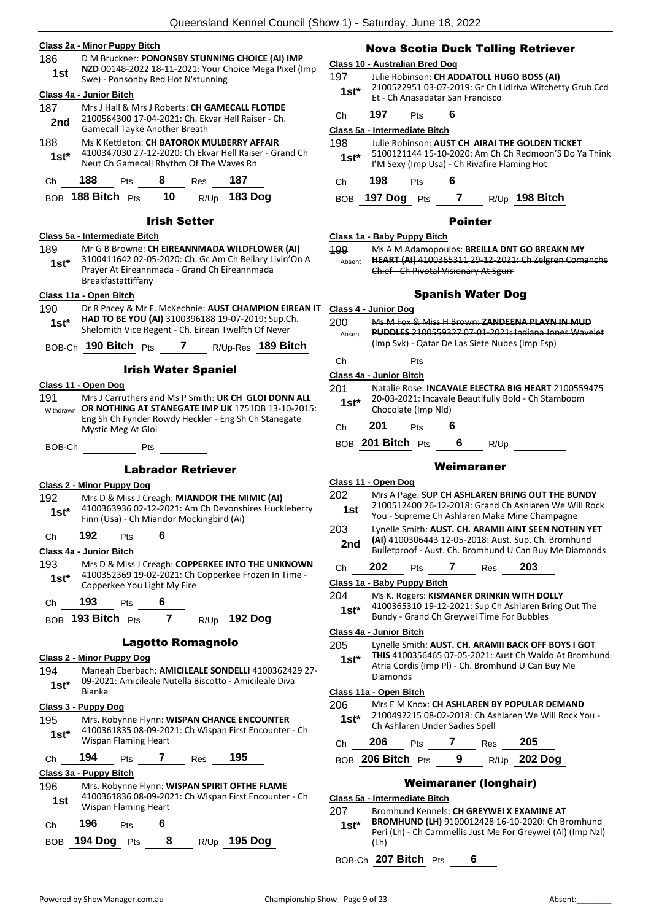**Class 2a - Minor Puppy Bitch**

186 — **1st** — D M Bruckner: **PONONSBY STUNNING CHOICE (AI) IMP NZD** 00148-2022 18-11-2021: Your Choice Mega Pixel (Imp Swe) - Ponsonby Red Hot N'stunning

**Class 4a - Junior Bitch**

187 — **2nd** — Mrs J Hall & Mrs J Roberts: **CH GAMECALL FLOTIDE** 2100564300 17-04-2021: Ch. Ekvar Hell Raiser - Ch. Gamecall Tayke Another Breath

188 — **1st*** — Ms K Kettleton: **CH BATOROK MULBERRY AFFAIR** 4100347030 27-12-2020: Ch Ekvar Hell Raiser - Grand Ch Neut Ch Gamecall Rhythm Of The Waves Rn

Ch **188** Pts **8** Res **187**

BOB **188 Bitch** Pts **10** R/Up **183 Dog**

## Irish Setter

**Class 5a - Intermediate Bitch**

189 — **1st*** — Mr G B Browne: **CH EIREANNMADA WILDFLOWER (AI)** 3100411642 02-05-2020: Ch. Gc Am Ch Bellary Livin'On A Prayer At Eireannmada - Grand Ch Eireannmada Breakfastattiffany

**Class 11a - Open Bitch**

190 — **1st*** — Dr R Pacey & Mr F. McKechnie: **AUST CHAMPION EIREAN IT HAD TO BE YOU (AI)** 3100396188 19-07-2019: Sup.Ch. Shelomith Vice Regent - Ch. Eirean Twelfth Of Never

BOB-Ch **190 Bitch** Pts **7** R/Up-Res **189 Bitch**

## Irish Water Spaniel

**Class 11 - Open Dog**

191 — Withdrawn — Mrs J Carruthers and Ms P Smith: **UK CH GLOI DONN ALL OR NOTHING AT STANEGATE IMP UK** 1751DB 13-10-2015: Eng Sh Ch Fynder Rowdy Heckler - Eng Sh Ch Stanegate Mystic Meg At Gloi

BOB-Ch \_\_\_\_\_\_ Pts \_\_\_\_\_\_

## Labrador Retriever

**Class 2 - Minor Puppy Dog**

192 — **1st*** — Mrs D & Miss J Creagh: **MIANDOR THE MIMIC (AI)** 4100363936 02-12-2021: Am Ch Devonshires Huckleberry Finn (Usa) - Ch Miandor Mockingbird (Ai)

Ch **192** Pts **6**

**Class 4a - Junior Bitch**

193 — **1st*** — Mrs D & Miss J Creagh: **COPPERKEE INTO THE UNKNOWN** 4100352369 19-02-2021: Ch Copperkee Frozen In Time - Copperkee You Light My Fire

Ch **193** Pts **6**

BOB **193 Bitch** Pts **7** R/Up **192 Dog**

## Lagotto Romagnolo

**Class 2 - Minor Puppy Dog**

194 — **1st*** — Maneah Eberbach: **AMICILEALE SONDELLI** 4100362429 27-09-2021: Amicileale Nutella Biscotto - Amicileale Diva Bianka

**Class 3 - Puppy Dog**

195 — **1st*** — Mrs. Robynne Flynn: **WISPAN CHANCE ENCOUNTER** 4100361835 08-09-2021: Ch Wispan First Encounter - Ch Wispan Flaming Heart

Ch **194** Pts **7** Res **195**

**Class 3a - Puppy Bitch**

196 — **1st** — Mrs. Robynne Flynn: **WISPAN SPIRIT OFTHE FLAME** 4100361836 08-09-2021: Ch Wispan First Encounter - Ch Wispan Flaming Heart

Ch **196** Pts **6**

BOB **194 Dog** Pts **8** R/Up **195 Dog**

## Nova Scotia Duck Tolling Retriever

**Class 10 - Australian Bred Dog**

197 — **1st*** — Julie Robinson: **CH ADDATOLL HUGO BOSS (AI)** 2100522951 03-07-2019: Gr Ch Lidlriva Witchetty Grub Ccd Et - Ch Anasadatar San Francisco

Ch **197** Pts **6**

**Class 5a - Intermediate Bitch**

198 — **1st*** — Julie Robinson: **AUST CH AIRAI THE GOLDEN TICKET** 5100121144 15-10-2020: Am Ch Ch Redmoon'S Do Ya Think I'M Sexy (Imp Usa) - Ch Rivafire Flaming Hot

Ch **198** Pts **6**

BOB **197 Dog** Pts **7** R/Up **198 Bitch**

## Pointer

**Class 1a - Baby Puppy Bitch**

~~199~~ — Absent — ~~Ms A M Adamopoulos: **BREILLA DNT GO BREAKN MY HEART (AI)** 4100365311 29-12-2021: Ch Zelgren Comanche Chief - Ch Pivotal Visionary At Sgurr~~

## Spanish Water Dog

**Class 4 - Junior Dog**

~~200~~ — Absent — ~~Ms M Fox & Miss H Brown: **ZANDEENA PLAYN IN MUD PUDDLES** 2100559327 07-01-2021: Indiana Jones Wavelet (Imp Svk) - Qatar De Las Siete Nubes (Imp Esp)~~

Ch \_\_\_\_\_\_ Pts \_\_\_\_\_\_

**Class 4a - Junior Bitch**

201 — **1st*** — Natalie Rose: **INCAVALE ELECTRA BIG HEART** 2100559475 20-03-2021: Incavale Beautifully Bold - Ch Stamboom Chocolate (Imp Nld)

Ch **201** Pts **6**

BOB **201 Bitch** Pts **6** R/Up \_\_\_\_\_\_

## Weimaraner

**Class 11 - Open Dog**

202 — **1st** — Mrs A Page: **SUP CH ASHLAREN BRING OUT THE BUNDY** 2100512400 26-12-2018: Grand Ch Ashlaren We Will Rock You - Supreme Ch Ashlaren Make Mine Champagne

203 — **2nd** — Lynelle Smith: **AUST. CH. ARAMII AINT SEEN NOTHIN YET (AI)** 4100306443 12-05-2018: Aust. Sup. Ch. Bromhund Bulletproof - Aust. Ch. Bromhund U Can Buy Me Diamonds

Ch **202** Pts **7** Res **203**

**Class 1a - Baby Puppy Bitch**

204 — **1st*** — Ms K. Rogers: **KISMANER DRINKIN WITH DOLLY** 4100365310 19-12-2021: Sup Ch Ashlaren Bring Out The Bundy - Grand Ch Greywei Time For Bubbles

**Class 4a - Junior Bitch**

205 — **1st*** — Lynelle Smith: **AUST. CH. ARAMII BACK OFF BOYS I GOT THIS** 4100356465 07-05-2021: Aust Ch Waldo At Bromhund Atria Cordis (Imp Pl) - Ch. Bromhund U Can Buy Me Diamonds

**Class 11a - Open Bitch**

206 — **1st*** — Mrs E M Knox: **CH ASHLAREN BY POPULAR DEMAND** 2100492215 08-02-2018: Ch Ashlaren We Will Rock You - Ch Ashlaren Under Sadies Spell

Ch **206** Pts **7** Res **205**

BOB **206 Bitch** Pts **9** R/Up **202 Dog**

## Weimaraner (longhair)

**Class 5a - Intermediate Bitch**

207 — **1st*** — Bromhund Kennels: **CH GREYWEI X EXAMINE AT BROMHUND (LH)** 9100012428 16-10-2020: Ch Bromhund Peri (Lh) - Ch Carnmellis Just Me For Greywei (Ai) (Imp Nzl) (Lh)

BOB-Ch **207 Bitch** Pts **6**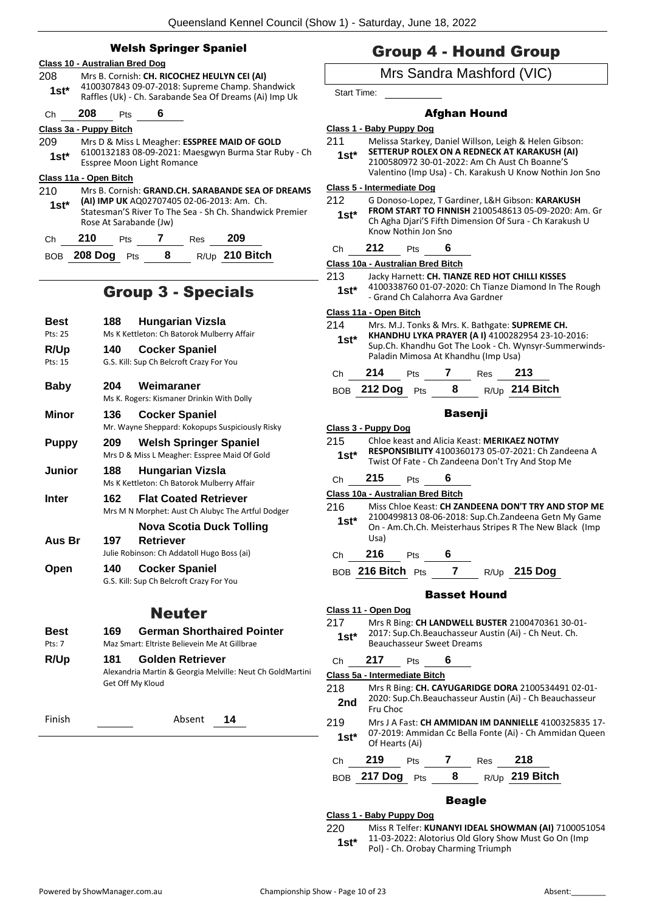## Welsh Springer Spaniel

**Class 10 - Australian Bred Dog**

208 1st* Mrs B. Cornish: **CH. RICOCHEZ HEULYN CEI (AI)** 4100307843 09-07-2018: Supreme Champ. Shandwick Raffles (Uk) - Ch. Sarabande Sea Of Dreams (Ai) Imp Uk

Ch 208 Pts 6

**Class 3a - Puppy Bitch**

209 1st* Mrs D & Miss L Meagher: **ESSPREE MAID OF GOLD** 6100132183 08-09-2021: Maesgwyn Burma Star Ruby - Ch Esspree Moon Light Romance

**Class 11a - Open Bitch**

210 1st* Mrs B. Cornish: **GRAND.CH. SARABANDE SEA OF DREAMS (AI) IMP UK** AQ02707405 02-06-2013: Am. Ch. Statesman'S River To The Sea - Sh Ch. Shandwick Premier Rose At Sarabande (Jw)

Ch 210 Pts 7 Res 209

BOB 208 Dog Pts 8 R/Up 210 Bitch

# Group 3 - Specials

| | | | |
|---|---|---|---|
| **Best** (Pts: 25) | 188 | **Hungarian Vizsla** | Ms K Kettleton: Ch Batorok Mulberry Affair |
| **R/Up** (Pts: 15) | 140 | **Cocker Spaniel** | G.S. Kill: Sup Ch Belcroft Crazy For You |
| **Baby** | 204 | **Weimaraner** | Ms K. Rogers: Kismaner Drinkin With Dolly |
| **Minor** | 136 | **Cocker Spaniel** | Mr. Wayne Sheppard: Kokopups Suspiciously Risky |
| **Puppy** | 209 | **Welsh Springer Spaniel** | Mrs D & Miss L Meagher: Esspree Maid Of Gold |
| **Junior** | 188 | **Hungarian Vizsla** | Ms K Kettleton: Ch Batorok Mulberry Affair |
| **Inter** | 162 | **Flat Coated Retriever** | Mrs M N Morphet: Aust Ch Alubyc The Artful Dodger |
| **Aus Br** | 197 | **Nova Scotia Duck Tolling Retriever** | Julie Robinson: Ch Addatoll Hugo Boss (ai) |
| **Open** | 140 | **Cocker Spaniel** | G.S. Kill: Sup Ch Belcroft Crazy For You |

# Neuter

| | | | |
|---|---|---|---|
| **Best** (Pts: 7) | 169 | **German Shorthaired Pointer** | Maz Smart: Eltriste Believein Me At Gillbrae |
| **R/Up** | 181 | **Golden Retriever** | Alexandria Martin & Georgia Melville: Neut Ch GoldMartini Get Off My Kloud |

Finish Absent 14

# Group 4 - Hound Group

Mrs Sandra Mashford (VIC)

Start Time:

## Afghan Hound

**Class 1 - Baby Puppy Dog**

211 1st* Melissa Starkey, Daniel Willson, Leigh & Helen Gibson: **SETTERUP ROLEX ON A REDNECK AT KARAKUSH (AI)** 2100580972 30-01-2022: Am Ch Aust Ch Boanne'S Valentino (Imp Usa) - Ch. Karakush U Know Nothin Jon Sno

**Class 5 - Intermediate Dog**

212 1st* G Donoso-Lopez, T Gardiner, L&H Gibson: **KARAKUSH FROM START TO FINNISH** 2100548613 05-09-2020: Am. Gr Ch Agha Djari'S Fifth Dimension Of Sura - Ch Karakush U Know Nothin Jon Sno

Ch 212 Pts 6

**Class 10a - Australian Bred Bitch**

213 1st* Jacky Harnett: **CH. TIANZE RED HOT CHILLI KISSES** 4100338760 01-07-2020: Ch Tianze Diamond In The Rough - Grand Ch Calahorra Ava Gardner

**Class 11a - Open Bitch**

214 1st* Mrs. M.J. Tonks & Mrs. K. Bathgate: **SUPREME CH. KHANDHU LYKA PRAYER (A I)** 4100282954 23-10-2016: Sup.Ch. Khandhu Got The Look - Ch. Wynsyr-Summerwinds-Paladin Mimosa At Khandhu (Imp Usa)

Ch 214 Pts 7 Res 213

BOB 212 Dog Pts 8 R/Up 214 Bitch

## Basenji

**Class 3 - Puppy Dog**

215 1st* Chloe keast and Alicia Keast: **MERIKAEZ NOTMY RESPONSIBILITY** 4100360173 05-07-2021: Ch Zandeena A Twist Of Fate - Ch Zandeena Don't Try And Stop Me

Ch 215 Pts 6

**Class 10a - Australian Bred Bitch**

216 1st* Miss Chloe Keast: **CH ZANDEENA DON'T TRY AND STOP ME** 2100499813 08-06-2018: Sup.Ch.Zandeena Getn My Game On - Am.Ch.Ch. Meisterhaus Stripes R The New Black (Imp Usa)

Ch 216 Pts 6

BOB 216 Bitch Pts 7 R/Up 215 Dog

## Basset Hound

**Class 11 - Open Dog**

217 1st* Mrs R Bing: **CH LANDWELL BUSTER** 2100470361 30-01-2017: Sup.Ch.Beauchasseur Austin (Ai) - Ch Neut. Ch. Beauchasseur Sweet Dreams

Ch 217 Pts 6

**Class 5a - Intermediate Bitch**

218 2nd Mrs R Bing: **CH. CAYUGARIDGE DORA** 2100534491 02-01-2020: Sup.Ch.Beauchasseur Austin (Ai) - Ch Beauchasseur Fru Choc

219 1st* Mrs J A Fast: **CH AMMIDAN IM DANNIELLE** 4100325835 17-07-2019: Ammidan Cc Bella Fonte (Ai) - Ch Ammidan Queen Of Hearts (Ai)

Ch 219 Pts 7 Res 218

BOB 217 Dog Pts 8 R/Up 219 Bitch

## Beagle

**Class 1 - Baby Puppy Dog**

220 1st* Miss R Telfer: **KUNANYI IDEAL SHOWMAN (AI)** 7100051054 11-03-2022: Alotorius Old Glory Show Must Go On (Imp Pol) - Ch. Orobay Charming Triumph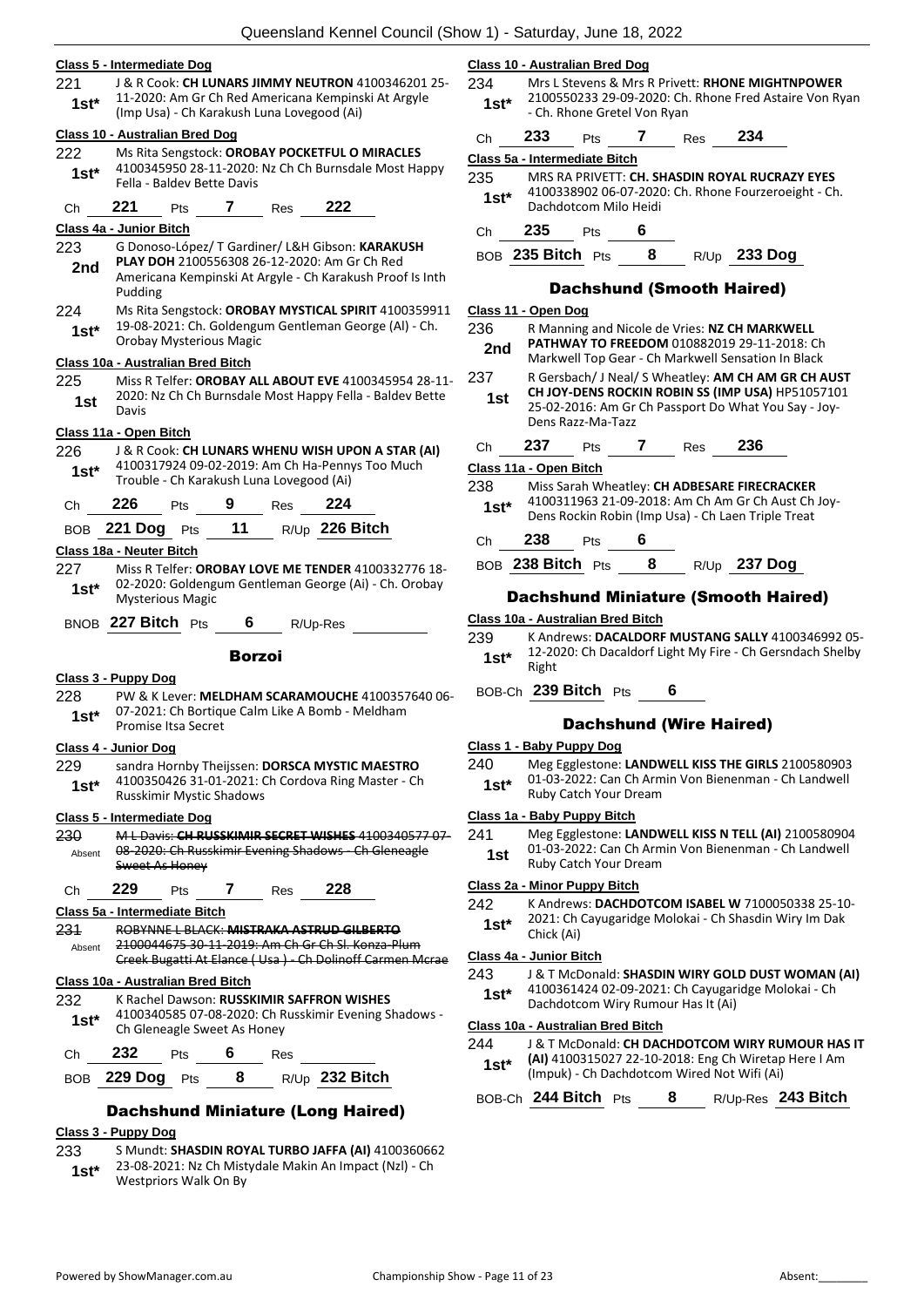**Class 5 - Intermediate Dog**

221 — 1st* — J & R Cook: **CH LUNARS JIMMY NEUTRON** 4100346201 25-11-2020: Am Gr Ch Red Americana Kempinski At Argyle (Imp Usa) - Ch Karakush Luna Lovegood (Ai)

**Class 10 - Australian Bred Dog**

222 — 1st* — Ms Rita Sengstock: **OROBAY POCKETFUL O MIRACLES** 4100345950 28-11-2020: Nz Ch Ch Burnsdale Most Happy Fella - Baldev Bette Davis

Ch 221 Pts 7 Res 222

**Class 4a - Junior Bitch**

223 — 2nd — G Donoso-López/ T Gardiner/ L&H Gibson: **KARAKUSH PLAY DOH** 2100556308 26-12-2020: Am Gr Ch Red Americana Kempinski At Argyle - Ch Karakush Proof Is Inth Pudding

224 — 1st* — Ms Rita Sengstock: **OROBAY MYSTICAL SPIRIT** 4100359911 19-08-2021: Ch. Goldengum Gentleman George (AI) - Ch. Orobay Mysterious Magic

**Class 10a - Australian Bred Bitch**

225 — 1st — Miss R Telfer: **OROBAY ALL ABOUT EVE** 4100345954 28-11-2020: Nz Ch Ch Burnsdale Most Happy Fella - Baldev Bette Davis

**Class 11a - Open Bitch**

226 — 1st* — J & R Cook: **CH LUNARS WHENU WISH UPON A STAR (AI)** 4100317924 09-02-2019: Am Ch Ha-Pennys Too Much Trouble - Ch Karakush Luna Lovegood (Ai)

Ch 226 Pts 9 Res 224

BOB 221 Dog Pts 11 R/Up 226 Bitch

**Class 18a - Neuter Bitch**

227 — 1st* — Miss R Telfer: **OROBAY LOVE ME TENDER** 4100332776 18-02-2020: Goldengum Gentleman George (Ai) - Ch. Orobay Mysterious Magic

BNOB 227 Bitch Pts 6 R/Up-Res

## Borzoi

**Class 3 - Puppy Dog**

228 — 1st* — PW & K Lever: **MELDHAM SCARAMOUCHE** 4100357640 06-07-2021: Ch Bortique Calm Like A Bomb - Meldham Promise Itsa Secret

**Class 4 - Junior Dog**

229 — 1st* — sandra Hornby Theijssen: **DORSCA MYSTIC MAESTRO** 4100350426 31-01-2021: Ch Cordova Ring Master - Ch Russkimir Mystic Shadows

**Class 5 - Intermediate Dog**

230 — Absent — ~~M L Davis: **CH RUSSKIMIR SECRET WISHES** 4100340577 07-08-2020: Ch Russkimir Evening Shadows - Ch Gleneagle Sweet As Honey~~

Ch 229 Pts 7 Res 228

**Class 5a - Intermediate Bitch**

231 — Absent — ~~ROBYNNE L BLACK: **MISTRAKA ASTRUD GILBERTO** 2100044675 30-11-2019: Am Ch Gr Ch Sl. Konza-Plum Creek Bugatti At Elance ( Usa ) - Ch Dolinoff Carmen Mcrae~~

**Class 10a - Australian Bred Bitch**

232 — 1st* — K Rachel Dawson: **RUSSKIMIR SAFFRON WISHES** 4100340585 07-08-2020: Ch Russkimir Evening Shadows - Ch Gleneagle Sweet As Honey

Ch 232 Pts 6 Res

BOB 229 Dog Pts 8 R/Up 232 Bitch

## Dachshund Miniature (Long Haired)

**Class 3 - Puppy Dog**

233 — 1st* — S Mundt: **SHASDIN ROYAL TURBO JAFFA (AI)** 4100360662 23-08-2021: Nz Ch Mistydale Makin An Impact (Nzl) - Ch Westpriors Walk On By

**Class 10 - Australian Bred Dog**

234 — 1st* — Mrs L Stevens & Mrs R Privett: **RHONE MIGHTNPOWER** 2100550233 29-09-2020: Ch. Rhone Fred Astaire Von Ryan - Ch. Rhone Gretel Von Ryan

Ch 233 Pts 7 Res 234

**Class 5a - Intermediate Bitch**

235 — 1st* — MRS RA PRIVETT: **CH. SHASDIN ROYAL RUCRAZY EYES** 4100338902 06-07-2020: Ch. Rhone Fourzeroeight - Ch. Dachdotcom Milo Heidi

Ch 235 Pts 6

BOB 235 Bitch Pts 8 R/Up 233 Dog

## Dachshund (Smooth Haired)

**Class 11 - Open Dog**

236 — 2nd — R Manning and Nicole de Vries: **NZ CH MARKWELL PATHWAY TO FREEDOM** 010882019 29-11-2018: Ch Markwell Top Gear - Ch Markwell Sensation In Black

237 — 1st — R Gersbach/ J Neal/ S Wheatley: **AM CH AM GR CH AUST CH JOY-DENS ROCKIN ROBIN SS (IMP USA)** HP51057101 25-02-2016: Am Gr Ch Passport Do What You Say - Joy-Dens Razz-Ma-Tazz

Ch 237 Pts 7 Res 236

**Class 11a - Open Bitch**

238 — 1st* — Miss Sarah Wheatley: **CH ADBESARE FIRECRACKER** 4100311963 21-09-2018: Am Ch Am Gr Ch Aust Ch Joy-Dens Rockin Robin (Imp Usa) - Ch Laen Triple Treat

Ch 238 Pts 6

BOB 238 Bitch Pts 8 R/Up 237 Dog

## Dachshund Miniature (Smooth Haired)

**Class 10a - Australian Bred Bitch**

239 — 1st* — K Andrews: **DACALDORF MUSTANG SALLY** 4100346992 05-12-2020: Ch Dacaldorf Light My Fire - Ch Gersndach Shelby Right

BOB-Ch 239 Bitch Pts 6

## Dachshund (Wire Haired)

**Class 1 - Baby Puppy Dog**

240 — 1st* — Meg Egglestone: **LANDWELL KISS THE GIRLS** 2100580903 01-03-2022: Can Ch Armin Von Bienenman - Ch Landwell Ruby Catch Your Dream

**Class 1a - Baby Puppy Bitch**

241 — 1st — Meg Egglestone: **LANDWELL KISS N TELL (AI)** 2100580904 01-03-2022: Can Ch Armin Von Bienenman - Ch Landwell Ruby Catch Your Dream

**Class 2a - Minor Puppy Bitch**

242 — 1st* — K Andrews: **DACHDOTCOM ISABEL W** 7100050338 25-10-2021: Ch Cayugaridge Molokai - Ch Shasdin Wiry Im Dak Chick (Ai)

**Class 4a - Junior Bitch**

243 — 1st* — J & T McDonald: **SHASDIN WIRY GOLD DUST WOMAN (AI)** 4100361424 02-09-2021: Ch Cayugaridge Molokai - Ch Dachdotcom Wiry Rumour Has It (Ai)

**Class 10a - Australian Bred Bitch**

244 — 1st* — J & T McDonald: **CH DACHDOTCOM WIRY RUMOUR HAS IT (AI)** 4100315027 22-10-2018: Eng Ch Wiretap Here I Am (Impuk) - Ch Dachdotcom Wired Not Wifi (Ai)

BOB-Ch 244 Bitch Pts 8 R/Up-Res 243 Bitch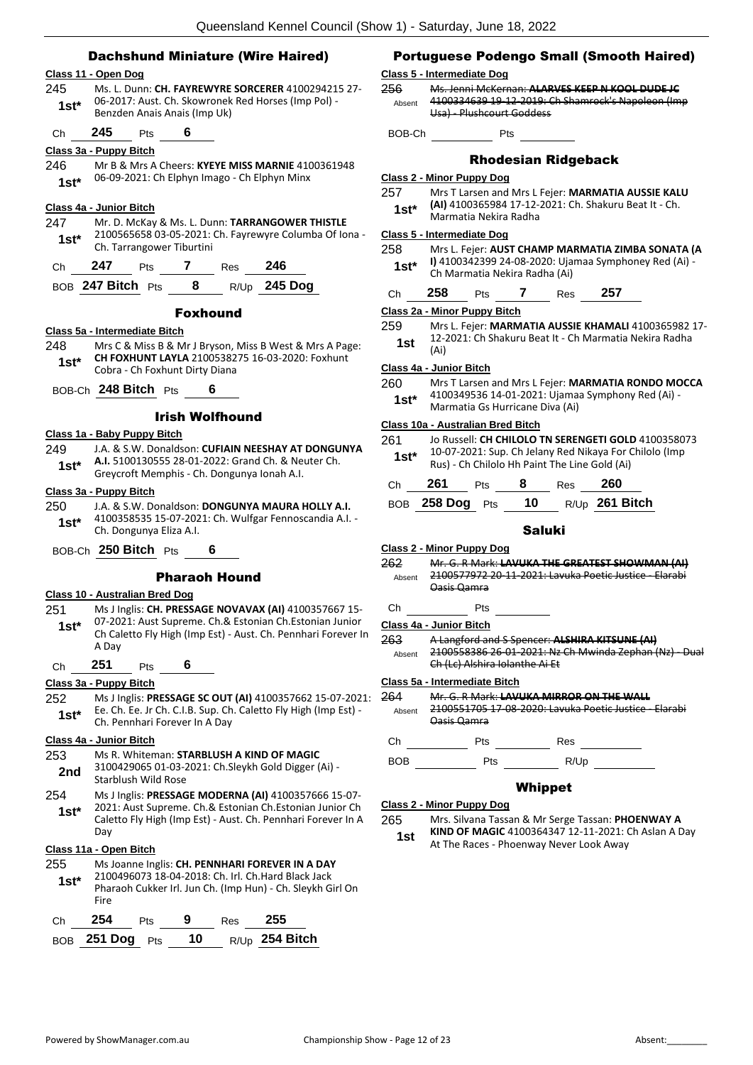## Dachshund Miniature (Wire Haired)

### Class 11 - Open Dog

245 **1st*** Ms. L. Dunn: **CH. FAYREWYRE SORCERER** 4100294215 27-06-2017: Aust. Ch. Skowronek Red Horses (Imp Pol) - Benzden Anais Anais (Imp Uk)

Ch **245** Pts **6**

### Class 3a - Puppy Bitch

246 **1st*** Mr B & Mrs A Cheers: **KYEYE MISS MARNIE** 4100361948 06-09-2021: Ch Elphyn Imago - Ch Elphyn Minx

### Class 4a - Junior Bitch

247 **1st*** Mr. D. McKay & Ms. L. Dunn: **TARRANGOWER THISTLE** 2100565658 03-05-2021: Ch. Fayrewyre Columba Of Iona - Ch. Tarrangower Tiburtini

Ch **247** Pts **7** Res **246**

BOB **247 Bitch** Pts **8** R/Up **245 Dog**

## Foxhound

### Class 5a - Intermediate Bitch

248 **1st*** Mrs C & Miss B & Mr J Bryson, Miss B West & Mrs A Page: **CH FOXHUNT LAYLA** 2100538275 16-03-2020: Foxhunt Cobra - Ch Foxhunt Dirty Diana

BOB-Ch **248 Bitch** Pts **6**

## Irish Wolfhound

### Class 1a - Baby Puppy Bitch

249 **1st*** J.A. & S.W. Donaldson: **CUFIAIN NEESHAY AT DONGUNYA A.I.** 5100130555 28-01-2022: Grand Ch. & Neuter Ch. Greycroft Memphis - Ch. Dongunya Ionah A.I.

### Class 3a - Puppy Bitch

250 **1st*** J.A. & S.W. Donaldson: **DONGUNYA MAURA HOLLY A.I.** 4100358535 15-07-2021: Ch. Wulfgar Fennoscandia A.I. - Ch. Dongunya Eliza A.I.

BOB-Ch **250 Bitch** Pts **6**

## Pharaoh Hound

### Class 10 - Australian Bred Dog

251 **1st*** Ms J Inglis: **CH. PRESSAGE NOVAVAX (AI)** 4100357667 15-07-2021: Aust Supreme. Ch.& Estonian Ch.Estonian Junior Ch Caletto Fly High (Imp Est) - Aust. Ch. Pennhari Forever In A Day

Ch **251** Pts **6**

### Class 3a - Puppy Bitch

252 **1st*** Ms J Inglis: **PRESSAGE SC OUT (AI)** 4100357662 15-07-2021: Ee. Ch. Ee. Jr Ch. C.I.B. Sup. Ch. Caletto Fly High (Imp Est) - Ch. Pennhari Forever In A Day

### Class 4a - Junior Bitch

253 **2nd** Ms R. Whiteman: **STARBLUSH A KIND OF MAGIC** 3100429065 01-03-2021: Ch.Sleykh Gold Digger (Ai) - Starblush Wild Rose

254 **1st*** Ms J Inglis: **PRESSAGE MODERNA (AI)** 4100357666 15-07-2021: Aust Supreme. Ch.& Estonian Ch.Estonian Junior Ch Caletto Fly High (Imp Est) - Aust. Ch. Pennhari Forever In A Day

### Class 11a - Open Bitch

255 **1st*** Ms Joanne Inglis: **CH. PENNHARI FOREVER IN A DAY** 2100496073 18-04-2018: Ch. Irl. Ch.Hard Black Jack Pharaoh Cukker Irl. Jun Ch. (Imp Hun) - Ch. Sleykh Girl On Fire

Ch **254** Pts **9** Res **255**

BOB **251 Dog** Pts **10** R/Up **254 Bitch**

## Portuguese Podengo Small (Smooth Haired)

### Class 5 - Intermediate Dog

256 Absent ~~Ms. Jenni McKernan: **ALARVES KEEP N KOOL DUDE JC** 4100334639 19-12-2019: Ch Shamrock's Napoleon (Imp Usa) - Plushcourt Goddess~~

BOB-Ch ______ Pts ______

## Rhodesian Ridgeback

### Class 2 - Minor Puppy Dog

257 **1st*** Mrs T Larsen and Mrs L Fejer: **MARMATIA AUSSIE KALU (AI)** 4100365984 17-12-2021: Ch. Shakuru Beat It - Ch. Marmatia Nekira Radha

### Class 5 - Intermediate Dog

258 **1st*** Mrs L. Fejer: **AUST CHAMP MARMATIA ZIMBA SONATA (A I)** 4100342399 24-08-2020: Ujamaa Symphoney Red (Ai) - Ch Marmatia Nekira Radha (Ai)

Ch **258** Pts **7** Res **257**

### Class 2a - Minor Puppy Bitch

259 **1st** Mrs L. Fejer: **MARMATIA AUSSIE KHAMALI** 4100365982 17-12-2021: Ch Shakuru Beat It - Ch Marmatia Nekira Radha (Ai)

### Class 4a - Junior Bitch

260 **1st*** Mrs T Larsen and Mrs L Fejer: **MARMATIA RONDO MOCCA** 4100349536 14-01-2021: Ujamaa Symphony Red (Ai) - Marmatia Gs Hurricane Diva (Ai)

### Class 10a - Australian Bred Bitch

261 **1st*** Jo Russell: **CH CHILOLO TN SERENGETI GOLD** 4100358073 10-07-2021: Sup. Ch Jelany Red Nikaya For Chilolo (Imp Rus) - Ch Chilolo Hh Paint The Line Gold (Ai)

Ch **261** Pts **8** Res **260**

BOB **258 Dog** Pts **10** R/Up **261 Bitch**

## Saluki

### Class 2 - Minor Puppy Dog

262 Absent ~~Mr. G. R Mark: **LAVUKA THE GREATEST SHOWMAN (AI)** 2100577972 20-11-2021: Lavuka Poetic Justice - Elarabi Oasis Qamra~~

Ch ______ Pts ______

### Class 4a - Junior Bitch

263 Absent ~~A Langford and S Spencer: **ALSHIRA KITSUNE (AI)** 2100558386 26-01-2021: Nz Ch Mwinda Zephan (Nz) - Dual Ch (Lc) Alshira Iolanthe Ai Et~~

### Class 5a - Intermediate Bitch

264 Absent ~~Mr. G. R Mark: **LAVUKA MIRROR ON THE WALL** 2100551705 17-08-2020: Lavuka Poetic Justice - Elarabi Oasis Qamra~~

Ch ______ Pts ______ Res ______

BOB ______ Pts ______ R/Up ______

## Whippet

### Class 2 - Minor Puppy Dog

265 **1st** Mrs. Silvana Tassan & Mr Serge Tassan: **PHOENWAY A KIND OF MAGIC** 4100364347 12-11-2021: Ch Aslan A Day At The Races - Phoenway Never Look Away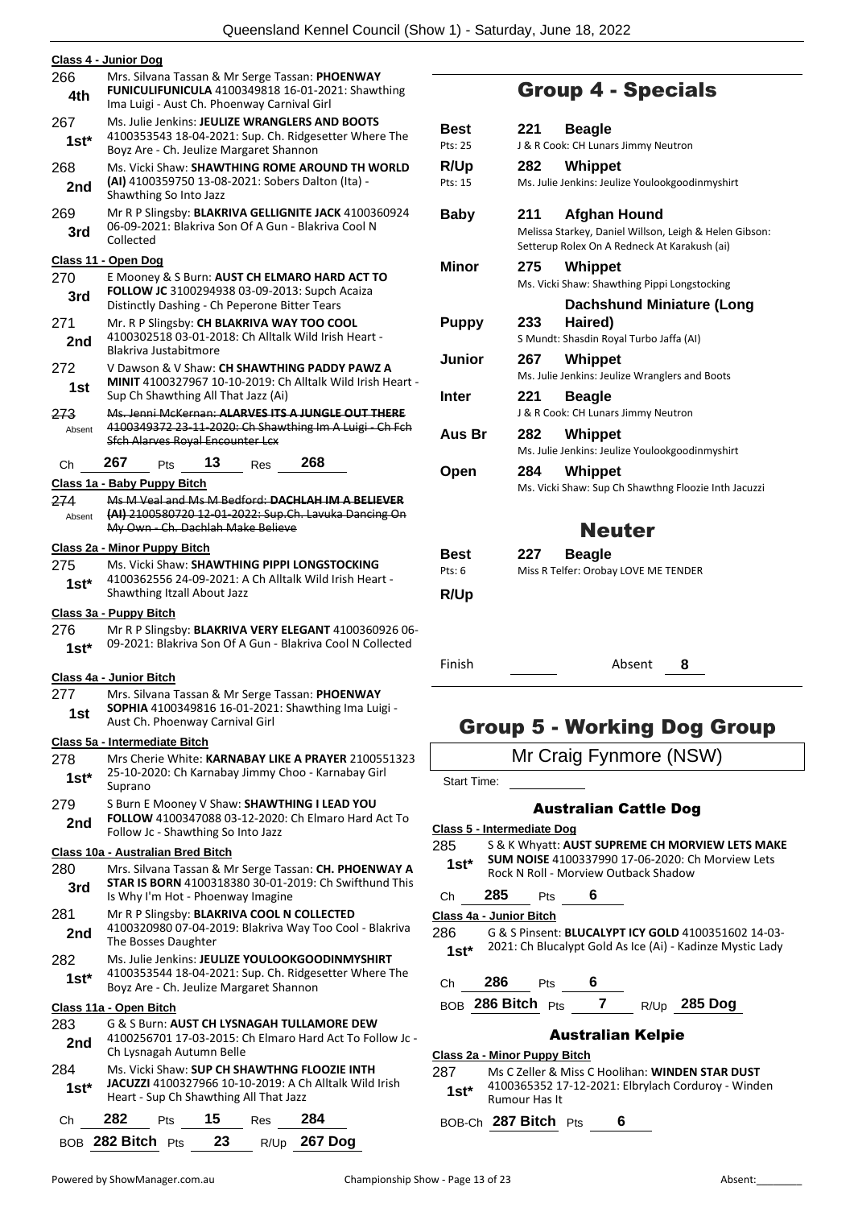**Class 4 - Junior Dog**

266 — 4th — Mrs. Silvana Tassan & Mr Serge Tassan: **PHOENWAY FUNICULIFUNICULA** 4100349818 16-01-2021: Shawthing Ima Luigi - Aust Ch. Phoenway Carnival Girl

267 — 1st* — Ms. Julie Jenkins: **JEULIZE WRANGLERS AND BOOTS** 4100353543 18-04-2021: Sup. Ch. Ridgesetter Where The Boyz Are - Ch. Jeulize Margaret Shannon

268 — 2nd — Ms. Vicki Shaw: **SHAWTHING ROME AROUND TH WORLD (AI)** 4100359750 13-08-2021: Sobers Dalton (Ita) - Shawthing So Into Jazz

269 — 3rd — Mr R P Slingsby: **BLAKRIVA GELLIGNITE JACK** 4100360924 06-09-2021: Blakriva Son Of A Gun - Blakriva Cool N Collected

**Class 11 - Open Dog**

270 — 3rd — E Mooney & S Burn: **AUST CH ELMARO HARD ACT TO FOLLOW JC** 3100294938 03-09-2013: Supch Acaiza Distinctly Dashing - Ch Peperone Bitter Tears

271 — 2nd — Mr. R P Slingsby: **CH BLAKRIVA WAY TOO COOL** 4100302518 03-01-2018: Ch Alltalk Wild Irish Heart - Blakriva Justabitmore

272 — 1st — V Dawson & V Shaw: **CH SHAWTHING PADDY PAWZ A MINIT** 4100327967 10-10-2019: Ch Alltalk Wild Irish Heart - Sup Ch Shawthing All That Jazz (Ai)

~~273 — Absent — Ms. Jenni McKernan: **ALARVES ITS A JUNGLE OUT THERE** 4100349372 23-11-2020: Ch Shawthing Im A Luigi - Ch Fch Sfch Alarves Royal Encounter Lcx~~

Ch 267 Pts 13 Res 268

**Class 1a - Baby Puppy Bitch**

~~274 — Absent — Ms M Veal and Ms M Bedford: **DACHLAH IM A BELIEVER (AI)** 2100580720 12-01-2022: Sup.Ch. Lavuka Dancing On My Own - Ch. Dachlah Make Believe~~

**Class 2a - Minor Puppy Bitch**

275 — 1st* — Ms. Vicki Shaw: **SHAWTHING PIPPI LONGSTOCKING** 4100362556 24-09-2021: A Ch Alltalk Wild Irish Heart - Shawthing Itzall About Jazz

**Class 3a - Puppy Bitch**

276 — 1st* — Mr R P Slingsby: **BLAKRIVA VERY ELEGANT** 4100360926 06-09-2021: Blakriva Son Of A Gun - Blakriva Cool N Collected

**Class 4a - Junior Bitch**

277 — 1st — Mrs. Silvana Tassan & Mr Serge Tassan: **PHOENWAY SOPHIA** 4100349816 16-01-2021: Shawthing Ima Luigi - Aust Ch. Phoenway Carnival Girl

**Class 5a - Intermediate Bitch**

278 — 1st* — Mrs Cherie White: **KARNABAY LIKE A PRAYER** 2100551323 25-10-2020: Ch Karnabay Jimmy Choo - Karnabay Girl Suprano

279 — 2nd — S Burn E Mooney V Shaw: **SHAWTHING I LEAD YOU FOLLOW** 4100347088 03-12-2020: Ch Elmaro Hard Act To Follow Jc - Shawthing So Into Jazz

**Class 10a - Australian Bred Bitch**

280 — 3rd — Mrs. Silvana Tassan & Mr Serge Tassan: **CH. PHOENWAY A STAR IS BORN** 4100318380 30-01-2019: Ch Swifthund This Is Why I'm Hot - Phoenway Imagine

281 — 2nd — Mr R P Slingsby: **BLAKRIVA COOL N COLLECTED** 4100320980 07-04-2019: Blakriva Way Too Cool - Blakriva The Bosses Daughter

282 — 1st* — Ms. Julie Jenkins: **JEULIZE YOULOOKGOODINMYSHIRT** 4100353544 18-04-2021: Sup. Ch. Ridgesetter Where The Boyz Are - Ch. Jeulize Margaret Shannon

**Class 11a - Open Bitch**

283 — 2nd — G & S Burn: **AUST CH LYSNAGAH TULLAMORE DEW** 4100256701 17-03-2015: Ch Elmaro Hard Act To Follow Jc - Ch Lysnagah Autumn Belle

284 — 1st* — Ms. Vicki Shaw: **SUP CH SHAWTHNG FLOOZIE INTH JACUZZI** 4100327966 10-10-2019: A Ch Alltalk Wild Irish Heart - Sup Ch Shawthing All That Jazz

Ch 282 Pts 15 Res 284

BOB 282 Bitch Pts 23 R/Up 267 Dog

## Group 4 - Specials

| | | |
|---|---|---|
| **Best** (Pts: 25) | **221 Beagle** | J & R Cook: CH Lunars Jimmy Neutron |
| **R/Up** (Pts: 15) | **282 Whippet** | Ms. Julie Jenkins: Jeulize Youlookgoodinmyshirt |
| **Baby** | **211 Afghan Hound** | Melissa Starkey, Daniel Willson, Leigh & Helen Gibson: Setterup Rolex On A Redneck At Karakush (ai) |
| **Minor** | **275 Whippet** | Ms. Vicki Shaw: Shawthing Pippi Longstocking |
| **Puppy** | **233 Dachshund Miniature (Long Haired)** | S Mundt: Shasdin Royal Turbo Jaffa (AI) |
| **Junior** | **267 Whippet** | Ms. Julie Jenkins: Jeulize Wranglers and Boots |
| **Inter** | **221 Beagle** | J & R Cook: CH Lunars Jimmy Neutron |
| **Aus Br** | **282 Whippet** | Ms. Julie Jenkins: Jeulize Youlookgoodinmyshirt |
| **Open** | **284 Whippet** | Ms. Vicki Shaw: Sup Ch Shawthng Floozie Inth Jacuzzi |

## Neuter

| | | |
|---|---|---|
| **Best** (Pts: 6) | **227 Beagle** | Miss R Telfer: Orobay LOVE ME TENDER |
| **R/Up** | | |

Finish ______ Absent 8

## Group 5 - Working Dog Group

Mr Craig Fynmore (NSW)

Start Time: ______

### Australian Cattle Dog

**Class 5 - Intermediate Dog**

285 — 1st* — S & K Whyatt: **AUST SUPREME CH MORVIEW LETS MAKE SUM NOISE** 4100337990 17-06-2020: Ch Morview Lets Rock N Roll - Morview Outback Shadow

Ch 285 Pts 6

**Class 4a - Junior Bitch**

286 — 1st* — G & S Pinsent: **BLUCALYPT ICY GOLD** 4100351602 14-03-2021: Ch Blucalypt Gold As Ice (Ai) - Kadinze Mystic Lady

Ch 286 Pts 6

BOB 286 Bitch Pts 7 R/Up 285 Dog

### Australian Kelpie

**Class 2a - Minor Puppy Bitch**

287 — 1st* — Ms C Zeller & Miss C Hoolihan: **WINDEN STAR DUST** 4100365352 17-12-2021: Elbrylach Corduroy - Winden Rumour Has It

BOB-Ch 287 Bitch Pts 6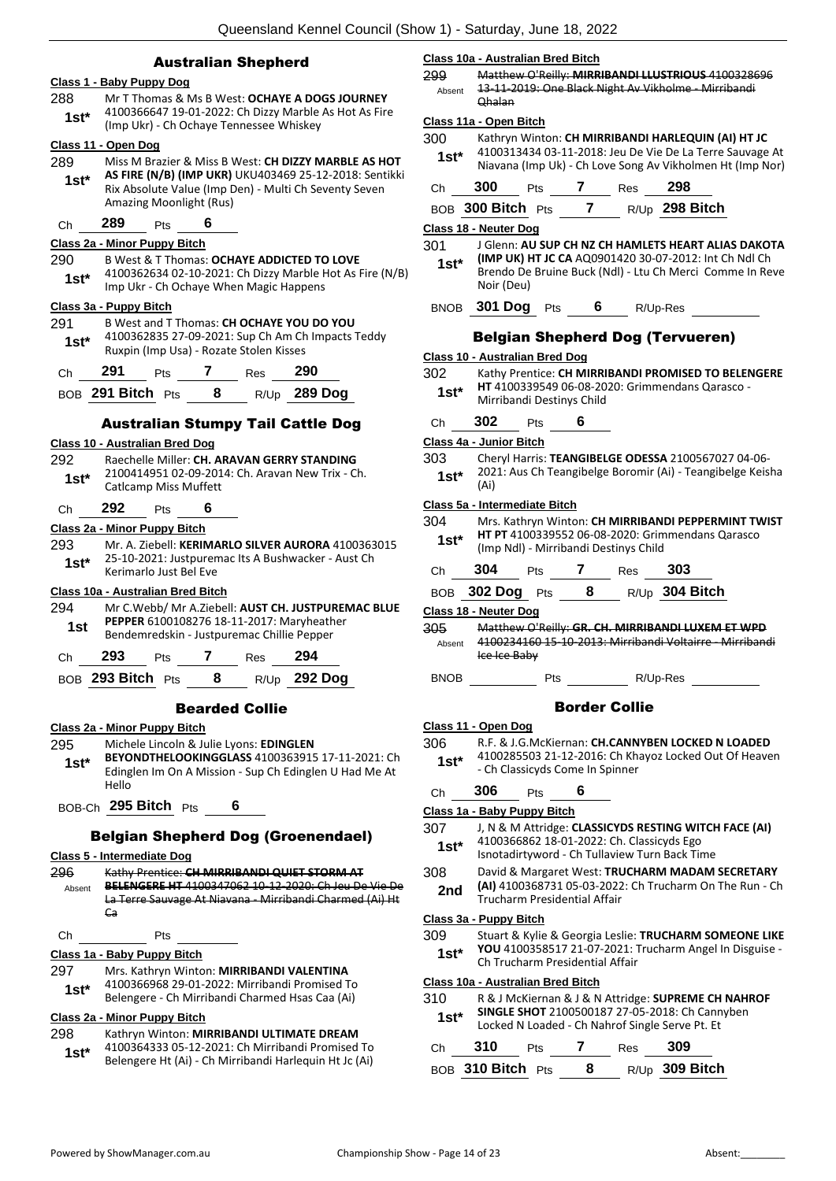## Australian Shepherd

**Class 1 - Baby Puppy Dog**

288 **1st*** Mr T Thomas & Ms B West: **OCHAYE A DOGS JOURNEY** 4100366647 19-01-2022: Ch Dizzy Marble As Hot As Fire (Imp Ukr) - Ch Ochaye Tennessee Whiskey

**Class 11 - Open Dog**

289 **1st*** Miss M Brazier & Miss B West: **CH DIZZY MARBLE AS HOT AS FIRE (N/B) (IMP UKR)** UKU403469 25-12-2018: Sentikki Rix Absolute Value (Imp Den) - Multi Ch Seventy Seven Amazing Moonlight (Rus)

Ch **289** Pts **6**

**Class 2a - Minor Puppy Bitch**

290 **1st*** B West & T Thomas: **OCHAYE ADDICTED TO LOVE** 4100362634 02-10-2021: Ch Dizzy Marble Hot As Fire (N/B) Imp Ukr - Ch Ochaye When Magic Happens

**Class 3a - Puppy Bitch**

291 **1st*** B West and T Thomas: **CH OCHAYE YOU DO YOU** 4100362835 27-09-2021: Sup Ch Am Ch Impacts Teddy Ruxpin (Imp Usa) - Rozate Stolen Kisses

Ch **291** Pts **7** Res **290**

BOB **291 Bitch** Pts **8** R/Up **289 Dog**

## Australian Stumpy Tail Cattle Dog

**Class 10 - Australian Bred Dog**

292 **1st*** Raechelle Miller: **CH. ARAVAN GERRY STANDING** 2100414951 02-09-2014: Ch. Aravan New Trix - Ch. Catlcamp Miss Muffett

Ch **292** Pts **6**

**Class 2a - Minor Puppy Bitch**

293 **1st*** Mr. A. Ziebell: **KERIMARLO SILVER AURORA** 4100363015 25-10-2021: Justpuremac Its A Bushwacker - Aust Ch Kerimarlo Just Bel Eve

**Class 10a - Australian Bred Bitch**

294 **1st** Mr C.Webb/ Mr A.Ziebell: **AUST CH. JUSTPUREMAC BLUE PEPPER** 6100108276 18-11-2017: Maryheather Bendemredskin - Justpuremac Chillie Pepper

Ch **293** Pts **7** Res **294**

BOB **293 Bitch** Pts **8** R/Up **292 Dog**

## Bearded Collie

**Class 2a - Minor Puppy Bitch**

295 **1st*** Michele Lincoln & Julie Lyons: **EDINGLEN BEYONDTHELOOKINGGLASS** 4100363915 17-11-2021: Ch Edinglen Im On A Mission - Sup Ch Edinglen U Had Me At Hello

BOB-Ch **295 Bitch** Pts **6**

## Belgian Shepherd Dog (Groenendael)

**Class 5 - Intermediate Dog**

296 Absent ~~Kathy Prentice: **CH MIRRIBANDI QUIET STORM AT BELENGERE HT** 4100347062 10-12-2020: Ch Jeu De Vie De La Terre Sauvage At Niavana - Mirribandi Charmed (Ai) Ht Ca~~

Ch ______ Pts ______

**Class 1a - Baby Puppy Bitch**

297 **1st*** Mrs. Kathryn Winton: **MIRRIBANDI VALENTINA** 4100366968 29-01-2022: Mirribandi Promised To Belengere - Ch Mirribandi Charmed Hsas Caa (Ai)

**Class 2a - Minor Puppy Bitch**

298 **1st*** Kathryn Winton: **MIRRIBANDI ULTIMATE DREAM** 4100364333 05-12-2021: Ch Mirribandi Promised To Belengere Ht (Ai) - Ch Mirribandi Harlequin Ht Jc (Ai)

**Class 10a - Australian Bred Bitch**

299 Absent ~~Matthew O'Reilly: **MIRRIBANDI LLUSTRIOUS** 4100328696 13-11-2019: One Black Night Av Vikholme - Mirribandi Qhalan~~

**Class 11a - Open Bitch**

300 **1st*** Kathryn Winton: **CH MIRRIBANDI HARLEQUIN (AI) HT JC** 4100313434 03-11-2018: Jeu De Vie De La Terre Sauvage At Niavana (Imp Uk) - Ch Love Song Av Vikholmen Ht (Imp Nor)

Ch **300** Pts **7** Res **298**

BOB **300 Bitch** Pts **7** R/Up **298 Bitch**

**Class 18 - Neuter Dog**

301 **1st*** J Glenn: **AU SUP CH NZ CH HAMLETS HEART ALIAS DAKOTA (IMP UK) HT JC CA** AQ0901420 30-07-2012: Int Ch Ndl Ch Brendo De Bruine Buck (Ndl) - Ltu Ch Merci Comme In Reve Noir (Deu)

BNOB **301 Dog** Pts **6** R/Up-Res ______

## Belgian Shepherd Dog (Tervueren)

**Class 10 - Australian Bred Dog**

302 **1st*** Kathy Prentice: **CH MIRRIBANDI PROMISED TO BELENGERE HT** 4100339549 06-08-2020: Grimmendans Qarasco - Mirribandi Destinys Child

Ch **302** Pts **6**

**Class 4a - Junior Bitch**

303 **1st*** Cheryl Harris: **TEANGIBELGE ODESSA** 2100567027 04-06-2021: Aus Ch Teangibelge Boromir (Ai) - Teangibelge Keisha (Ai)

**Class 5a - Intermediate Bitch**

304 **1st*** Mrs. Kathryn Winton: **CH MIRRIBANDI PEPPERMINT TWIST HT PT** 4100339552 06-08-2020: Grimmendans Qarasco (Imp Ndl) - Mirribandi Destinys Child

Ch **304** Pts **7** Res **303**

BOB **302 Dog** Pts **8** R/Up **304 Bitch**

**Class 18 - Neuter Dog**

305 Absent ~~Matthew O'Reilly: **GR. CH. MIRRIBANDI LUXEM ET WPD** 4100234160 15-10-2013: Mirribandi Voltairre - Mirribandi Ice Ice Baby~~

BNOB ______ Pts ______ R/Up-Res ______

## Border Collie

**Class 11 - Open Dog**

306 **1st*** R.F. & J.G.McKiernan: **CH.CANNYBEN LOCKED N LOADED** 4100285503 21-12-2016: Ch Khayoz Locked Out Of Heaven - Ch Classicyds Come In Spinner

Ch **306** Pts **6**

**Class 1a - Baby Puppy Bitch**

307 **1st*** J, N & M Attridge: **CLASSICYDS RESTING WITCH FACE (AI)** 4100366862 18-01-2022: Ch. Classicyds Ego Isnotadirtyword - Ch Tullaview Turn Back Time

308 **2nd** David & Margaret West: **TRUCHARM MADAM SECRETARY (AI)** 4100368731 05-03-2022: Ch Trucharm On The Run - Ch Trucharm Presidential Affair

**Class 3a - Puppy Bitch**

309 **1st*** Stuart & Kylie & Georgia Leslie: **TRUCHARM SOMEONE LIKE YOU** 4100358517 21-07-2021: Trucharm Angel In Disguise - Ch Trucharm Presidential Affair

**Class 10a - Australian Bred Bitch**

310 **1st*** R & J McKiernan & J & N Attridge: **SUPREME CH NAHROF SINGLE SHOT** 2100500187 27-05-2018: Ch Cannyben Locked N Loaded - Ch Nahrof Single Serve Pt. Et

Ch **310** Pts **7** Res **309**

BOB **310 Bitch** Pts **8** R/Up **309 Bitch**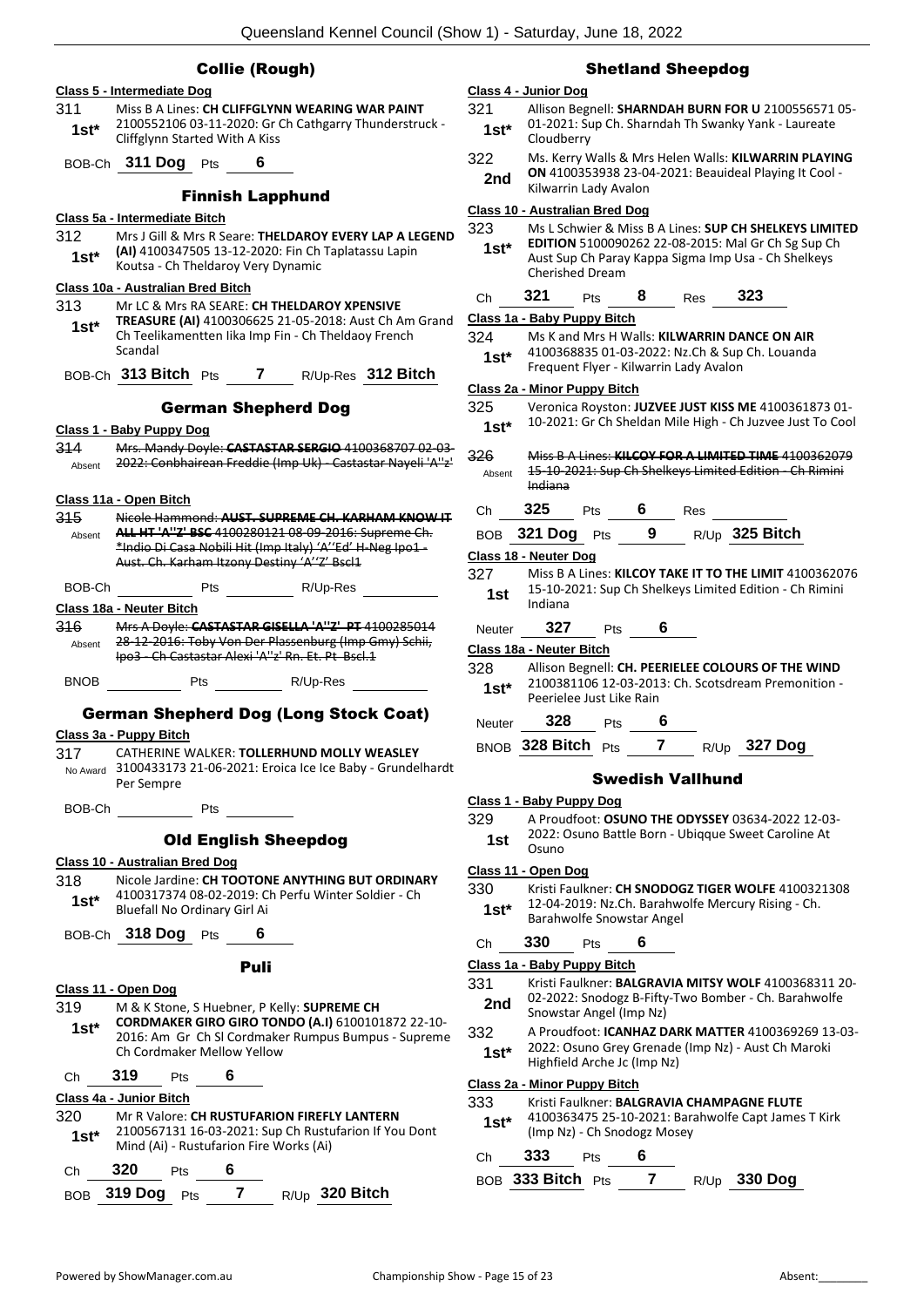## Collie (Rough)

**Class 5 - Intermediate Dog**

311 **1st*** Miss B A Lines: **CH CLIFFGLYNN WEARING WAR PAINT** 2100552106 03-11-2020: Gr Ch Cathgarry Thunderstruck - Cliffglynn Started With A Kiss

BOB-Ch **311 Dog** Pts **6**

## Finnish Lapphund

**Class 5a - Intermediate Bitch**

312 **1st*** Mrs J Gill & Mrs R Seare: **THELDAROY EVERY LAP A LEGEND (AI)** 4100347505 13-12-2020: Fin Ch Taplatassu Lapin Koutsa - Ch Theldaroy Very Dynamic

**Class 10a - Australian Bred Bitch**

313 **1st*** Mr LC & Mrs RA SEARE: **CH THELDAROY XPENSIVE TREASURE (AI)** 4100306625 21-05-2018: Aust Ch Am Grand Ch Teelikamentten Iika Imp Fin - Ch Theldaoy French Scandal

BOB-Ch **313 Bitch** Pts **7** R/Up-Res **312 Bitch**

## German Shepherd Dog

**Class 1 - Baby Puppy Dog**

314 Absent ~~Mrs. Mandy Doyle: **CASTASTAR SERGIO** 4100368707 02-03-2022: Conbhairean Freddie (Imp Uk) - Castastar Nayeli 'A''z'~~

**Class 11a - Open Bitch**

315 Absent ~~Nicole Hammond: **AUST. SUPREME CH. KARHAM KNOW IT ALL HT 'A''Z' BSC** 4100280121 08-09-2016: Supreme Ch. *Indio Di Casa Nobili Hit (Imp Italy) 'A''Ed' H-Neg Ipo1 - Aust. Ch. Karham Itzony Destiny 'A''Z' Bscl1~~

BOB-Ch ______ Pts ______ R/Up-Res ______

**Class 18a - Neuter Bitch**

316 Absent ~~Mrs A Doyle: **CASTASTAR GISELLA 'A''Z' PT** 4100285014 28-12-2016: Toby Von Der Plassenburg (Imp Gmy) Schii, Ipo3 - Ch Castastar Alexi 'A''z' Rn. Et. Pt Bscl.1~~

BNOB ______ Pts ______ R/Up-Res ______

## German Shepherd Dog (Long Stock Coat)

**Class 3a - Puppy Bitch**

317 No Award CATHERINE WALKER: **TOLLERHUND MOLLY WEASLEY** 3100433173 21-06-2021: Eroica Ice Ice Baby - Grundelhardt Per Sempre

BOB-Ch ______ Pts ______

## Old English Sheepdog

**Class 10 - Australian Bred Dog**

318 **1st*** Nicole Jardine: **CH TOOTONE ANYTHING BUT ORDINARY** 4100317374 08-02-2019: Ch Perfu Winter Soldier - Ch Bluefall No Ordinary Girl Ai

BOB-Ch **318 Dog** Pts **6**

## Puli

**Class 11 - Open Dog**

319 **1st*** M & K Stone, S Huebner, P Kelly: **SUPREME CH CORDMAKER GIRO GIRO TONDO (A.I)** 6100101872 22-10-2016: Am Gr Ch Sl Cordmaker Rumpus Bumpus - Supreme Ch Cordmaker Mellow Yellow

Ch **319** Pts **6**

**Class 4a - Junior Bitch**

320 **1st*** Mr R Valore: **CH RUSTUFARION FIREFLY LANTERN** 2100567131 16-03-2021: Sup Ch Rustufarion If You Dont Mind (Ai) - Rustufarion Fire Works (Ai)

Ch **320** Pts **6**

BOB **319 Dog** Pts **7** R/Up **320 Bitch**

## Shetland Sheepdog

**Class 4 - Junior Dog**

321 **1st*** Allison Begnell: **SHARNDAH BURN FOR U** 2100556571 05-01-2021: Sup Ch. Sharndah Th Swanky Yank - Laureate Cloudberry

322 **2nd** Ms. Kerry Walls & Mrs Helen Walls: **KILWARRIN PLAYING ON** 4100353938 23-04-2021: Beauideal Playing It Cool - Kilwarrin Lady Avalon

**Class 10 - Australian Bred Dog**

323 **1st*** Ms L Schwier & Miss B A Lines: **SUP CH SHELKEYS LIMITED EDITION** 5100090262 22-08-2015: Mal Gr Ch Sg Sup Ch Aust Sup Ch Paray Kappa Sigma Imp Usa - Ch Shelkeys Cherished Dream

Ch **321** Pts **8** Res **323**

**Class 1a - Baby Puppy Bitch**

324 **1st*** Ms K and Mrs H Walls: **KILWARRIN DANCE ON AIR** 4100368835 01-03-2022: Nz.Ch & Sup Ch. Louanda Frequent Flyer - Kilwarrin Lady Avalon

**Class 2a - Minor Puppy Bitch**

325 **1st*** Veronica Royston: **JUZVEE JUST KISS ME** 4100361873 01-10-2021: Gr Ch Sheldan Mile High - Ch Juzvee Just To Cool

326 Absent ~~Miss B A Lines: **KILCOY FOR A LIMITED TIME** 4100362079 15-10-2021: Sup Ch Shelkeys Limited Edition - Ch Rimini Indiana~~

Ch **325** Pts **6** Res ______

BOB **321 Dog** Pts **9** R/Up **325 Bitch**

**Class 18 - Neuter Dog**

327 **1st** Miss B A Lines: **KILCOY TAKE IT TO THE LIMIT** 4100362076 15-10-2021: Sup Ch Shelkeys Limited Edition - Ch Rimini Indiana

Neuter **327** Pts **6**

**Class 18a - Neuter Bitch**

328 **1st*** Allison Begnell: **CH. PEERIELEE COLOURS OF THE WIND** 2100381106 12-03-2013: Ch. Scotsdream Premonition - Peerielee Just Like Rain

Neuter **328** Pts **6**

BNOB **328 Bitch** Pts **7** R/Up **327 Dog**

## Swedish Vallhund

**Class 1 - Baby Puppy Dog**

329 **1st** A Proudfoot: **OSUNO THE ODYSSEY** 03634-2022 12-03-2022: Osuno Battle Born - Ubiqque Sweet Caroline At Osuno

**Class 11 - Open Dog**

330 **1st*** Kristi Faulkner: **CH SNODOGZ TIGER WOLFE** 4100321308 12-04-2019: Nz.Ch. Barahwolfe Mercury Rising - Ch. Barahwolfe Snowstar Angel

Ch **330** Pts **6**

**Class 1a - Baby Puppy Bitch**

331 **2nd** Kristi Faulkner: **BALGRAVIA MITSY WOLF** 4100368311 20-02-2022: Snodogz B-Fifty-Two Bomber - Ch. Barahwolfe Snowstar Angel (Imp Nz)

332 **1st*** A Proudfoot: **ICANHAZ DARK MATTER** 4100369269 13-03-2022: Osuno Grey Grenade (Imp Nz) - Aust Ch Maroki Highfield Arche Jc (Imp Nz)

**Class 2a - Minor Puppy Bitch**

333 **1st*** Kristi Faulkner: **BALGRAVIA CHAMPAGNE FLUTE** 4100363475 25-10-2021: Barahwolfe Capt James T Kirk (Imp Nz) - Ch Snodogz Mosey

Ch **333** Pts **6**

BOB **333 Bitch** Pts **7** R/Up **330 Dog**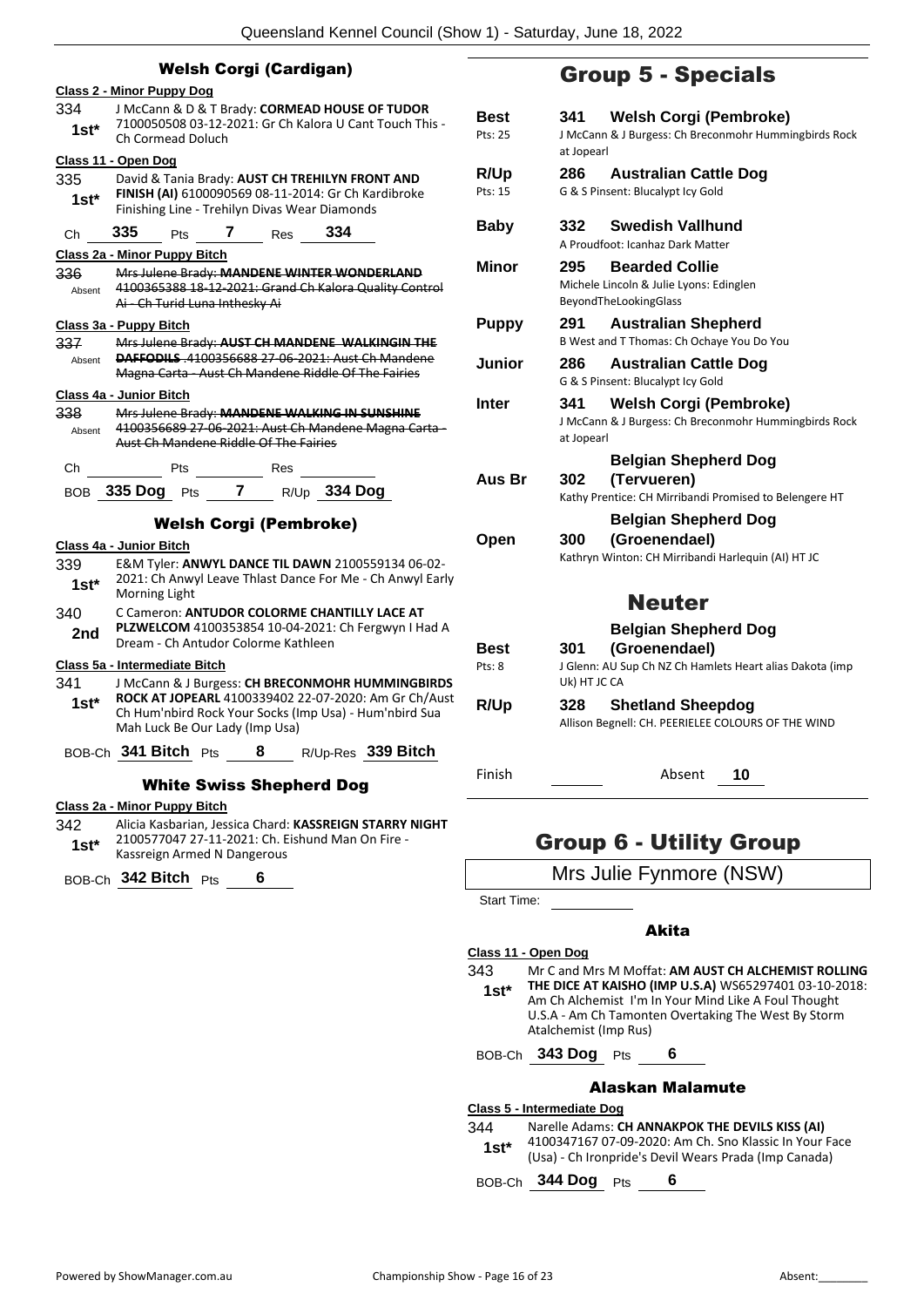## Welsh Corgi (Cardigan)

**Class 2 - Minor Puppy Dog**

334 **1st*** J McCann & D & T Brady: **CORMEAD HOUSE OF TUDOR** 7100050508 03-12-2021: Gr Ch Kalora U Cant Touch This - Ch Cormead Doluch

**Class 11 - Open Dog**

335 **1st*** David & Tania Brady: **AUST CH TREHILYN FRONT AND FINISH (AI)** 6100090569 08-11-2014: Gr Ch Kardibroke Finishing Line - Trehilyn Divas Wear Diamonds

Ch **335** Pts **7** Res **334**

**Class 2a - Minor Puppy Bitch**

336 Absent ~~Mrs Julene Brady: **MANDENE WINTER WONDERLAND** 4100365388 18-12-2021: Grand Ch Kalora Quality Control Ai - Ch Turid Luna Inthesky Ai~~

**Class 3a - Puppy Bitch**

337 Absent ~~Mrs Julene Brady: **AUST CH MANDENE WALKINGIN THE DAFFODILS** .4100356688 27-06-2021: Aust Ch Mandene Magna Carta - Aust Ch Mandene Riddle Of The Fairies~~

**Class 4a - Junior Bitch**

338 Absent ~~Mrs Julene Brady: **MANDENE WALKING IN SUNSHINE** 4100356689 27-06-2021: Aust Ch Mandene Magna Carta - Aust Ch Mandene Riddle Of The Fairies~~

Ch ______ Pts ______ Res ______

BOB **335 Dog** Pts **7** R/Up **334 Dog**

## Welsh Corgi (Pembroke)

**Class 4a - Junior Bitch**

339 **1st*** E&M Tyler: **ANWYL DANCE TIL DAWN** 2100559134 06-02-2021: Ch Anwyl Leave Thlast Dance For Me - Ch Anwyl Early Morning Light

340 **2nd** C Cameron: **ANTUDOR COLORME CHANTILLY LACE AT PLZWELCOM** 4100353854 10-04-2021: Ch Fergwyn I Had A Dream - Ch Antudor Colorme Kathleen

**Class 5a - Intermediate Bitch**

341 **1st*** J McCann & J Burgess: **CH BRECONMOHR HUMMINGBIRDS ROCK AT JOPEARL** 4100339402 22-07-2020: Am Gr Ch/Aust Ch Hum'nbird Rock Your Socks (Imp Usa) - Hum'nbird Sua Mah Luck Be Our Lady (Imp Usa)

BOB-Ch **341 Bitch** Pts **8** R/Up-Res **339 Bitch**

## White Swiss Shepherd Dog

**Class 2a - Minor Puppy Bitch**

342 **1st*** Alicia Kasbarian, Jessica Chard: **KASSREIGN STARRY NIGHT** 2100577047 27-11-2021: Ch. Eishund Man On Fire - Kassreign Armed N Dangerous

BOB-Ch **342 Bitch** Pts **6**

# Group 5 - Specials

**Best** (Pts: 25) — **341 Welsh Corgi (Pembroke)** — J McCann & J Burgess: Ch Breconmohr Hummingbirds Rock at Jopearl

**R/Up** (Pts: 15) — **286 Australian Cattle Dog** — G & S Pinsent: Blucalypt Icy Gold

**Baby** — **332 Swedish Vallhund** — A Proudfoot: Icanhaz Dark Matter

**Minor** — **295 Bearded Collie** — Michele Lincoln & Julie Lyons: Edinglen BeyondTheLookingGlass

**Puppy** — **291 Australian Shepherd** — B West and T Thomas: Ch Ochaye You Do You

**Junior** — **286 Australian Cattle Dog** — G & S Pinsent: Blucalypt Icy Gold

**Inter** — **341 Welsh Corgi (Pembroke)** — J McCann & J Burgess: Ch Breconmohr Hummingbirds Rock at Jopearl

**Aus Br** — **302 Belgian Shepherd Dog (Tervueren)** — Kathy Prentice: CH Mirribandi Promised to Belengere HT

**Open** — **300 Belgian Shepherd Dog (Groenendael)** — Kathryn Winton: CH Mirribandi Harlequin (AI) HT JC

## Neuter

**Best** (Pts: 8) — **301 Belgian Shepherd Dog (Groenendael)** — J Glenn: AU Sup Ch NZ Ch Hamlets Heart alias Dakota (imp Uk) HT JC CA

**R/Up** — **328 Shetland Sheepdog** — Allison Begnell: CH. PEERIELEE COLOURS OF THE WIND

Finish ______ Absent **10**

# Group 6 - Utility Group

Mrs Julie Fynmore (NSW)

Start Time: ______

## Akita

**Class 11 - Open Dog**

343 **1st*** Mr C and Mrs M Moffat: **AM AUST CH ALCHEMIST ROLLING THE DICE AT KAISHO (IMP U.S.A)** WS65297401 03-10-2018: Am Ch Alchemist I'm In Your Mind Like A Foul Thought U.S.A - Am Ch Tamonten Overtaking The West By Storm Atalchemist (Imp Rus)

BOB-Ch **343 Dog** Pts **6**

## Alaskan Malamute

**Class 5 - Intermediate Dog**

344 **1st*** Narelle Adams: **CH ANNAKPOK THE DEVILS KISS (AI)** 4100347167 07-09-2020: Am Ch. Sno Klassic In Your Face (Usa) - Ch Ironpride's Devil Wears Prada (Imp Canada)

BOB-Ch **344 Dog** Pts **6**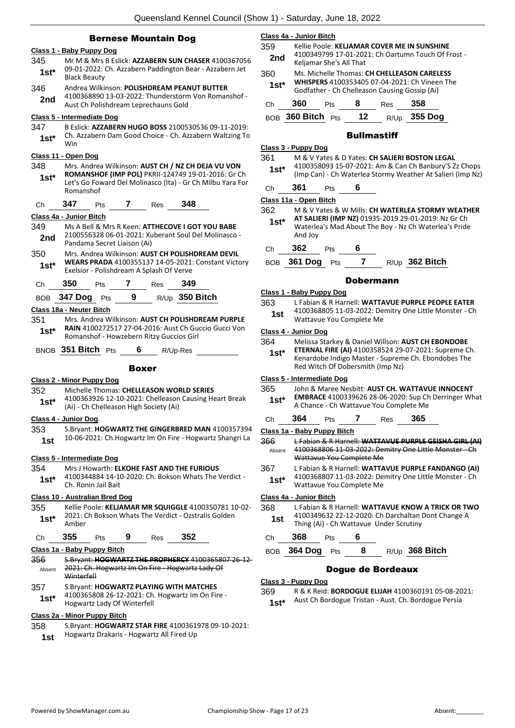## Bernese Mountain Dog

### Class 1 - Baby Puppy Dog

345 **1st*** Mr M & Mrs B Eslick: **AZZABERN SUN CHASER** 4100367056 09-01-2022: Ch. Azzabern Paddington Bear - Azzabern Jet Black Beauty

346 **2nd** Andrea Wilkinson: **POLISHDREAM PEANUT BUTTER** 4100368890 13-03-2022: Thunderstorm Von Romanshof - Aust Ch Polishdream Leprechauns Gold

### Class 5 - Intermediate Dog

347 **1st*** B Eslick: **AZZABERN HUGO BOSS** 2100530536 09-11-2019: Ch. Azzabern Dam Good Choice - Ch. Azzabern Waltzing To Win

### Class 11 - Open Dog

348 **1st*** Mrs. Andrea Wilkinson: **AUST CH / NZ CH DEJA VU VON ROMANSHOF (IMP POL)** PKRII-124749 19-01-2016: Gr Ch Let's Go Foward Del Molinasco (Ita) - Gr Ch Milbu Yara For Romanshof

Ch **347** Pts **7** Res **348**

### Class 4a - Junior Bitch

349 **2nd** Ms A Bell & Mrs R Keen: **ATTHECOVE I GOT YOU BABE** 2100556328 06-01-2021: Xuberant Soul Del Molinasco - Pandama Secret Liaison (Ai)

350 **1st*** Mrs. Andrea Wilkinson: **AUST CH POLISHDREAM DEVIL WEARS PRADA** 4100355137 14-05-2021: Constant Victory Exelsior - Polishdream A Splash Of Verve

Ch **350** Pts **7** Res **349**

BOB **347 Dog** Pts **9** R/Up **350 Bitch**

### Class 18a - Neuter Bitch

351 **1st*** Mrs. Andrea Wilkinson: **AUST CH POLISHDREAM PURPLE RAIN** 4100272517 27-04-2016: Aust Ch Guccio Gucci Von Romanshof - Howzebern Ritzy Guccios Girl

BNOB **351 Bitch** Pts **6** R/Up-Res

## Boxer

### Class 2 - Minor Puppy Dog

352 **1st*** Michelle Thomas: **CHELLEASON WORLD SERIES** 4100363926 12-10-2021: Chelleason Causing Heart Break (Ai) - Ch Chelleason High Society (Ai)

### Class 4 - Junior Dog

353 **1st** S.Bryant: **HOGWARTZ THE GINGERBRED MAN** 4100357394 10-06-2021: Ch.Hogwartz Im On Fire - Hogwartz Shangri La

### Class 5 - Intermediate Dog

354 **1st*** Mrs J Howarth: **ELKOHE FAST AND THE FURIOUS** 4100344884 14-10-2020: Ch. Bokson Whats The Verdict - Ch. Ronin Jail Bait

### Class 10 - Australian Bred Dog

355 **1st*** Kellie Poole: **KELJAMAR MR SQUIGGLE** 4100350781 10-02-2021: Ch Bokson Whats The Verdict - Ozstralis Golden Amber

Ch **355** Pts **9** Res **352**

### Class 1a - Baby Puppy Bitch

356 Absent ~~S.Bryant: **HOGWARTZ THE PROPHERCY** 4100365807 26-12-2021: Ch. Hogwartz Im On Fire - Hogwartz Lady Of Winterfell~~

357 **1st*** S.Bryant: **HOGWARTZ PLAYING WITH MATCHES** 4100365808 26-12-2021: Ch. Hogwartz Im On Fire - Hogwartz Lady Of Winterfell

### Class 2a - Minor Puppy Bitch

358 **1st** S.Bryant: **HOGWARTZ STAR FIRE** 4100361978 09-10-2021: Hogwartz Drakaris - Hogwartz All Fired Up

### Class 4a - Junior Bitch

359 **2nd** Kellie Poole: **KELJAMAR COVER ME IN SUNSHINE** 4100349799 17-01-2021: Ch Oartumn Touch Of Frost - Keljamar She's All That

360 **1st*** Ms. Michelle Thomas: **CH CHELLEASON CARELESS WHISPERS** 4100353405 07-04-2021: Ch Vineen The Godfather - Ch Chelleason Causing Gossip (Ai)

Ch **360** Pts **8** Res **358**

BOB **360 Bitch** Pts **12** R/Up **355 Dog**

## Bullmastiff

### Class 3 - Puppy Dog

361 **1st*** M & V Yates & D Yates: **CH SALIERI BOSTON LEGAL** 4100358093 15-07-2021: Am & Can Ch Banbury'S Zz Chops (Imp Can) - Ch Waterlea Stormy Weather At Salieri (Imp Nz)

Ch **361** Pts **6**

### Class 11a - Open Bitch

362 **1st*** M & V Yates & W Mills: **CH WATERLEA STORMY WEATHER AT SALIERI (IMP NZ)** 01935-2019 29-01-2019: Nz Gr Ch Waterlea's Mad About The Boy - Nz Ch Waterlea's Pride And Joy

Ch **362** Pts **6**

BOB **361 Dog** Pts **7** R/Up **362 Bitch**

## Dobermann

### Class 1 - Baby Puppy Dog

363 **1st** L Fabian & R Harnell: **WATTAVUE PURPLE PEOPLE EATER** 4100368805 11-03-2022: Demitry One Little Monster - Ch Wattavue You Complete Me

### Class 4 - Junior Dog

364 **1st*** Melissa Starkey & Daniel Willson: **AUST CH EBONDOBE ETERNAL FIRE (AI)** 4100358524 29-07-2021: Supreme Ch. Kenardobe Indigo Master - Supreme Ch. Ebondobes The Red Witch Of Dobersmith (Imp Nz)

### Class 5 - Intermediate Dog

365 **1st*** John & Maree Nesbitt: **AUST CH. WATTAVUE INNOCENT EMBRACE** 4100339626 28-06-2020: Sup Ch Derringer What A Chance - Ch Wattavue You Complete Me

Ch **364** Pts **7** Res **365**

### Class 1a - Baby Puppy Bitch

366 Absent ~~L Fabian & R Harnell: **WATTAVUE PURPLE GEISHA GIRL (AI)** 4100368806 11-03-2022: Demitry One Little Monster - Ch Wattavue You Complete Me~~

367 **1st*** L Fabian & R Harnell: **WATTAVUE PURPLE FANDANGO (AI)** 4100368807 11-03-2022: Demitry One Little Monster - Ch Wattavue You Complete Me

### Class 4a - Junior Bitch

368 **1st** L Fabian & R Harnell: **WATTAVUE KNOW A TRICK OR TWO** 4100349632 22-12-2020: Ch Darchaltan Dont Change A Thing (Ai) - Ch Wattavue Under Scrutiny

Ch **368** Pts **6**

BOB **364 Dog** Pts **8** R/Up **368 Bitch**

## Dogue de Bordeaux

### Class 3 - Puppy Dog

369 **1st*** R & K Reid: **BORDOGUE ELIJAH** 4100360191 05-08-2021: Aust Ch Bordogue Tristan - Aust. Ch. Bordogue Persia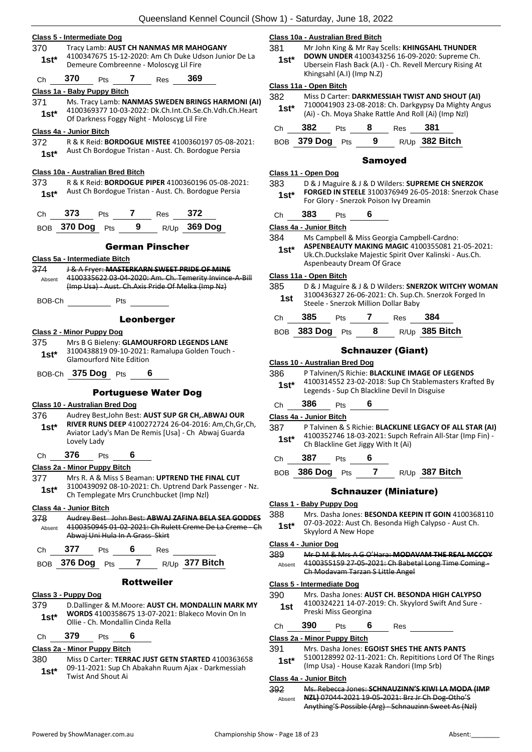**Class 5 - Intermediate Dog**

370 **1st*** Tracy Lamb: **AUST CH NANMAS MR MAHOGANY** 4100347675 15-12-2020: Am Ch Duke Udson Junior De La Demeure Combreenne - Moloscyg Lil Fire

Ch **370** Pts **7** Res **369**

**Class 1a - Baby Puppy Bitch**

371 **1st*** Ms. Tracy Lamb: **NANMAS SWEDEN BRINGS HARMONI (AI)** 4100369377 10-03-2022: Dk.Ch.Int.Ch.Se.Ch.Vdh.Ch.Heart Of Darkness Foggy Night - Moloscyg Lil Fire

**Class 4a - Junior Bitch**

372 **1st*** R & K Reid: **BORDOGUE MISTEE** 4100360197 05-08-2021: Aust Ch Bordogue Tristan - Aust. Ch. Bordogue Persia

**Class 10a - Australian Bred Bitch**

373 **1st*** R & K Reid: **BORDOGUE PIPER** 4100360196 05-08-2021: Aust Ch Bordogue Tristan - Aust. Ch. Bordogue Persia

Ch **373** Pts **7** Res **372**

BOB **370 Dog** Pts **9** R/Up **369 Dog**

## German Pinscher

**Class 5a - Intermediate Bitch**

374 Absent ~~J & A Fryer: **MASTERKARN SWEET PRIDE OF MINE** 4100335622 03-04-2020: Am. Ch. Temerity Invince-A-Bill (Imp Usa) - Aust. Ch.Axis Pride Of Melka (Imp Nz)~~

BOB-Ch Pts

## Leonberger

**Class 2 - Minor Puppy Dog**

375 **1st*** Mrs B G Bieleny: **GLAMOURFORD LEGENDS LANE** 3100438819 09-10-2021: Ramalupa Golden Touch - Glamourford Nite Edition

BOB-Ch **375 Dog** Pts **6**

## Portuguese Water Dog

**Class 10 - Australian Bred Dog**

376 **1st*** Audrey Best,John Best: **AUST SUP GR CH,.ABWAJ OUR RIVER RUNS DEEP** 4100272724 26-04-2016: Am,Ch,Gr,Ch, Aviator Lady's Man De Remis [Usa] - Ch Abwaj Guarda Lovely Lady

Ch **376** Pts **6**

**Class 2a - Minor Puppy Bitch**

377 **1st*** Mrs R. A & Miss S Beaman: **UPTREND THE FINAL CUT** 3100439092 08-10-2021: Ch. Uptrend Dark Passenger - Nz. Ch Templegate Mrs Crunchbucket (Imp Nzl)

**Class 4a - Junior Bitch**

378 Absent ~~Audrey Best John Best: **ABWAJ ZAFINA BELA SEA GODDES** 4100350945 01-02-2021: Ch Rulett Creme De La Creme - Ch Abwaj Uni Hula In A Grass Skirt~~

Ch **377** Pts **6** Res

BOB **376 Dog** Pts **7** R/Up **377 Bitch**

## Rottweiler

**Class 3 - Puppy Dog**

379 **1st*** D.Dallinger & M.Moore: **AUST CH. MONDALLIN MARK MY WORDS** 4100358675 13-07-2021: Blakeco Movin On In Ollie - Ch. Mondallin Cinda Rella

Ch **379** Pts **6**

**Class 2a - Minor Puppy Bitch**

380 **1st*** Miss D Carter: **TERRAC JUST GETN STARTED** 4100363658 09-11-2021: Sup Ch Abakahn Ruum Ajax - Darkmessiah Twist And Shout Ai

**Class 10a - Australian Bred Bitch**

381 **1st*** Mr John King & Mr Ray Scells: **KHINGSAHL THUNDER DOWN UNDER** 4100343256 16-09-2020: Supreme Ch. Ubersein Flash Back (A.I) - Ch. Revell Mercury Rising At Khingsahl (A.I) (Imp N.Z)

**Class 11a - Open Bitch**

382 **1st*** Miss D Carter: **DARKMESSIAH TWIST AND SHOUT (AI)** 7100041903 23-08-2018: Ch. Darkgypsy Da Mighty Angus (Ai) - Ch. Moya Shake Rattle And Roll (Ai) (Imp Nzl)

Ch **382** Pts **8** Res **381**

BOB **379 Dog** Pts **9** R/Up **382 Bitch**

## Samoyed

**Class 11 - Open Dog**

383 **1st*** D & J Maguire & J & D Wilders: **SUPREME CH SNERZOK FORGED IN STEELE** 3100376949 26-05-2018: Snerzok Chase For Glory - Snerzok Poison Ivy Dreamin

Ch **383** Pts **6**

**Class 4a - Junior Bitch**

384 **1st*** Ms Campbell & Miss Georgia Campbell-Cardno: **ASPENBEAUTY MAKING MAGIC** 4100355081 21-05-2021: Uk.Ch.Duckslake Majestic Spirit Over Kalinski - Aus.Ch. Aspenbeauty Dream Of Grace

**Class 11a - Open Bitch**

385 **1st** D & J Maguire & J & D Wilders: **SNERZOK WITCHY WOMAN** 3100436327 26-06-2021: Ch. Sup.Ch. Snerzok Forged In Steele - Snerzok Million Dollar Baby

Ch **385** Pts **7** Res **384**

BOB **383 Dog** Pts **8** R/Up **385 Bitch**

## Schnauzer (Giant)

**Class 10 - Australian Bred Dog**

386 **1st*** P Talvinen/S Richie: **BLACKLINE IMAGE OF LEGENDS** 4100314552 23-02-2018: Sup Ch Stablemasters Krafted By Legends - Sup Ch Blackline Devil In Disguise

Ch **386** Pts **6**

**Class 4a - Junior Bitch**

387 **1st*** P Talvinen & S Richie: **BLACKLINE LEGACY OF ALL STAR (AI)** 4100352746 18-03-2021: Supch Refrain All-Star (Imp Fin) - Ch Blackline Get Jiggy With It (Ai)

Ch **387** Pts **6**

BOB **386 Dog** Pts **7** R/Up **387 Bitch**

## Schnauzer (Miniature)

**Class 1 - Baby Puppy Dog**

388 **1st*** Mrs. Dasha Jones: **BESONDA KEEPIN IT GOIN** 4100368110 07-03-2022: Aust Ch. Besonda High Calypso - Aust Ch. Skyylord A New Hope

**Class 4 - Junior Dog**

389 Absent ~~Mr D M & Mrs A G O'Hara: **MODAVAM THE REAL MCCOY** 4100355159 27-05-2021: Ch Babetal Long Time Coming - Ch Modavam Tarzan S Little Angel~~

**Class 5 - Intermediate Dog**

390 **1st** Mrs. Dasha Jones: **AUST CH. BESONDA HIGH CALYPSO** 4100324221 14-07-2019: Ch. Skyylord Swift And Sure - Preski Miss Georgina

Ch **390** Pts **6** Res

**Class 2a - Minor Puppy Bitch**

391 **1st*** Mrs. Dasha Jones: **EGOIST SHES THE ANTS PANTS** 5100128992 02-11-2021: Ch. Repititions Lord Of The Rings (Imp Usa) - House Kazak Randori (Imp Srb)

**Class 4a - Junior Bitch**

392 Absent ~~Ms. Rebecca Jones: **SCHNAUZINN'S KIWI LA MODA (IMP NZL)** 07044-2021 19-05-2021: Brz Jr Ch Dog-Otho'S Anything'S Possible (Arg) - Schnauzinn Sweet As (Nzl)~~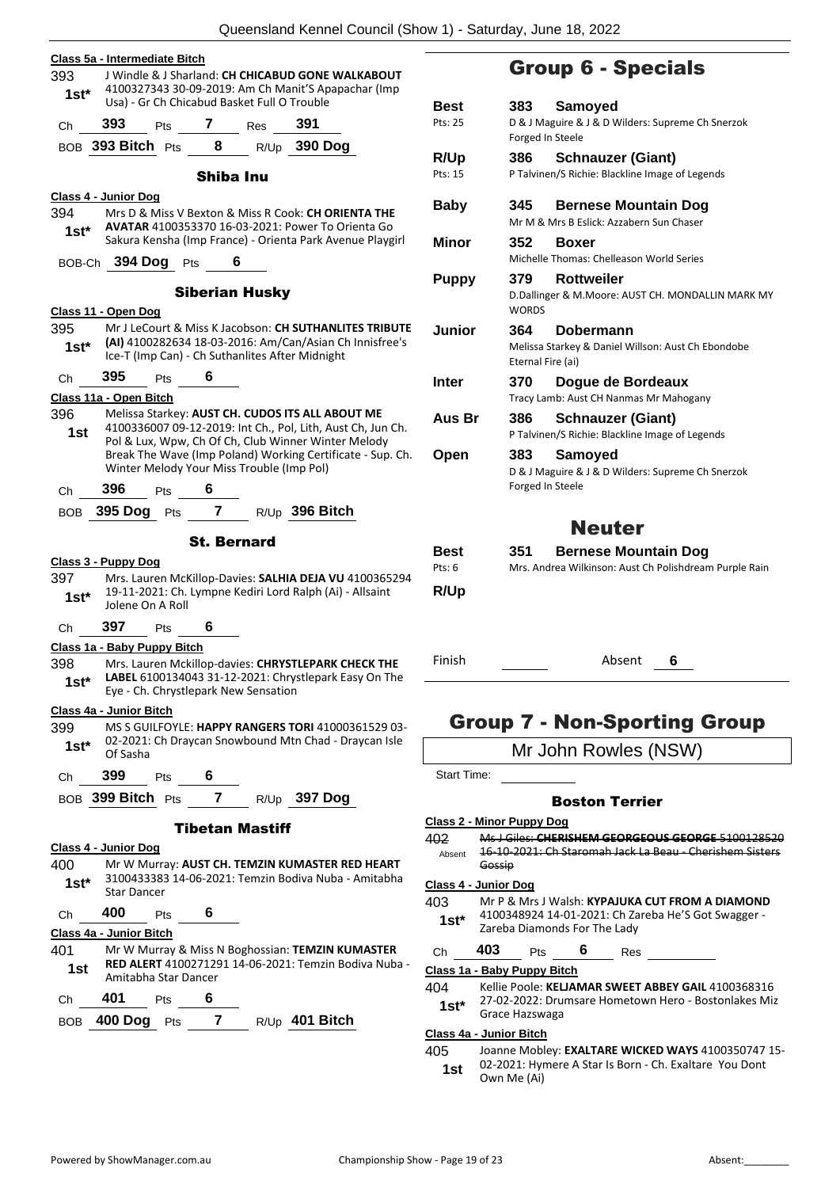**Class 5a - Intermediate Bitch**

393 — **1st\*** — J Windle & J Sharland: **CH CHICABUD GONE WALKABOUT** 4100327343 30-09-2019: Am Ch Manit'S Apapachar (Imp Usa) - Gr Ch Chicabud Basket Full O Trouble

Ch **393** Pts **7** Res **391**

BOB **393 Bitch** Pts **8** R/Up **390 Dog**

### Shiba Inu

**Class 4 - Junior Dog**

394 — **1st\*** — Mrs D & Miss V Bexton & Miss R Cook: **CH ORIENTA THE AVATAR** 4100353370 16-03-2021: Power To Orienta Go Sakura Kensha (Imp France) - Orienta Park Avenue Playgirl

BOB-Ch **394 Dog** Pts **6**

### Siberian Husky

**Class 11 - Open Dog**

395 — **1st\*** — Mr J LeCourt & Miss K Jacobson: **CH SUTHANLITES TRIBUTE (AI)** 4100282634 18-03-2016: Am/Can/Asian Ch Innisfree's Ice-T (Imp Can) - Ch Suthanlites After Midnight

Ch **395** Pts **6**

**Class 11a - Open Bitch**

396 — **1st** — Melissa Starkey: **AUST CH. CUDOS ITS ALL ABOUT ME** 4100336007 09-12-2019: Int Ch., Pol, Lith, Aust Ch, Jun Ch. Pol & Lux, Wpw, Ch Of Ch, Club Winner Winter Melody Break The Wave (Imp Poland) Working Certificate - Sup. Ch. Winter Melody Your Miss Trouble (Imp Pol)

Ch **396** Pts **6**

BOB **395 Dog** Pts **7** R/Up **396 Bitch**

### St. Bernard

**Class 3 - Puppy Dog**

397 — **1st\*** — Mrs. Lauren McKillop-Davies: **SALHIA DEJA VU** 4100365294 19-11-2021: Ch. Lympne Kediri Lord Ralph (Ai) - Allsaint Jolene On A Roll

Ch **397** Pts **6**

**Class 1a - Baby Puppy Bitch**

398 — **1st\*** — Mrs. Lauren Mckillop-davies: **CHRYSTLEPARK CHECK THE LABEL** 6100134043 31-12-2021: Chrystlepark Easy On The Eye - Ch. Chrystlepark New Sensation

**Class 4a - Junior Bitch**

399 — **1st\*** — MS S GUILFOYLE: **HAPPY RANGERS TORI** 41000361529 03-02-2021: Ch Draycan Snowbound Mtn Chad - Draycan Isle Of Sasha

Ch **399** Pts **6**

BOB **399 Bitch** Pts **7** R/Up **397 Dog**

### Tibetan Mastiff

**Class 4 - Junior Dog**

400 — **1st\*** — Mr W Murray: **AUST CH. TEMZIN KUMASTER RED HEART** 3100433383 14-06-2021: Temzin Bodiva Nuba - Amitabha Star Dancer

Ch **400** Pts **6**

**Class 4a - Junior Bitch**

401 — **1st** — Mr W Murray & Miss N Boghossian: **TEMZIN KUMASTER RED ALERT** 4100271291 14-06-2021: Temzin Bodiva Nuba - Amitabha Star Dancer

Ch **401** Pts **6**

BOB **400 Dog** Pts **7** R/Up **401 Bitch**

## Group 6 - Specials

| | | |
|---|---|---|
| **Best** (Pts: 25) | **383** | **Samoyed** — D & J Maguire & J & D Wilders: Supreme Ch Snerzok Forged In Steele |
| **R/Up** (Pts: 15) | **386** | **Schnauzer (Giant)** — P Talvinen/S Richie: Blackline Image of Legends |
| **Baby** | **345** | **Bernese Mountain Dog** — Mr M & Mrs B Eslick: Azzabern Sun Chaser |
| **Minor** | **352** | **Boxer** — Michelle Thomas: Chelleason World Series |
| **Puppy** | **379** | **Rottweiler** — D.Dallinger & M.Moore: AUST CH. MONDALLIN MARK MY WORDS |
| **Junior** | **364** | **Dobermann** — Melissa Starkey & Daniel Willson: Aust Ch Ebondobe Eternal Fire (ai) |
| **Inter** | **370** | **Dogue de Bordeaux** — Tracy Lamb: Aust CH Nanmas Mr Mahogany |
| **Aus Br** | **386** | **Schnauzer (Giant)** — P Talvinen/S Richie: Blackline Image of Legends |
| **Open** | **383** | **Samoyed** — D & J Maguire & J & D Wilders: Supreme Ch Snerzok Forged In Steele |

## Neuter

| | | |
|---|---|---|
| **Best** (Pts: 6) | **351** | **Bernese Mountain Dog** — Mrs. Andrea Wilkinson: Aust Ch Polishdream Purple Rain |
| **R/Up** | | |

Finish ______ Absent **6**

## Group 7 - Non-Sporting Group

Mr John Rowles (NSW)

Start Time: ______

### Boston Terrier

**Class 2 - Minor Puppy Dog**

402 — Absent — ~~Ms J Giles: **CHERISHEM GEORGEOUS GEORGE** 5100128520 16-10-2021: Ch Staromah Jack La Beau - Cherishem Sisters Gossip~~

**Class 4 - Junior Dog**

403 — **1st\*** — Mr P & Mrs J Walsh: **KYPAJUKA CUT FROM A DIAMOND** 4100348924 14-01-2021: Ch Zareba He'S Got Swagger - Zareba Diamonds For The Lady

Ch **403** Pts **6** Res ______

**Class 1a - Baby Puppy Bitch**

404 — **1st\*** — Kellie Poole: **KELJAMAR SWEET ABBEY GAIL** 4100368316 27-02-2022: Drumsare Hometown Hero - Bostonlakes Miz Grace Hazswaga

**Class 4a - Junior Bitch**

405 — **1st** — Joanne Mobley: **EXALTARE WICKED WAYS** 4100350747 15-02-2021: Hymere A Star Is Born - Ch. Exaltare You Dont Own Me (Ai)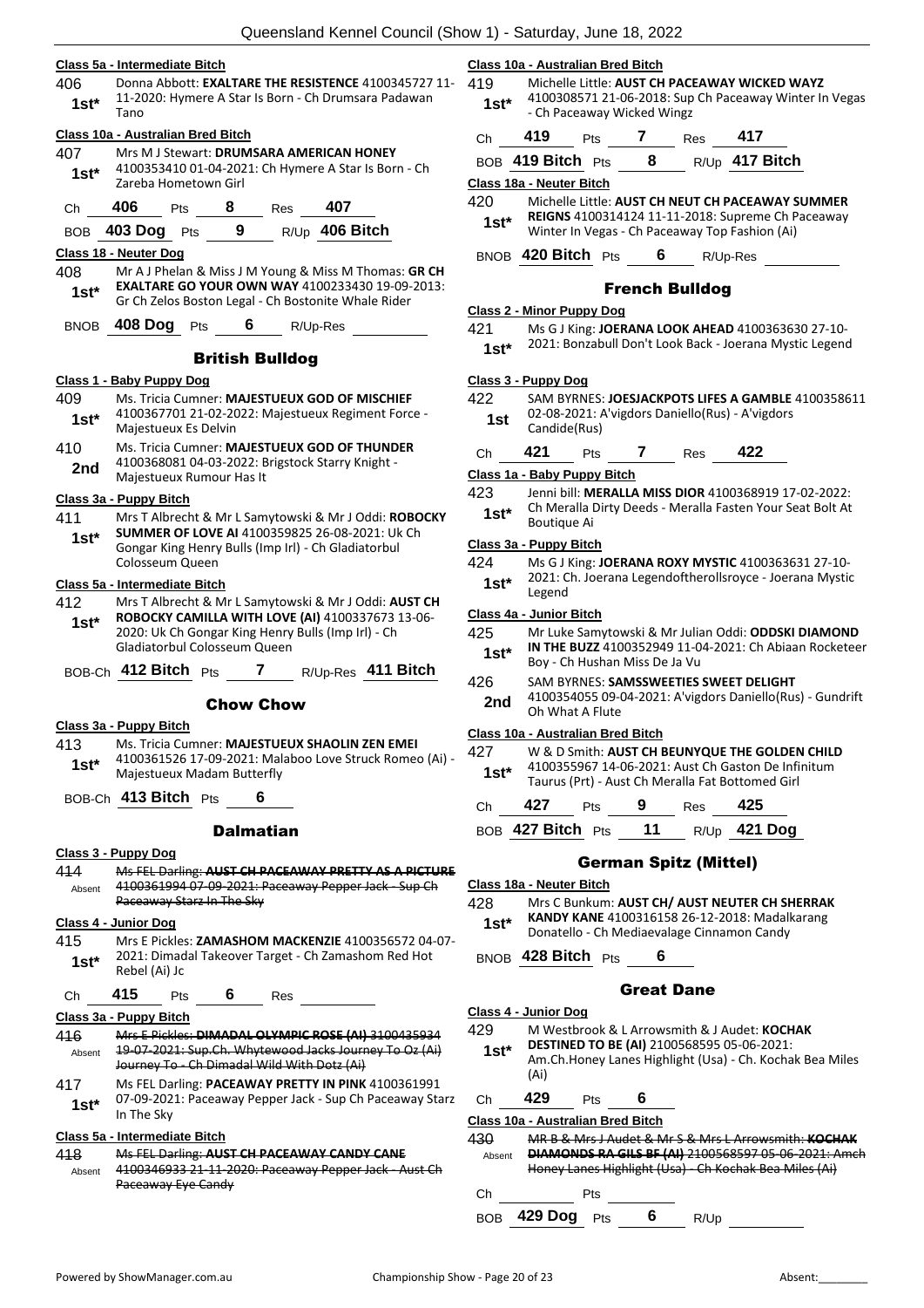**Class 5a - Intermediate Bitch**

406 1st* Donna Abbott: **EXALTARE THE RESISTENCE** 4100345727 11-11-2020: Hymere A Star Is Born - Ch Drumsara Padawan Tano

**Class 10a - Australian Bred Bitch**

407 1st* Mrs M J Stewart: **DRUMSARA AMERICAN HONEY** 4100353410 01-04-2021: Ch Hymere A Star Is Born - Ch Zareba Hometown Girl

Ch 406 Pts 8 Res 407

BOB 403 Dog Pts 9 R/Up 406 Bitch

**Class 18 - Neuter Dog**

408 1st* Mr A J Phelan & Miss J M Young & Miss M Thomas: **GR CH EXALTARE GO YOUR OWN WAY** 4100233430 19-09-2013: Gr Ch Zelos Boston Legal - Ch Bostonite Whale Rider

BNOB 408 Dog Pts 6 R/Up-Res

## British Bulldog

**Class 1 - Baby Puppy Dog**

409 1st* Ms. Tricia Cumner: **MAJESTUEUX GOD OF MISCHIEF** 4100367701 21-02-2022: Majestueux Regiment Force - Majestueux Es Delvin

410 2nd Ms. Tricia Cumner: **MAJESTUEUX GOD OF THUNDER** 4100368081 04-03-2022: Brigstock Starry Knight - Majestueux Rumour Has It

**Class 3a - Puppy Bitch**

411 1st* Mrs T Albrecht & Mr L Samytowski & Mr J Oddi: **ROBOCKY SUMMER OF LOVE AI** 4100359825 26-08-2021: Uk Ch Gongar King Henry Bulls (Imp Irl) - Ch Gladiatorbul Colosseum Queen

**Class 5a - Intermediate Bitch**

412 1st* Mrs T Albrecht & Mr L Samytowski & Mr J Oddi: **AUST CH ROBOCKY CAMILLA WITH LOVE (AI)** 4100337673 13-06-2020: Uk Ch Gongar King Henry Bulls (Imp Irl) - Ch Gladiatorbul Colosseum Queen

BOB-Ch 412 Bitch Pts 7 R/Up-Res 411 Bitch

## Chow Chow

**Class 3a - Puppy Bitch**

413 1st* Ms. Tricia Cumner: **MAJESTUEUX SHAOLIN ZEN EMEI** 4100361526 17-09-2021: Malaboo Love Struck Romeo (Ai) - Majestueux Madam Butterfly

BOB-Ch 413 Bitch Pts 6

## Dalmatian

**Class 3 - Puppy Dog**

414 Absent ~~Ms FEL Darling: AUST CH PACEAWAY PRETTY AS A PICTURE 4100361994 07-09-2021: Paceaway Pepper Jack - Sup Ch Paceaway Starz In The Sky~~

**Class 4 - Junior Dog**

415 1st* Mrs E Pickles: **ZAMASHOM MACKENZIE** 4100356572 04-07-2021: Dimadal Takeover Target - Ch Zamashom Red Hot Rebel (Ai) Jc

Ch 415 Pts 6 Res

**Class 3a - Puppy Bitch**

416 Absent ~~Mrs E Pickles: DIMADAL OLYMPIC ROSE (AI) 3100435934 19-07-2021: Sup.Ch. Whytewood Jacks Journey To Oz (Ai) Journey To - Ch Dimadal Wild With Dotz (Ai)~~

417 1st* Ms FEL Darling: **PACEAWAY PRETTY IN PINK** 4100361991 07-09-2021: Paceaway Pepper Jack - Sup Ch Paceaway Starz In The Sky

**Class 5a - Intermediate Bitch**

418 Absent ~~Ms FEL Darling: AUST CH PACEAWAY CANDY CANE 4100346933 21-11-2020: Paceaway Pepper Jack - Aust Ch Paceaway Eye Candy~~

**Class 10a - Australian Bred Bitch**

419 1st* Michelle Little: **AUST CH PACEAWAY WICKED WAYZ** 4100308571 21-06-2018: Sup Ch Paceaway Winter In Vegas - Ch Paceaway Wicked Wingz

Ch 419 Pts 7 Res 417

BOB 419 Bitch Pts 8 R/Up 417 Bitch

**Class 18a - Neuter Bitch**

420 1st* Michelle Little: **AUST CH NEUT CH PACEAWAY SUMMER REIGNS** 4100314124 11-11-2018: Supreme Ch Paceaway Winter In Vegas - Ch Paceaway Top Fashion (Ai)

BNOB 420 Bitch Pts 6 R/Up-Res

## French Bulldog

**Class 2 - Minor Puppy Dog**

421 1st* Ms G J King: **JOERANA LOOK AHEAD** 4100363630 27-10-2021: Bonzabull Don't Look Back - Joerana Mystic Legend

**Class 3 - Puppy Dog**

422 1st SAM BYRNES: **JOESJACKPOTS LIFES A GAMBLE** 4100358611 02-08-2021: A'vigdors Daniello(Rus) - A'vigdors Candide(Rus)

Ch 421 Pts 7 Res 422

**Class 1a - Baby Puppy Bitch**

423 1st* Jenni bill: **MERALLA MISS DIOR** 4100368919 17-02-2022: Ch Meralla Dirty Deeds - Meralla Fasten Your Seat Bolt At Boutique Ai

**Class 3a - Puppy Bitch**

424 1st* Ms G J King: **JOERANA ROXY MYSTIC** 4100363631 27-10-2021: Ch. Joerana Legendoftherollsroyce - Joerana Mystic Legend

**Class 4a - Junior Bitch**

425 1st* Mr Luke Samytowski & Mr Julian Oddi: **ODDSKI DIAMOND IN THE BUZZ** 4100352949 11-04-2021: Ch Abiaan Rocketeer Boy - Ch Hushan Miss De Ja Vu

426 2nd SAM BYRNES: **SAMSSWEETIES SWEET DELIGHT** 4100354055 09-04-2021: A'vigdors Daniello(Rus) - Gundrift Oh What A Flute

**Class 10a - Australian Bred Bitch**

427 1st* W & D Smith: **AUST CH BEUNYQUE THE GOLDEN CHILD** 4100355967 14-06-2021: Aust Ch Gaston De Infinitum Taurus (Prt) - Aust Ch Meralla Fat Bottomed Girl

Ch 427 Pts 9 Res 425

BOB 427 Bitch Pts 11 R/Up 421 Dog

## German Spitz (Mittel)

**Class 18a - Neuter Bitch**

428 1st* Mrs C Bunkum: **AUST CH/ AUST NEUTER CH SHERRAK KANDY KANE** 4100316158 26-12-2018: Madalkarang Donatello - Ch Mediaevalage Cinnamon Candy

BNOB 428 Bitch Pts 6

## Great Dane

**Class 4 - Junior Dog**

429 1st* M Westbrook & L Arrowsmith & J Audet: **KOCHAK DESTINED TO BE (AI)** 2100568595 05-06-2021: Am.Ch.Honey Lanes Highlight (Usa) - Ch. Kochak Bea Miles (Ai)

Ch 429 Pts 6

**Class 10a - Australian Bred Bitch**

430 Absent ~~MR B & Mrs J Audet & Mr S & Mrs L Arrowsmith: KOCHAK DIAMONDS RA GILS BF (AI) 2100568597 05-06-2021: Amch Honey Lanes Highlight (Usa) - Ch Kochak Bea Miles (Ai)~~

Ch Pts

BOB 429 Dog Pts 6 R/Up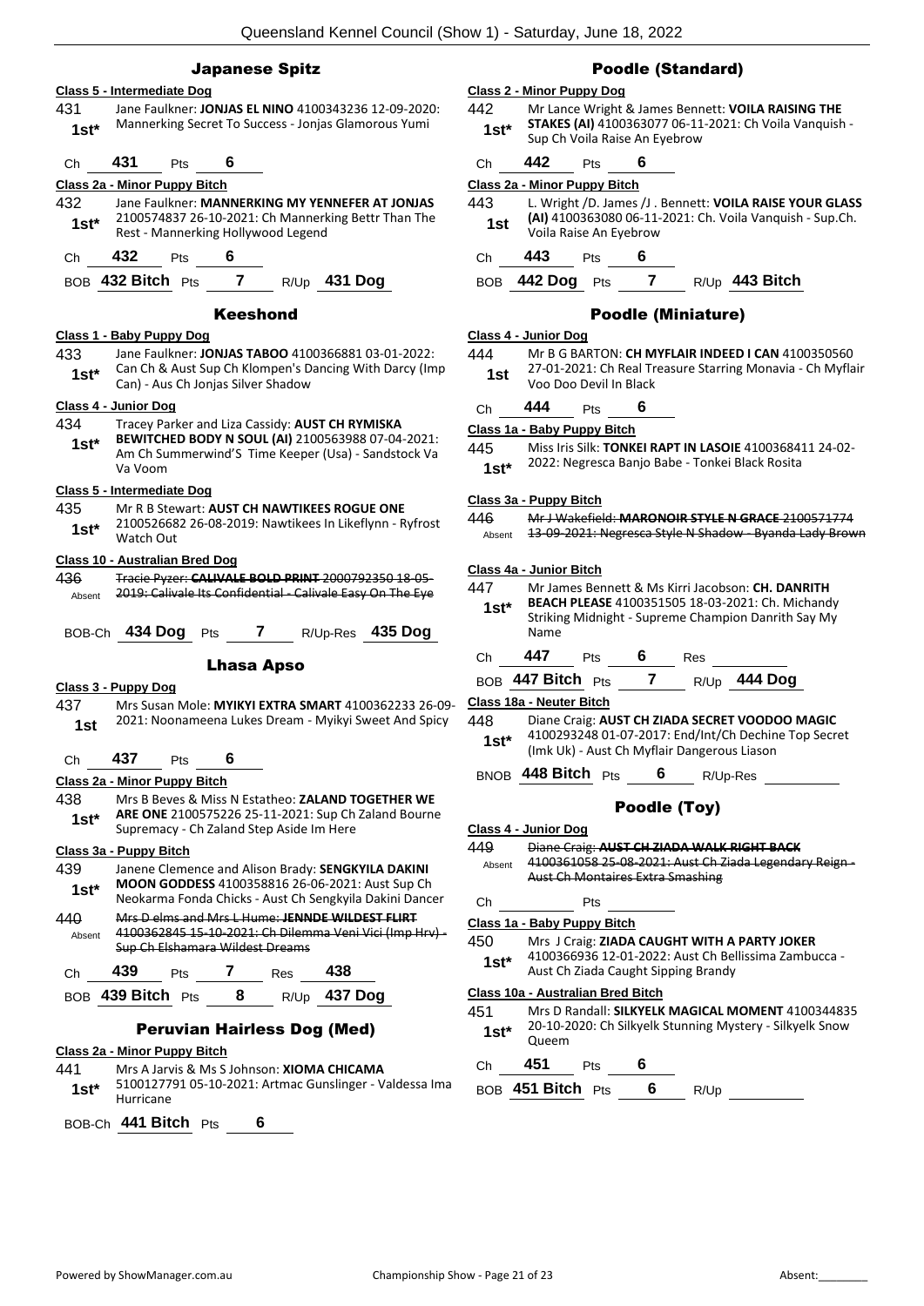## Japanese Spitz

**Class 5 - Intermediate Dog**

431 1st* Jane Faulkner: **JONJAS EL NINO** 4100343236 12-09-2020: Mannerking Secret To Success - Jonjas Glamorous Yumi

Ch **431** Pts **6**

**Class 2a - Minor Puppy Bitch**

432 1st* Jane Faulkner: **MANNERKING MY YENNEFER AT JONJAS** 2100574837 26-10-2021: Ch Mannerking Bettr Than The Rest - Mannerking Hollywood Legend

Ch **432** Pts **6**

BOB **432 Bitch** Pts **7** R/Up **431 Dog**

## Keeshond

**Class 1 - Baby Puppy Dog**

433 1st* Jane Faulkner: **JONJAS TABOO** 4100366881 03-01-2022: Can Ch & Aust Sup Ch Klompen's Dancing With Darcy (Imp Can) - Aus Ch Jonjas Silver Shadow

**Class 4 - Junior Dog**

434 1st* Tracey Parker and Liza Cassidy: **AUST CH RYMISKA BEWITCHED BODY N SOUL (AI)** 2100563988 07-04-2021: Am Ch Summerwind'S Time Keeper (Usa) - Sandstock Va Va Voom

**Class 5 - Intermediate Dog**

435 1st* Mr R B Stewart: **AUST CH NAWTIKEES ROGUE ONE** 2100526682 26-08-2019: Nawtikees In Likeflynn - Ryfrost Watch Out

**Class 10 - Australian Bred Dog**

436 Absent ~~Tracie Pyzer: **CALIVALE BOLD PRINT** 2000792350 18-05-2019: Calivale Its Confidential - Calivale Easy On The Eye~~

BOB-Ch **434 Dog** Pts **7** R/Up-Res **435 Dog**

## Lhasa Apso

**Class 3 - Puppy Dog**

437 1st Mrs Susan Mole: **MYIKYI EXTRA SMART** 4100362233 26-09-2021: Noonameena Lukes Dream - Myikyi Sweet And Spicy

Ch **437** Pts **6**

**Class 2a - Minor Puppy Bitch**

438 1st* Mrs B Beves & Miss N Estatheo: **ZALAND TOGETHER WE ARE ONE** 2100575226 25-11-2021: Sup Ch Zaland Bourne Supremacy - Ch Zaland Step Aside Im Here

**Class 3a - Puppy Bitch**

439 1st* Janene Clemence and Alison Brady: **SENGKYILA DAKINI MOON GODDESS** 4100358816 26-06-2021: Aust Sup Ch Neokarma Fonda Chicks - Aust Ch Sengkyila Dakini Dancer

440 Absent ~~Mrs D elms and Mrs L Hume: **JENNDE WILDEST FLIRT** 4100362845 15-10-2021: Ch Dilemma Veni Vici (Imp Hrv) - Sup Ch Elshamara Wildest Dreams~~

Ch **439** Pts **7** Res **438**

BOB **439 Bitch** Pts **8** R/Up **437 Dog**

## Peruvian Hairless Dog (Med)

**Class 2a - Minor Puppy Bitch**

441 1st* Mrs A Jarvis & Ms S Johnson: **XIOMA CHICAMA** 5100127791 05-10-2021: Artmac Gunslinger - Valdessa Ima Hurricane

BOB-Ch **441 Bitch** Pts **6**

## Poodle (Standard)

**Class 2 - Minor Puppy Dog**

442 1st* Mr Lance Wright & James Bennett: **VOILA RAISING THE STAKES (AI)** 4100363077 06-11-2021: Ch Voila Vanquish - Sup Ch Voila Raise An Eyebrow

Ch **442** Pts **6**

**Class 2a - Minor Puppy Bitch**

443 1st L. Wright /D. James /J . Bennett: **VOILA RAISE YOUR GLASS (AI)** 4100363080 06-11-2021: Ch. Voila Vanquish - Sup.Ch. Voila Raise An Eyebrow

Ch **443** Pts **6**

BOB **442 Dog** Pts **7** R/Up **443 Bitch**

## Poodle (Miniature)

**Class 4 - Junior Dog**

444 1st Mr B G BARTON: **CH MYFLAIR INDEED I CAN** 4100350560 27-01-2021: Ch Real Treasure Starring Monavia - Ch Myflair Voo Doo Devil In Black

Ch **444** Pts **6**

**Class 1a - Baby Puppy Bitch**

445 1st* Miss Iris Silk: **TONKEI RAPT IN LASOIE** 4100368411 24-02-2022: Negresca Banjo Babe - Tonkei Black Rosita

**Class 3a - Puppy Bitch**

446 Absent ~~Mr J Wakefield: **MARONOIR STYLE N GRACE** 2100571774 13-09-2021: Negresca Style N Shadow - Byanda Lady Brown~~

**Class 4a - Junior Bitch**

447 1st* Mr James Bennett & Ms Kirri Jacobson: **CH. DANRITH BEACH PLEASE** 4100351505 18-03-2021: Ch. Michandy Striking Midnight - Supreme Champion Danrith Say My Name

Ch **447** Pts **6** Res

BOB **447 Bitch** Pts **7** R/Up **444 Dog**

**Class 18a - Neuter Bitch**

448 1st* Diane Craig: **AUST CH ZIADA SECRET VOODOO MAGIC** 4100293248 01-07-2017: End/Int/Ch Dechine Top Secret (Imk Uk) - Aust Ch Myflair Dangerous Liason

BNOB **448 Bitch** Pts **6** R/Up-Res

## Poodle (Toy)

**Class 4 - Junior Dog**

449 Absent ~~Diane Craig: **AUST CH ZIADA WALK RIGHT BACK** 4100361058 25-08-2021: Aust Ch Ziada Legendary Reign - Aust Ch Montaires Extra Smashing~~

Ch Pts

**Class 1a - Baby Puppy Bitch**

450 1st* Mrs J Craig: **ZIADA CAUGHT WITH A PARTY JOKER** 4100366936 12-01-2022: Aust Ch Bellissima Zambucca - Aust Ch Ziada Caught Sipping Brandy

**Class 10a - Australian Bred Bitch**

451 1st* Mrs D Randall: **SILKYELK MAGICAL MOMENT** 4100344835 20-10-2020: Ch Silkyelk Stunning Mystery - Silkyelk Snow Queem

Ch **451** Pts **6**

BOB **451 Bitch** Pts **6** R/Up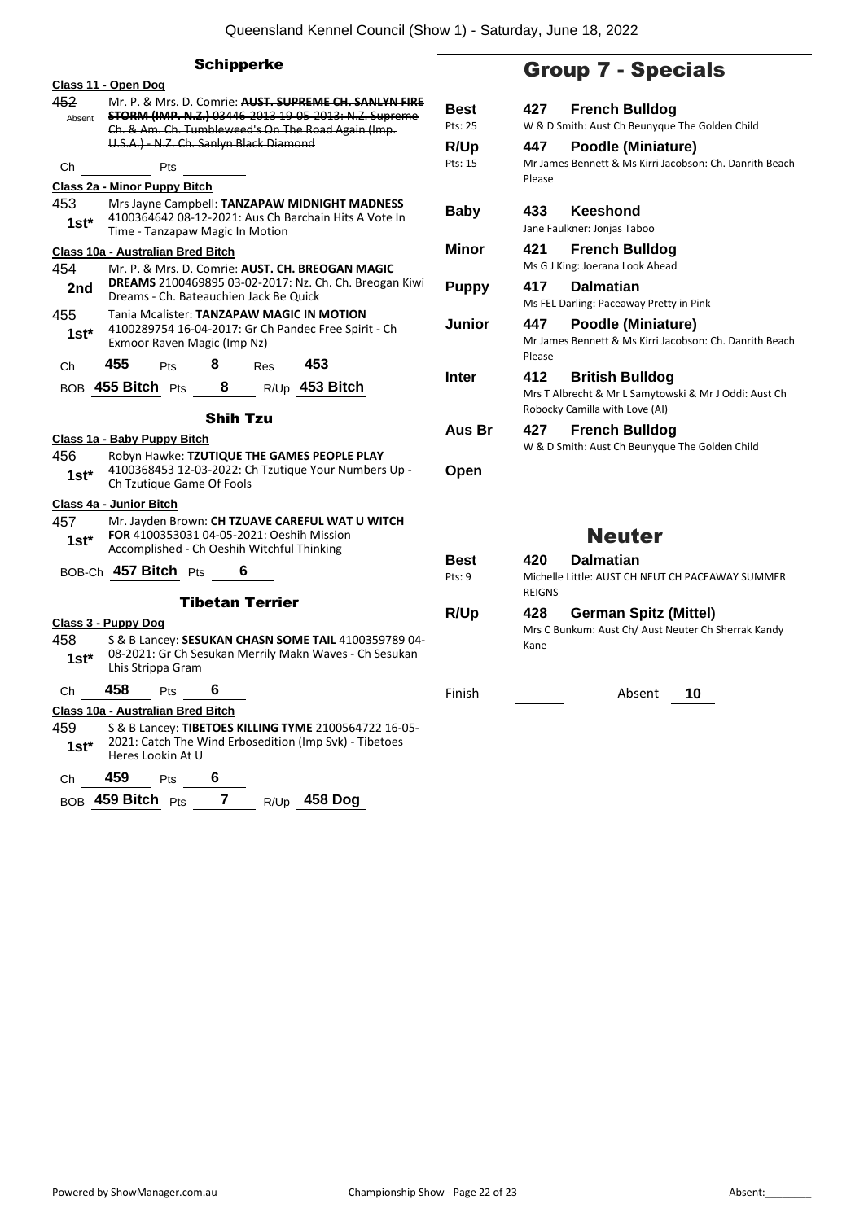## Schipperke

**Class 11 - Open Dog**

452 Absent ~~Mr. P. & Mrs. D. Comrie: **AUST. SUPREME CH. SANLYN FIRE STORM (IMP. N.Z.)** 03446-2013 19-05-2013: N.Z. Supreme Ch. & Am. Ch. Tumbleweed's On The Road Again (Imp. U.S.A.) - N.Z. Ch. Sanlyn Black Diamond~~

Ch ______ Pts ______

**Class 2a - Minor Puppy Bitch**

453 1st* Mrs Jayne Campbell: **TANZAPAW MIDNIGHT MADNESS** 4100364642 08-12-2021: Aus Ch Barchain Hits A Vote In Time - Tanzapaw Magic In Motion

**Class 10a - Australian Bred Bitch**

454 2nd Mr. P. & Mrs. D. Comrie: **AUST. CH. BREOGAN MAGIC DREAMS** 2100469895 03-02-2017: Nz. Ch. Ch. Breogan Kiwi Dreams - Ch. Bateauchien Jack Be Quick

455 1st* Tania Mcalister: **TANZAPAW MAGIC IN MOTION** 4100289754 16-04-2017: Gr Ch Pandec Free Spirit - Ch Exmoor Raven Magic (Imp Nz)

Ch **455** Pts **8** Res **453**

BOB **455 Bitch** Pts **8** R/Up **453 Bitch**

## Shih Tzu

**Class 1a - Baby Puppy Bitch**

456 1st* Robyn Hawke: **TZUTIQUE THE GAMES PEOPLE PLAY** 4100368453 12-03-2022: Ch Tzutique Your Numbers Up - Ch Tzutique Game Of Fools

**Class 4a - Junior Bitch**

457 1st* Mr. Jayden Brown: **CH TZUAVE CAREFUL WAT U WITCH FOR** 4100353031 04-05-2021: Oeshih Mission Accomplished - Ch Oeshih Witchful Thinking

BOB-Ch **457 Bitch** Pts **6**

## Tibetan Terrier

**Class 3 - Puppy Dog**

458 1st* S & B Lancey: **SESUKAN CHASN SOME TAIL** 4100359789 04-08-2021: Gr Ch Sesukan Merrily Makn Waves - Ch Sesukan Lhis Strippa Gram

Ch **458** Pts **6**

**Class 10a - Australian Bred Bitch**

459 1st* S & B Lancey: **TIBETOES KILLING TYME** 2100564722 16-05-2021: Catch The Wind Erbosedition (Imp Svk) - Tibetoes Heres Lookin At U

Ch **459** Pts **6**

BOB **459 Bitch** Pts **7** R/Up **458 Dog**

# Group 7 - Specials

**Best** (Pts: 25) — **427 French Bulldog**
W & D Smith: Aust Ch Beunyque The Golden Child

**R/Up** (Pts: 15) — **447 Poodle (Miniature)**
Mr James Bennett & Ms Kirri Jacobson: Ch. Danrith Beach Please

**Baby** — **433 Keeshond**
Jane Faulkner: Jonjas Taboo

**Minor** — **421 French Bulldog**
Ms G J King: Joerana Look Ahead

**Puppy** — **417 Dalmatian**
Ms FEL Darling: Paceaway Pretty in Pink

**Junior** — **447 Poodle (Miniature)**
Mr James Bennett & Ms Kirri Jacobson: Ch. Danrith Beach Please

**Inter** — **412 British Bulldog**
Mrs T Albrecht & Mr L Samytowski & Mr J Oddi: Aust Ch Robocky Camilla with Love (AI)

**Aus Br** — **427 French Bulldog**
W & D Smith: Aust Ch Beunyque The Golden Child

**Open**

# Neuter

**Best** (Pts: 9) — **420 Dalmatian**
Michelle Little: AUST CH NEUT CH PACEAWAY SUMMER REIGNS

**R/Up** — **428 German Spitz (Mittel)**
Mrs C Bunkum: Aust Ch/ Aust Neuter Ch Sherrak Kandy Kane

Finish ______ Absent **10**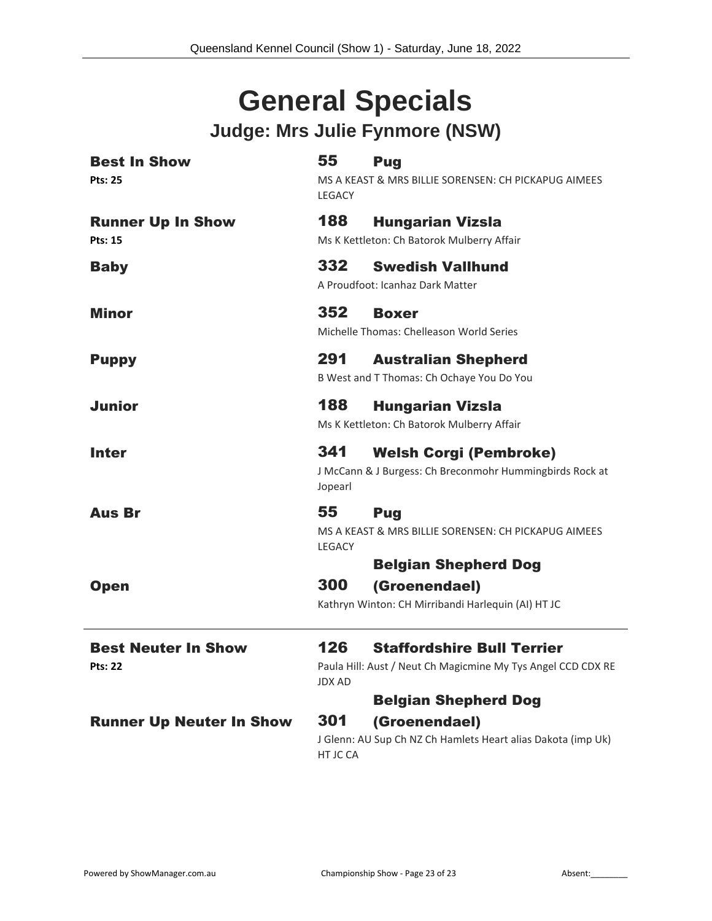# General Specials

## Judge: Mrs Julie Fynmore (NSW)

**Best In Show**
Pts: 25

**55 Pug**
MS A KEAST & MRS BILLIE SORENSEN: CH PICKAPUG AIMEES LEGACY

**Runner Up In Show**
Pts: 15

**188 Hungarian Vizsla**
Ms K Kettleton: Ch Batorok Mulberry Affair

**Baby**

**332 Swedish Vallhund**
A Proudfoot: Icanhaz Dark Matter

**Minor**

**352 Boxer**
Michelle Thomas: Chelleason World Series

**Puppy**

**291 Australian Shepherd**
B West and T Thomas: Ch Ochaye You Do You

**Junior**

**188 Hungarian Vizsla**
Ms K Kettleton: Ch Batorok Mulberry Affair

**Inter**

**341 Welsh Corgi (Pembroke)**
J McCann & J Burgess: Ch Breconmohr Hummingbirds Rock at Jopearl

**Aus Br**

**55 Pug**
MS A KEAST & MRS BILLIE SORENSEN: CH PICKAPUG AIMEES LEGACY

**Open**

**300 Belgian Shepherd Dog (Groenendael)**
Kathryn Winton: CH Mirribandi Harlequin (AI) HT JC

---

**Best Neuter In Show**
Pts: 22

**126 Staffordshire Bull Terrier**
Paula Hill: Aust / Neut Ch Magicmine My Tys Angel CCD CDX RE JDX AD

**Runner Up Neuter In Show**

**301 Belgian Shepherd Dog (Groenendael)**
J Glenn: AU Sup Ch NZ Ch Hamlets Heart alias Dakota (imp Uk) HT JC CA

Absent:________